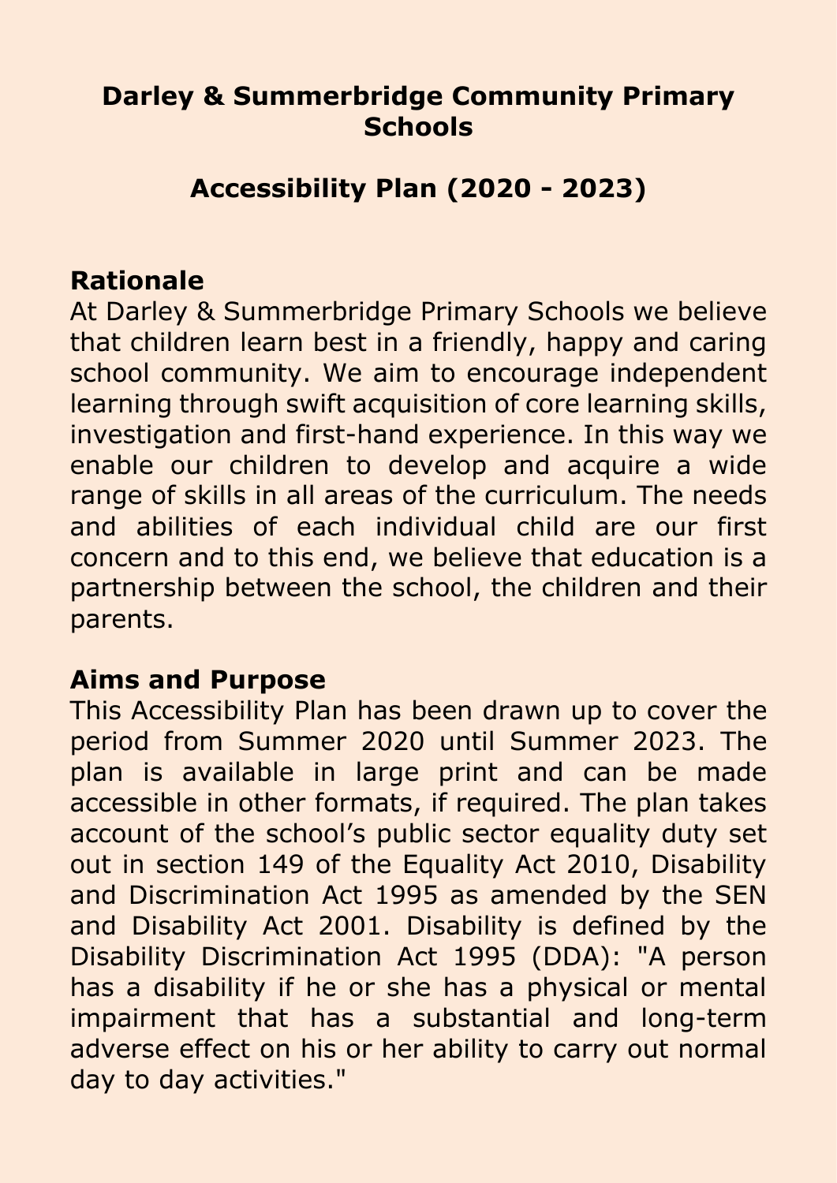# Darley & Summerbridge Community Primary Schools

## Accessibility Plan (2020 - 2023)

### Rationale

At Darley & Summerbridge Primary Schools we believe that children learn best in a friendly, happy and caring school community. We aim to encourage independent learning through swift acquisition of core learning skills, investigation and first-hand experience. In this way we enable our children to develop and acquire a wide range of skills in all areas of the curriculum. The needs and abilities of each individual child are our first concern and to this end, we believe that education is a partnership between the school, the children and their parents.

### Aims and Purpose

This Accessibility Plan has been drawn up to cover the period from Summer 2020 until Summer 2023. The plan is available in large print and can be made accessible in other formats, if required. The plan takes account of the school's public sector equality duty set out in section 149 of the Equality Act 2010, Disability and Discrimination Act 1995 as amended by the SEN and Disability Act 2001. Disability is defined by the Disability Discrimination Act 1995 (DDA): "A person has a disability if he or she has a physical or mental impairment that has a substantial and long-term adverse effect on his or her ability to carry out normal day to day activities."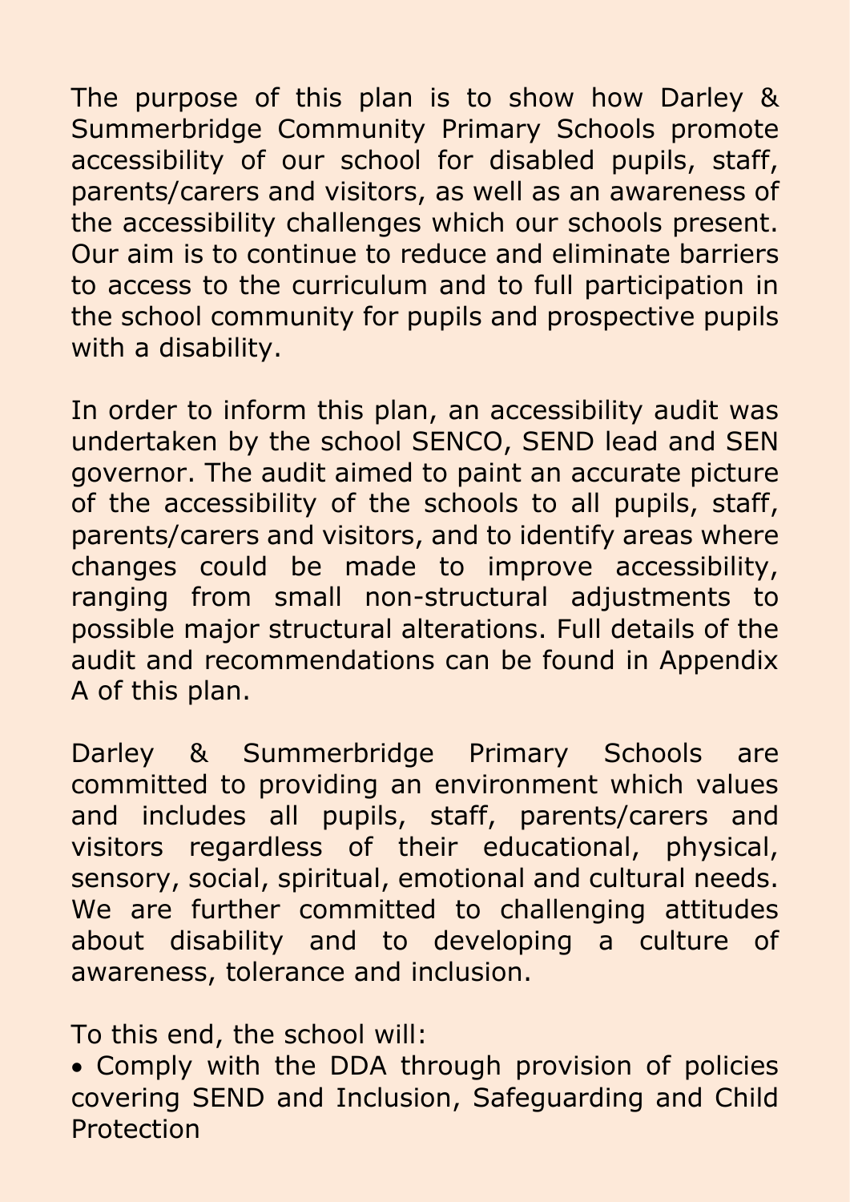The purpose of this plan is to show how Darley & Summerbridge Community Primary Schools promote accessibility of our school for disabled pupils, staff, parents/carers and visitors, as well as an awareness of the accessibility challenges which our schools present. Our aim is to continue to reduce and eliminate barriers to access to the curriculum and to full participation in the school community for pupils and prospective pupils with a disability.

In order to inform this plan, an accessibility audit was undertaken by the school SENCO, SEND lead and SEN governor. The audit aimed to paint an accurate picture of the accessibility of the schools to all pupils, staff, parents/carers and visitors, and to identify areas where changes could be made to improve accessibility, ranging from small non-structural adjustments to possible major structural alterations. Full details of the audit and recommendations can be found in Appendix A of this plan.

Darley & Summerbridge Primary Schools are committed to providing an environment which values and includes all pupils, staff, parents/carers and visitors regardless of their educational, physical, sensory, social, spiritual, emotional and cultural needs. We are further committed to challenging attitudes about disability and to developing a culture of awareness, tolerance and inclusion.

To this end, the school will:

- Comply with the DDA through provision of policies covering SEND and Inclusion, Safeguarding and Child Protection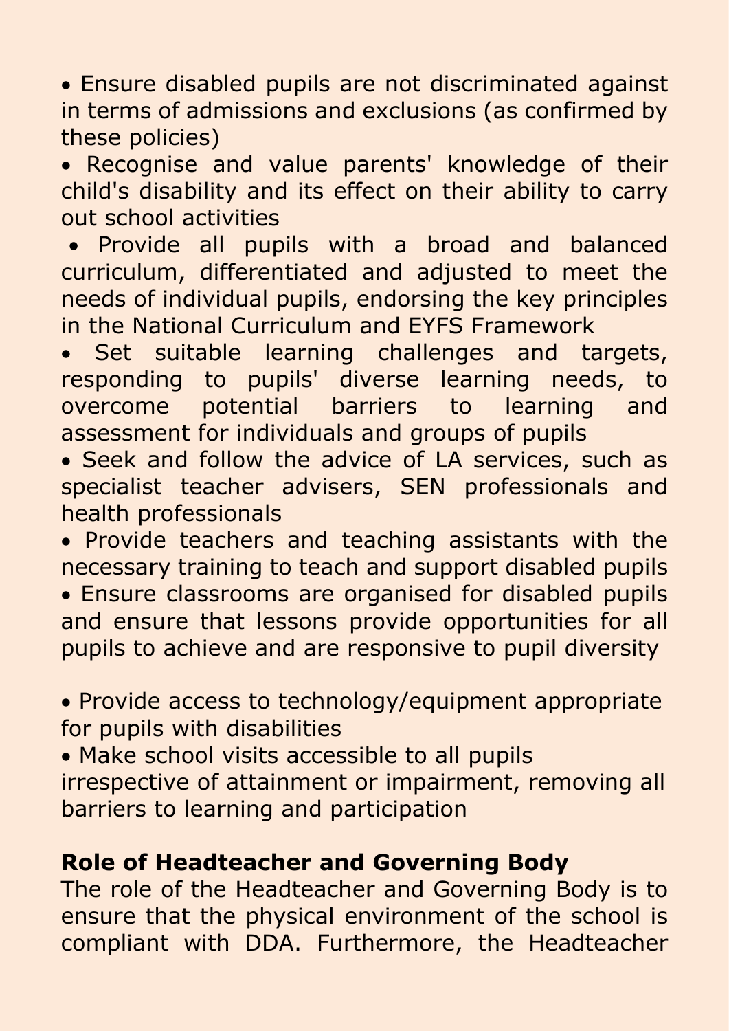- Ensure disabled pupils are not discriminated against in terms of admissions and exclusions (as confirmed by these policies)
- Recognise and value parents' knowledge of their child's disability and its effect on their ability to carry out school activities
- Provide all pupils with a broad and balanced curriculum, differentiated and adjusted to meet the needs of individual pupils, endorsing the key principles in the National Curriculum and EYFS Framework
- Set suitable learning challenges and targets, responding to pupils' diverse learning needs, to overcome potential barriers to learning and assessment for individuals and groups of pupils
- Seek and follow the advice of LA services, such as specialist teacher advisers, SEN professionals and health professionals
- Provide teachers and teaching assistants with the necessary training to teach and support disabled pupils
- Ensure classrooms are organised for disabled pupils and ensure that lessons provide opportunities for all pupils to achieve and are responsive to pupil diversity
- Provide access to technology/equipment appropriate for pupils with disabilities
- Make school visits accessible to all pupils irrespective of attainment or impairment, removing all barriers to learning and participation

**Role of Headteacher and Governing Body**

The role of the Headteacher and Governing Body is to ensure that the physical environment of the school is compliant with DDA. Furthermore, the Headteacher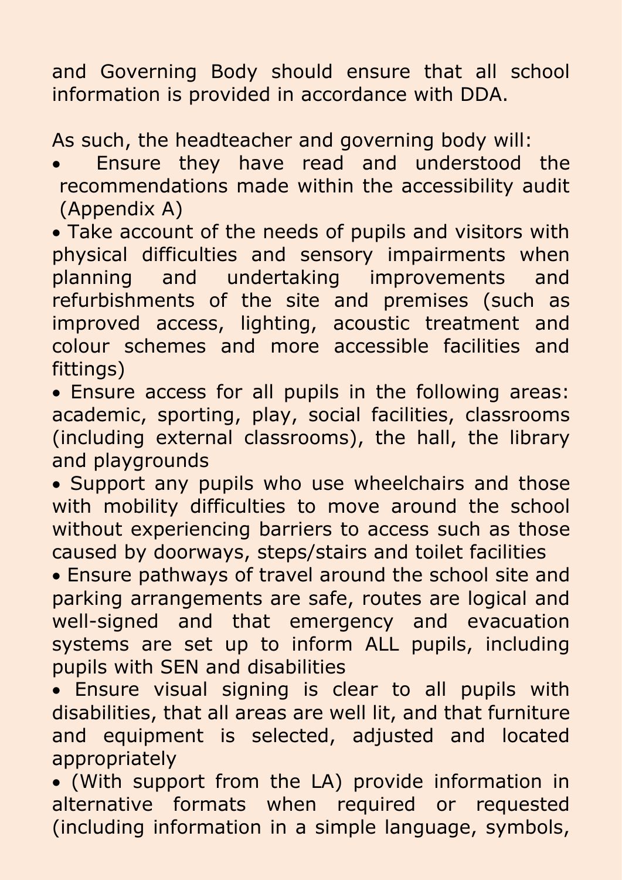and Governing Body should ensure that all school information is provided in accordance with DDA.

As such, the headteacher and governing body will:

- Ensure they have read and understood the recommendations made within the accessibility audit (Appendix A)
- Take account of the needs of pupils and visitors with physical difficulties and sensory impairments when planning and undertaking improvements and refurbishments of the site and premises (such as improved access, lighting, acoustic treatment and colour schemes and more accessible facilities and fittings)
- Ensure access for all pupils in the following areas: academic, sporting, play, social facilities, classrooms (including external classrooms), the hall, the library and playgrounds
- Support any pupils who use wheelchairs and those with mobility difficulties to move around the school without experiencing barriers to access such as those caused by doorways, steps/stairs and toilet facilities
- Ensure pathways of travel around the school site and parking arrangements are safe, routes are logical and well-signed and that emergency and evacuation systems are set up to inform ALL pupils, including pupils with SEN and disabilities
- Ensure visual signing is clear to all pupils with disabilities, that all areas are well lit, and that furniture and equipment is selected, adjusted and located appropriately
- (With support from the LA) provide information in alternative formats when required or requested (including information in a simple language, symbols,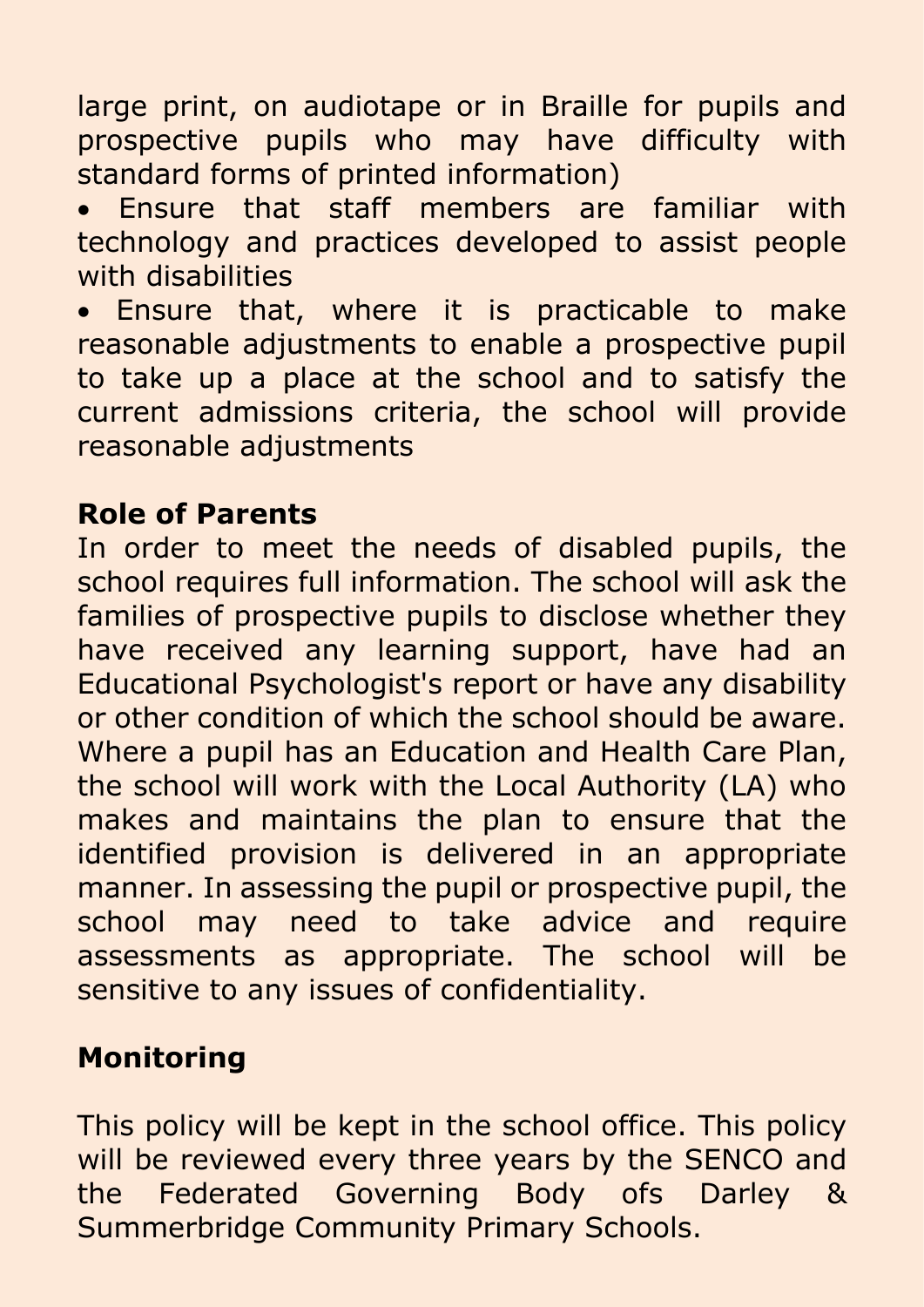large print, on audiotape or in Braille for pupils and prospective pupils who may have difficulty with standard forms of printed information)

- Ensure that staff members are familiar with technology and practices developed to assist people with disabilities
- Ensure that, where it is practicable to make reasonable adjustments to enable a prospective pupil to take up a place at the school and to satisfy the current admissions criteria, the school will provide reasonable adjustments

**Role of Parents**

In order to meet the needs of disabled pupils, the school requires full information. The school will ask the families of prospective pupils to disclose whether they have received any learning support, have had an Educational Psychologist's report or have any disability or other condition of which the school should be aware. Where a pupil has an Education and Health Care Plan, the school will work with the Local Authority (LA) who makes and maintains the plan to ensure that the identified provision is delivered in an appropriate manner. In assessing the pupil or prospective pupil, the school may need to take advice and require assessments as appropriate. The school will be sensitive to any issues of confidentiality.

**Monitoring**

This policy will be kept in the school office. This policy will be reviewed every three years by the SENCO and the Federated Governing Body ofs Darley & Summerbridge Community Primary Schools.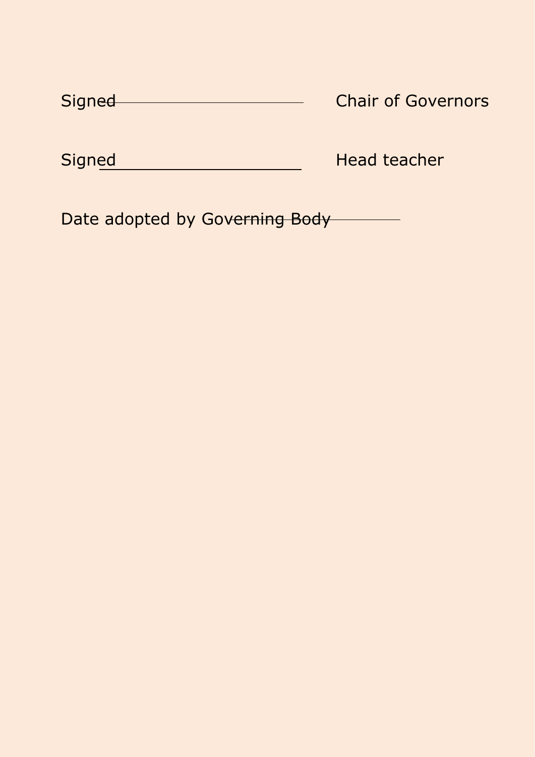Signed ______________________ Chair of Governors

Signed ______________________ Head teacher

Date adopted by Governing Body ______________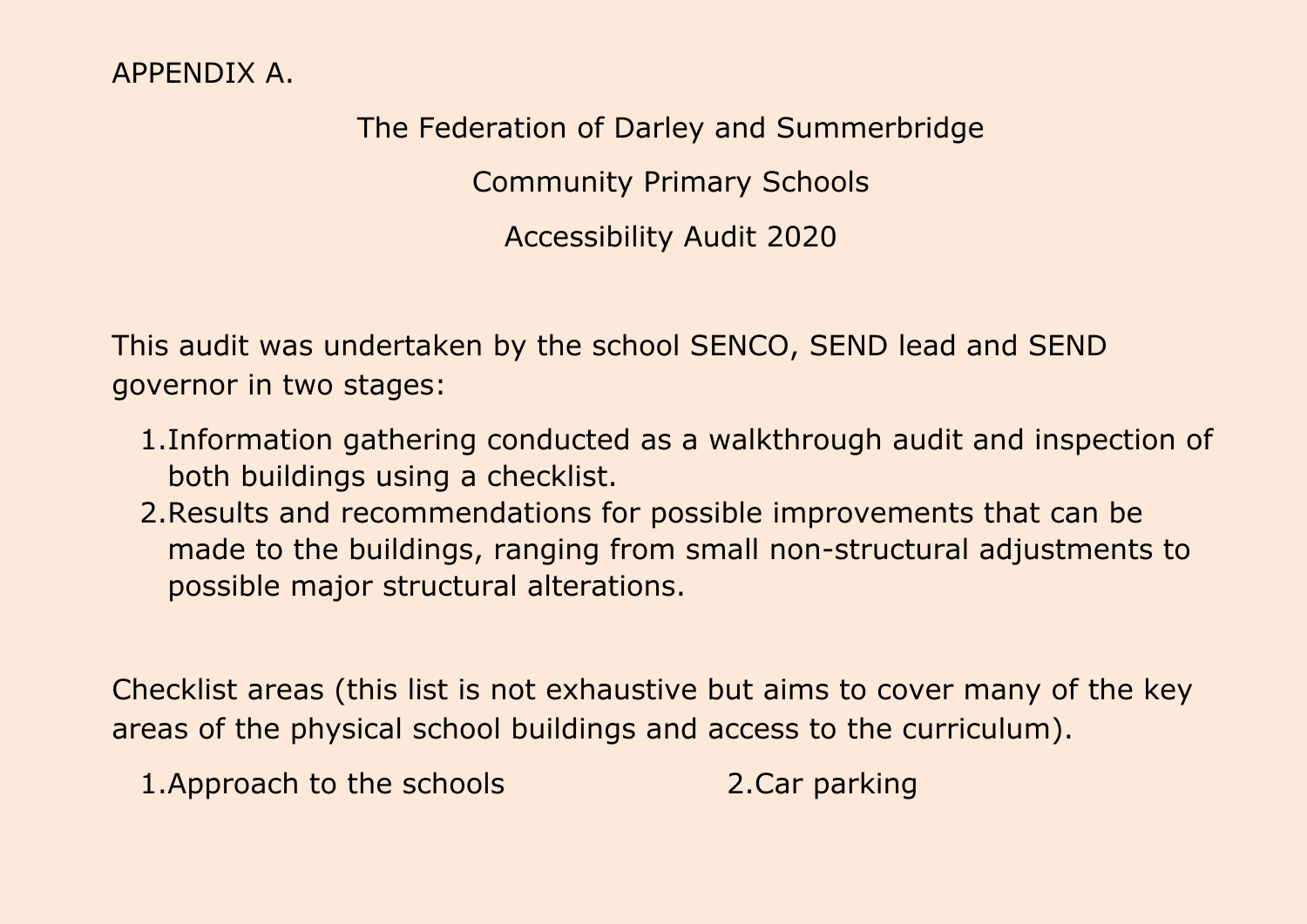APPENDIX A.

The Federation of Darley and Summerbridge

Community Primary Schools

Accessibility Audit 2020

This audit was undertaken by the school SENCO, SEND lead and SEND governor in two stages:

1. Information gathering conducted as a walkthrough audit and inspection of both buildings using a checklist.
2. Results and recommendations for possible improvements that can be made to the buildings, ranging from small non-structural adjustments to possible major structural alterations.

Checklist areas (this list is not exhaustive but aims to cover many of the key areas of the physical school buildings and access to the curriculum).

1. Approach to the schools
2. Car parking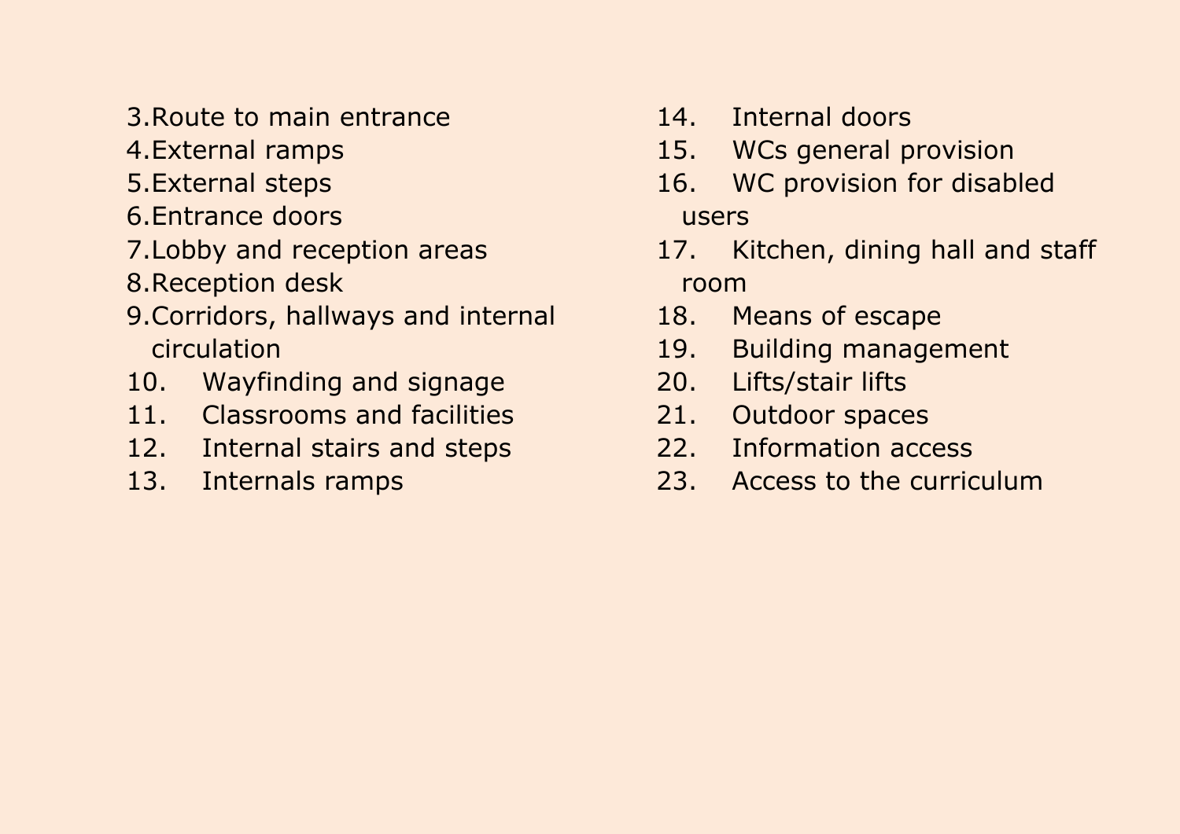3. Route to main entrance
4. External ramps
5. External steps
6. Entrance doors
7. Lobby and reception areas
8. Reception desk
9. Corridors, hallways and internal circulation
10. Wayfinding and signage
11. Classrooms and facilities
12. Internal stairs and steps
13. Internals ramps
14. Internal doors
15. WCs general provision
16. WC provision for disabled users
17. Kitchen, dining hall and staff room
18. Means of escape
19. Building management
20. Lifts/stair lifts
21. Outdoor spaces
22. Information access
23. Access to the curriculum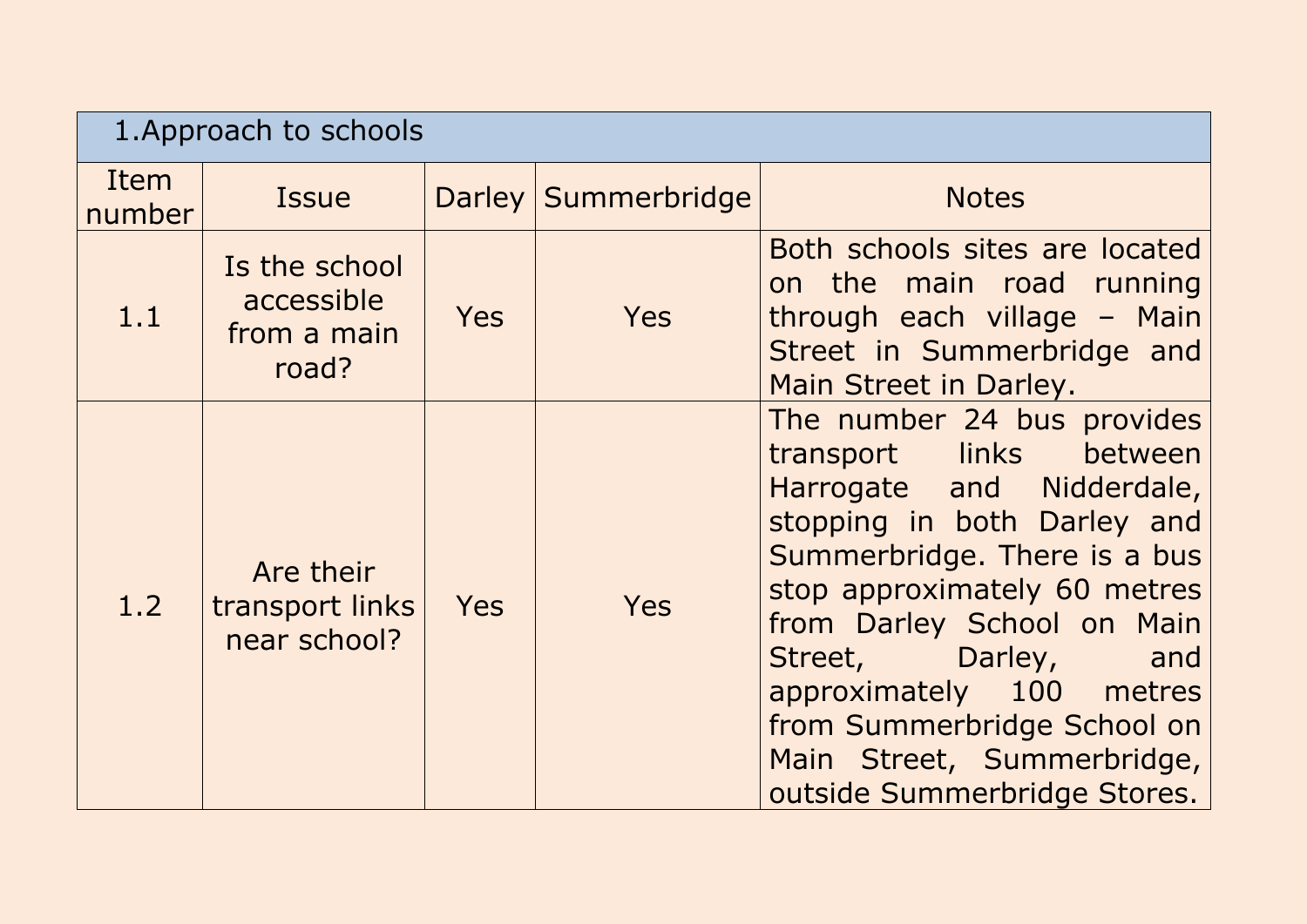| 1.Approach to schools | | | | |
|---|---|---|---|---|
| Item number | Issue | Darley | Summerbridge | Notes |
| 1.1 | Is the school accessible from a main road? | Yes | Yes | Both schools sites are located on the main road running through each village – Main Street in Summerbridge and Main Street in Darley. |
| 1.2 | Are their transport links near school? | Yes | Yes | The number 24 bus provides transport links between Harrogate and Nidderdale, stopping in both Darley and Summerbridge. There is a bus stop approximately 60 metres from Darley School on Main Street, Darley, and approximately 100 metres from Summerbridge School on Main Street, Summerbridge, outside Summerbridge Stores. |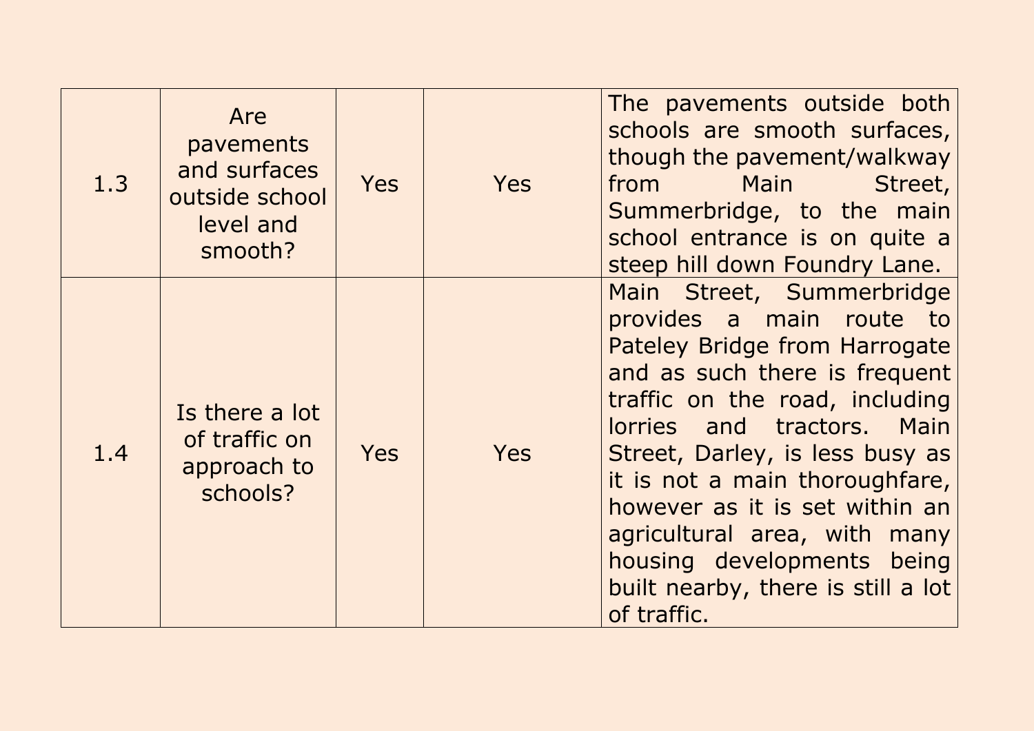| | | | | |
|---|---|---|---|---|
| 1.3 | Are pavements and surfaces outside school level and smooth? | Yes | Yes | The pavements outside both schools are smooth surfaces, though the pavement/walkway from Main Street, Summerbridge, to the main school entrance is on quite a steep hill down Foundry Lane. |
| 1.4 | Is there a lot of traffic on approach to schools? | Yes | Yes | Main Street, Summerbridge provides a main route to Pateley Bridge from Harrogate and as such there is frequent traffic on the road, including lorries and tractors. Main Street, Darley, is less busy as it is not a main thoroughfare, however as it is set within an agricultural area, with many housing developments being built nearby, there is still a lot of traffic. |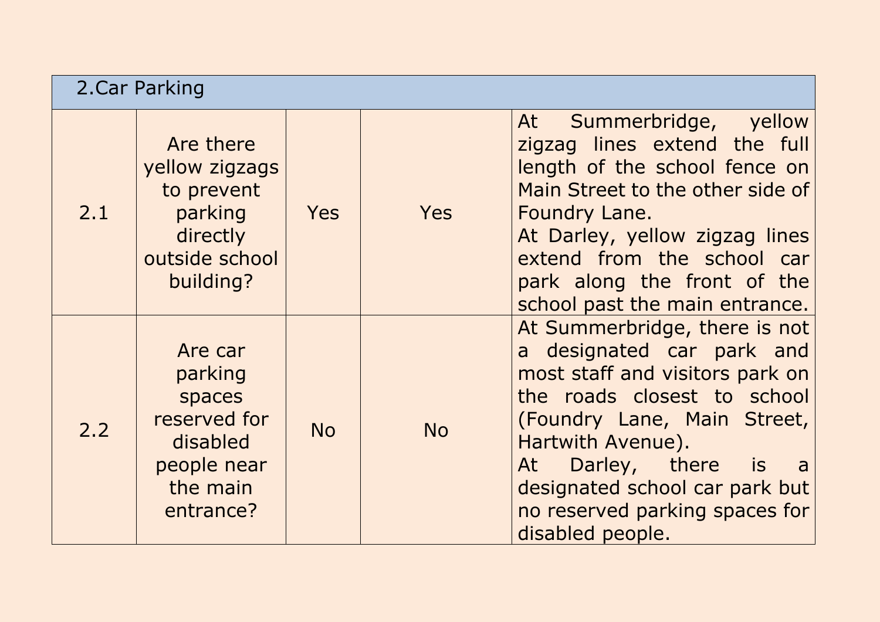| 2.Car Parking | | | | |
|---|---|---|---|---|
| 2.1 | Are there yellow zigzags to prevent parking directly outside school building? | Yes | Yes | At Summerbridge, yellow zigzag lines extend the full length of the school fence on Main Street to the other side of Foundry Lane.<br>At Darley, yellow zigzag lines extend from the school car park along the front of the school past the main entrance. |
| 2.2 | Are car parking spaces reserved for disabled people near the main entrance? | No | No | At Summerbridge, there is not a designated car park and most staff and visitors park on the roads closest to school (Foundry Lane, Main Street, Hartwith Avenue).<br>At Darley, there is a designated school car park but no reserved parking spaces for disabled people. |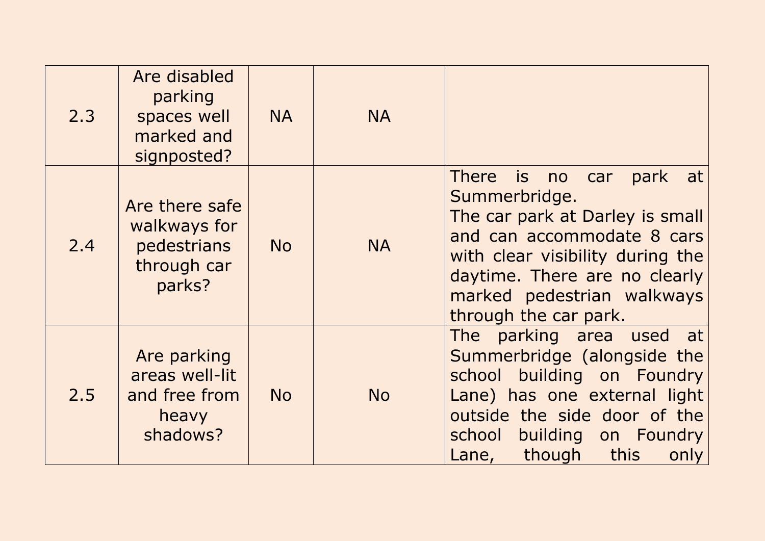| 2.3 | Are disabled parking spaces well marked and signposted? | NA | NA | |
|---|---|---|---|---|
| 2.4 | Are there safe walkways for pedestrians through car parks? | No | NA | There is no car park at Summerbridge.<br>The car park at Darley is small and can accommodate 8 cars with clear visibility during the daytime. There are no clearly marked pedestrian walkways through the car park. |
| 2.5 | Are parking areas well-lit and free from heavy shadows? | No | No | The parking area used at Summerbridge (alongside the school building on Foundry Lane) has one external light outside the side door of the school building on Foundry Lane, though this only |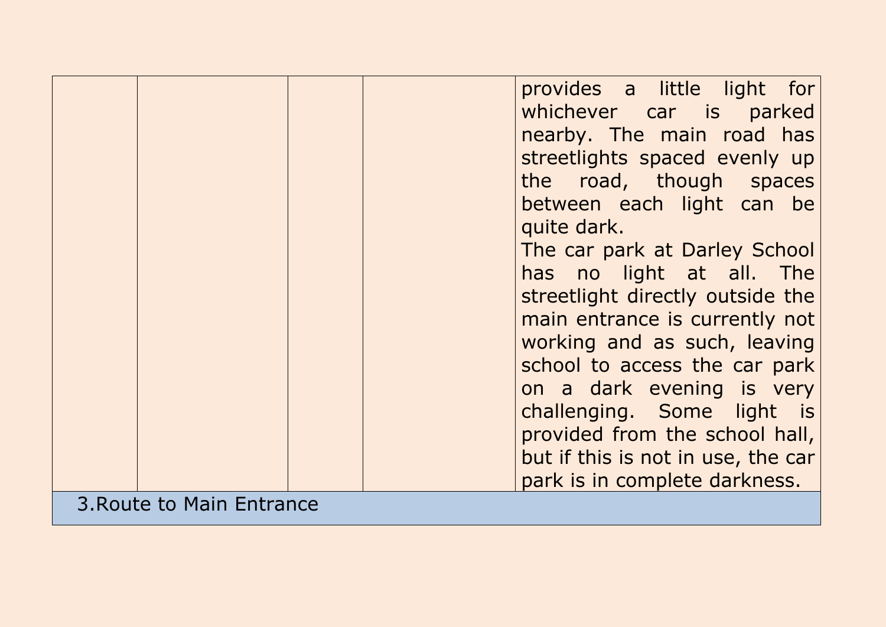| | | | | |
|---|---|---|---|---|
| | | | | provides a little light for whichever car is parked nearby. The main road has streetlights spaced evenly up the road, though spaces between each light can be quite dark.<br>The car park at Darley School has no light at all. The streetlight directly outside the main entrance is currently not working and as such, leaving school to access the car park on a dark evening is very challenging. Some light is provided from the school hall, but if this is not in use, the car park is in complete darkness. |
| 3.Route to Main Entrance | | | | |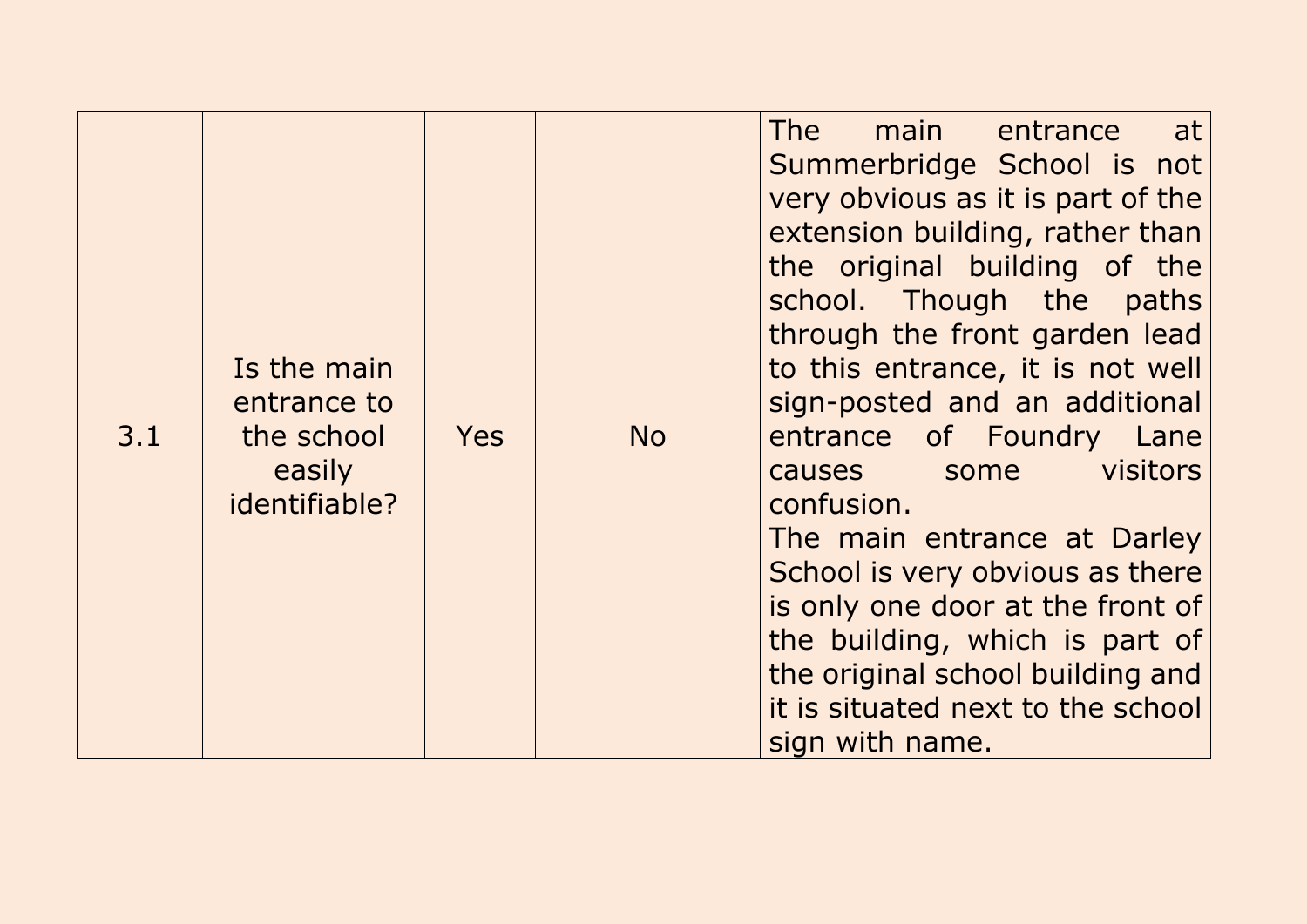| | | | | |
|---|---|---|---|---|
| 3.1 | Is the main entrance to the school easily identifiable? | Yes | No | The main entrance at Summerbridge School is not very obvious as it is part of the extension building, rather than the original building of the school. Though the paths through the front garden lead to this entrance, it is not well sign-posted and an additional entrance of Foundry Lane causes some visitors confusion.<br>The main entrance at Darley School is very obvious as there is only one door at the front of the building, which is part of the original school building and it is situated next to the school sign with name. |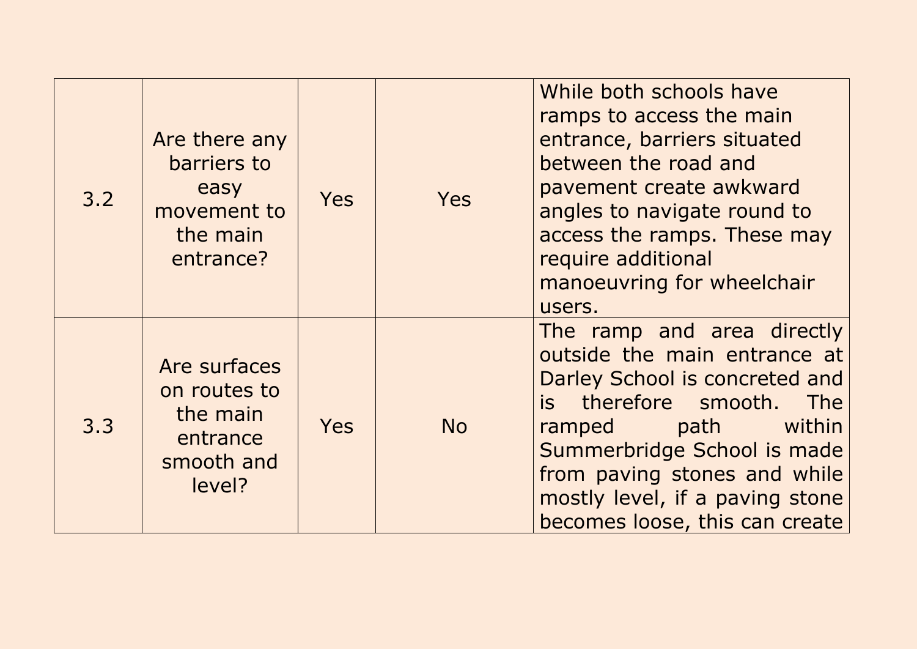| | | | | |
|---|---|---|---|---|
| 3.2 | Are there any barriers to easy movement to the main entrance? | Yes | Yes | While both schools have ramps to access the main entrance, barriers situated between the road and pavement create awkward angles to navigate round to access the ramps. These may require additional manoeuvring for wheelchair users. |
| 3.3 | Are surfaces on routes to the main entrance smooth and level? | Yes | No | The ramp and area directly outside the main entrance at Darley School is concreted and is therefore smooth. The ramped path within Summerbridge School is made from paving stones and while mostly level, if a paving stone becomes loose, this can create |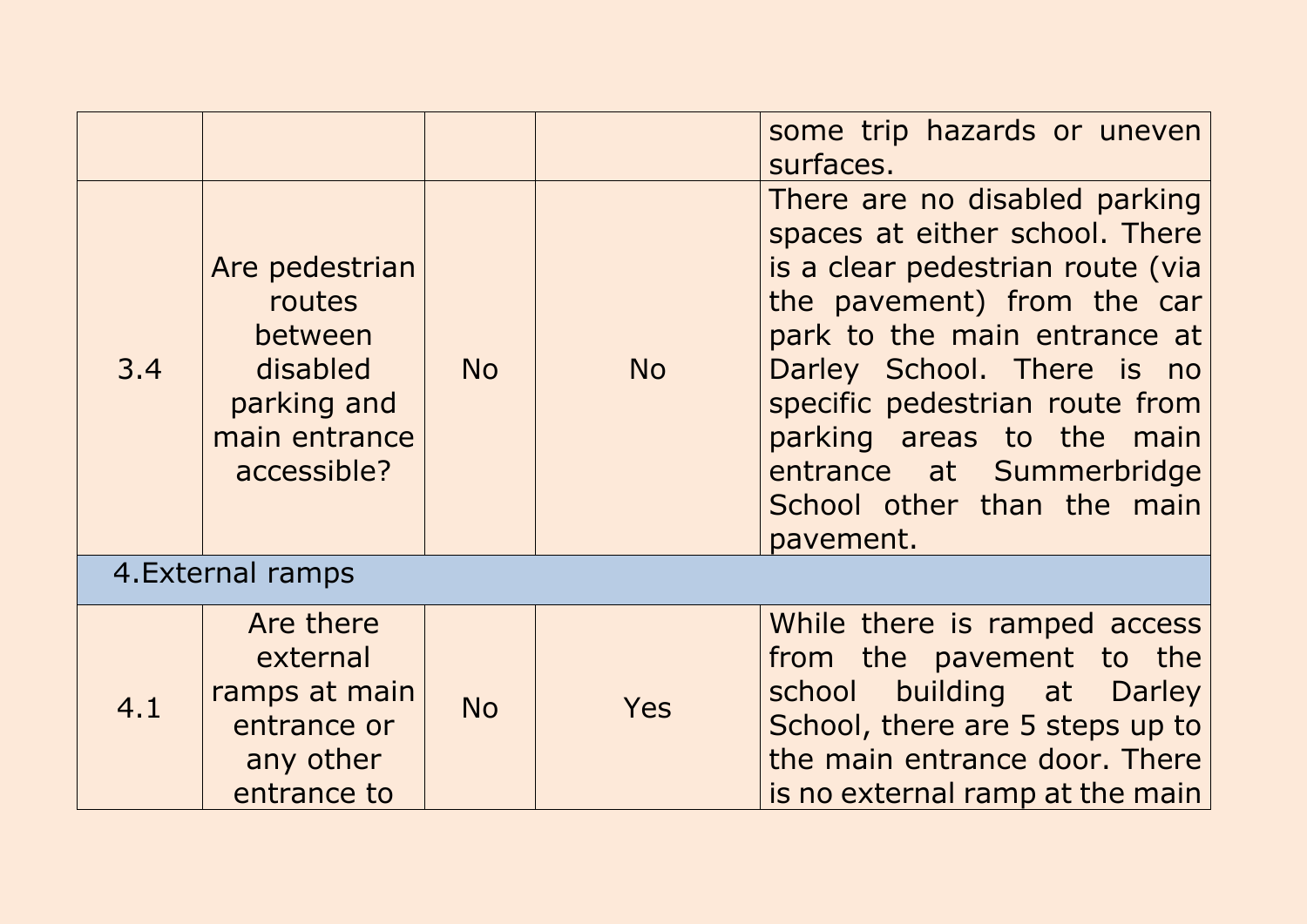| | | | | |
|---|---|---|---|---|
| | | | | some trip hazards or uneven surfaces. |
| 3.4 | Are pedestrian routes between disabled parking and main entrance accessible? | No | No | There are no disabled parking spaces at either school. There is a clear pedestrian route (via the pavement) from the car park to the main entrance at Darley School. There is no specific pedestrian route from parking areas to the main entrance at Summerbridge School other than the main pavement. |
| 4.External ramps | | | | |
| 4.1 | Are there external ramps at main entrance or any other entrance to | No | Yes | While there is ramped access from the pavement to the school building at Darley School, there are 5 steps up to the main entrance door. There is no external ramp at the main |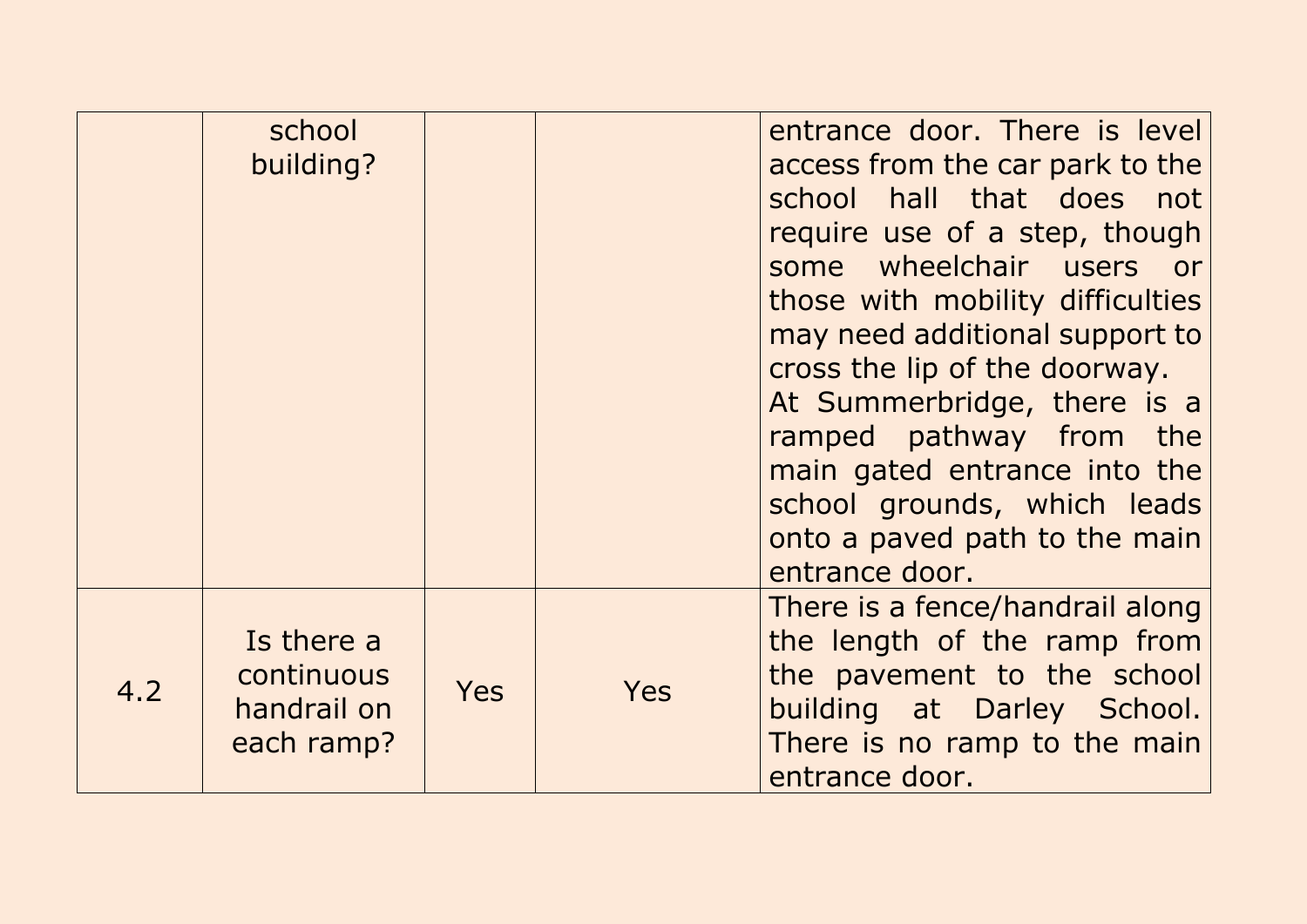| | | | | |
|---|---|---|---|---|
| | school building? | | | entrance door. There is level access from the car park to the school hall that does not require use of a step, though some wheelchair users or those with mobility difficulties may need additional support to cross the lip of the doorway. At Summerbridge, there is a ramped pathway from the main gated entrance into the school grounds, which leads onto a paved path to the main entrance door. |
| 4.2 | Is there a continuous handrail on each ramp? | Yes | Yes | There is a fence/handrail along the length of the ramp from the pavement to the school building at Darley School. There is no ramp to the main entrance door. |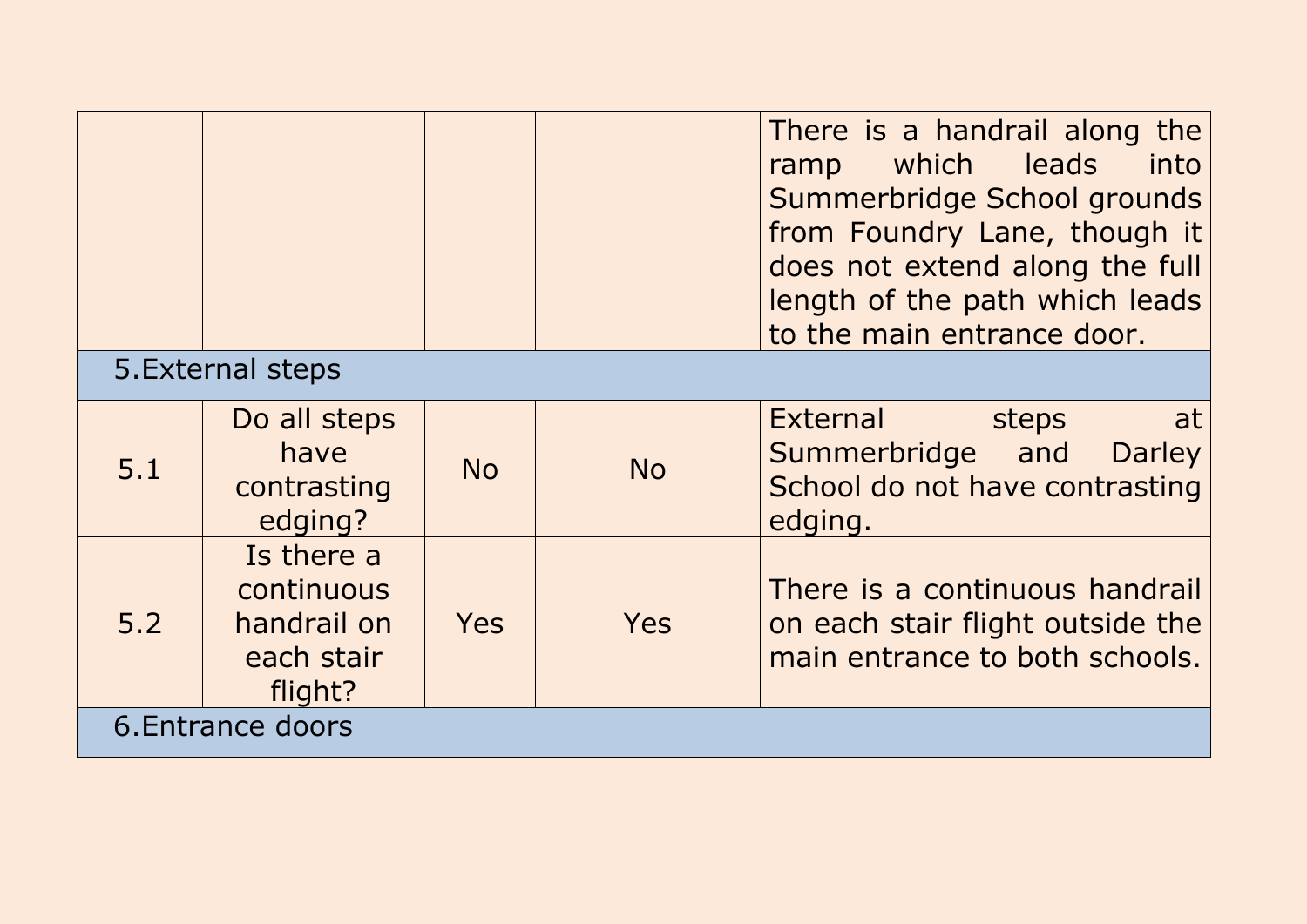| | | | | |
|---|---|---|---|---|
| | | | | There is a handrail along the ramp which leads into Summerbridge School grounds from Foundry Lane, though it does not extend along the full length of the path which leads to the main entrance door. |
| 5.External steps | | | | |
| 5.1 | Do all steps have contrasting edging? | No | No | External steps at Summerbridge and Darley School do not have contrasting edging. |
| 5.2 | Is there a continuous handrail on each stair flight? | Yes | Yes | There is a continuous handrail on each stair flight outside the main entrance to both schools. |
| 6.Entrance doors | | | | |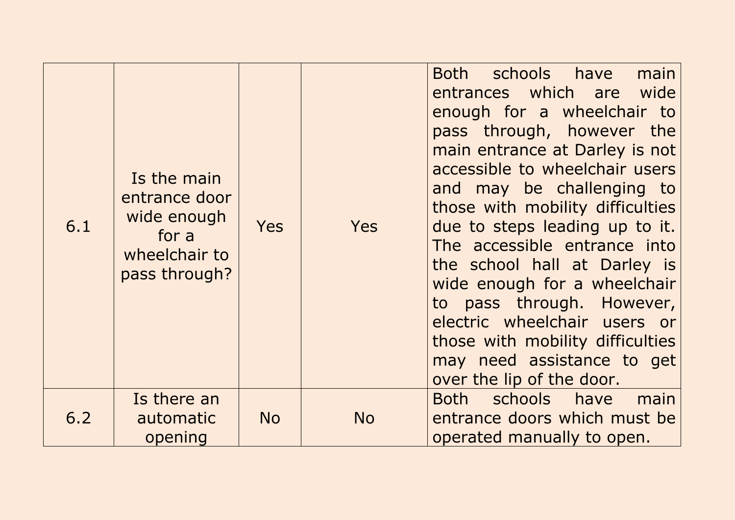| | | | | |
|---|---|---|---|---|
| 6.1 | Is the main entrance door wide enough for a wheelchair to pass through? | Yes | Yes | Both schools have main entrances which are wide enough for a wheelchair to pass through, however the main entrance at Darley is not accessible to wheelchair users and may be challenging to those with mobility difficulties due to steps leading up to it. The accessible entrance into the school hall at Darley is wide enough for a wheelchair to pass through. However, electric wheelchair users or those with mobility difficulties may need assistance to get over the lip of the door. |
| 6.2 | Is there an automatic opening | No | No | Both schools have main entrance doors which must be operated manually to open. |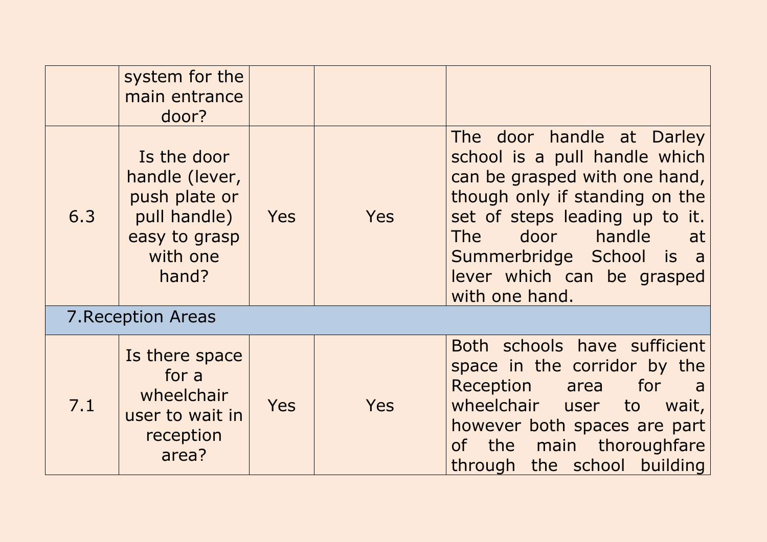| | | | | |
|---|---|---|---|---|
| | system for the main entrance door? | | | |
| 6.3 | Is the door handle (lever, push plate or pull handle) easy to grasp with one hand? | Yes | Yes | The door handle at Darley school is a pull handle which can be grasped with one hand, though only if standing on the set of steps leading up to it. The door handle at Summerbridge School is a lever which can be grasped with one hand. |
| 7.Reception Areas | | | | |
| 7.1 | Is there space for a wheelchair user to wait in reception area? | Yes | Yes | Both schools have sufficient space in the corridor by the Reception area for a wheelchair user to wait, however both spaces are part of the main thoroughfare through the school building |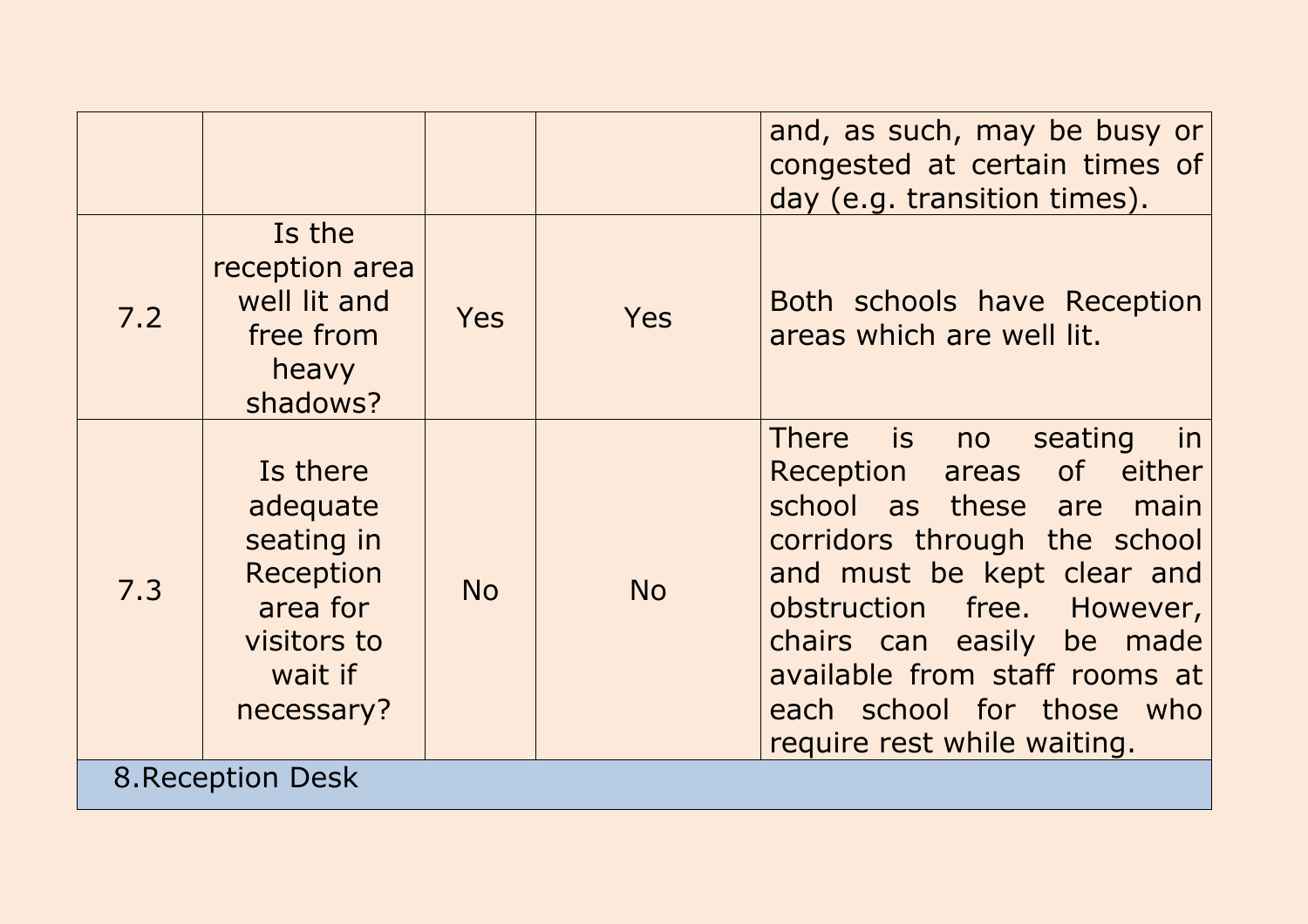| | | | | |
|---|---|---|---|---|
| | | | | and, as such, may be busy or congested at certain times of day (e.g. transition times). |
| 7.2 | Is the reception area well lit and free from heavy shadows? | Yes | Yes | Both schools have Reception areas which are well lit. |
| 7.3 | Is there adequate seating in Reception area for visitors to wait if necessary? | No | No | There is no seating in Reception areas of either school as these are main corridors through the school and must be kept clear and obstruction free. However, chairs can easily be made available from staff rooms at each school for those who require rest while waiting. |
| 8.Reception Desk | | | | |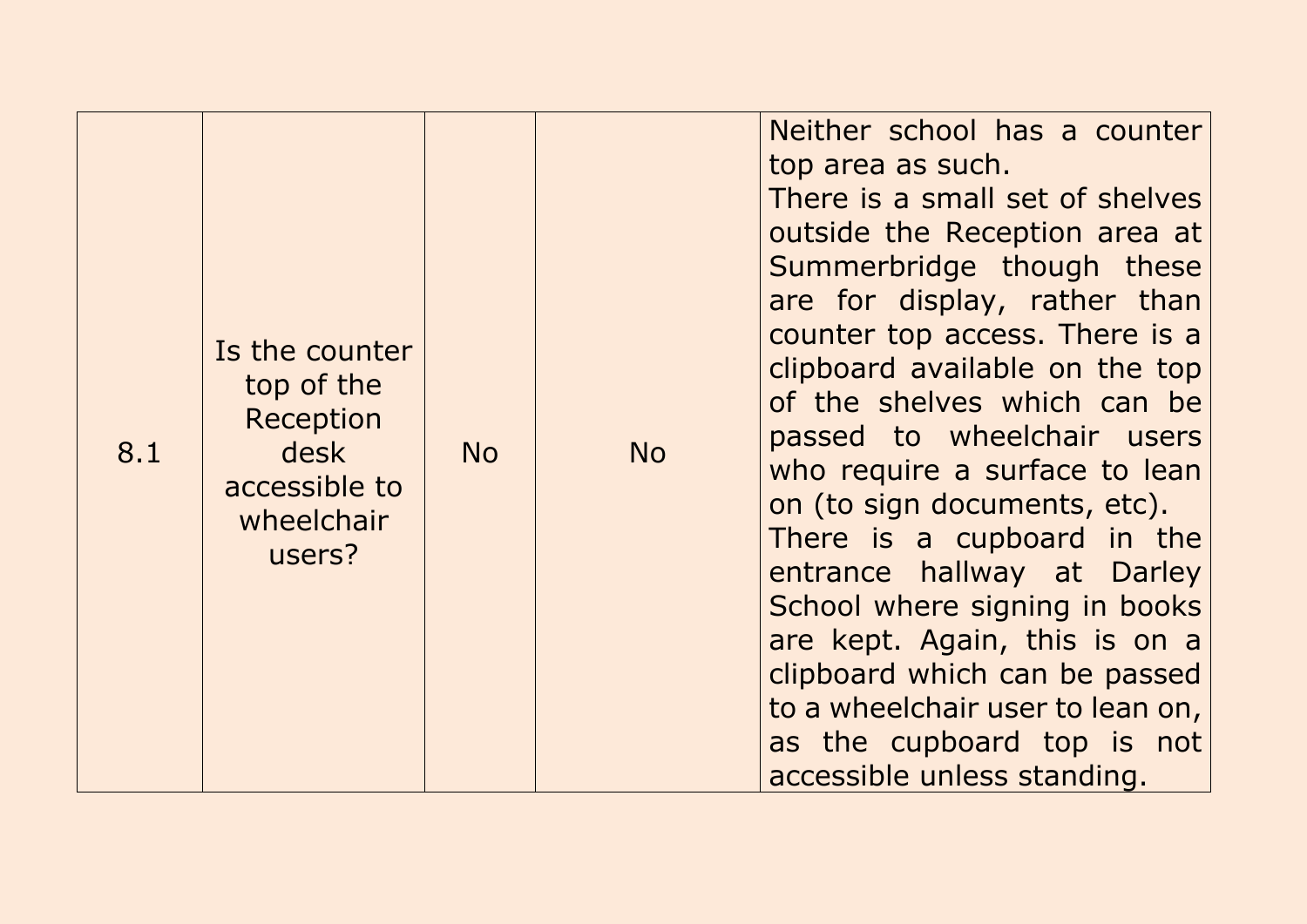| | | | | |
|---|---|---|---|---|
| 8.1 | Is the counter top of the Reception desk accessible to wheelchair users? | No | No | Neither school has a counter top area as such. There is a small set of shelves outside the Reception area at Summerbridge though these are for display, rather than counter top access. There is a clipboard available on the top of the shelves which can be passed to wheelchair users who require a surface to lean on (to sign documents, etc). There is a cupboard in the entrance hallway at Darley School where signing in books are kept. Again, this is on a clipboard which can be passed to a wheelchair user to lean on, as the cupboard top is not accessible unless standing. |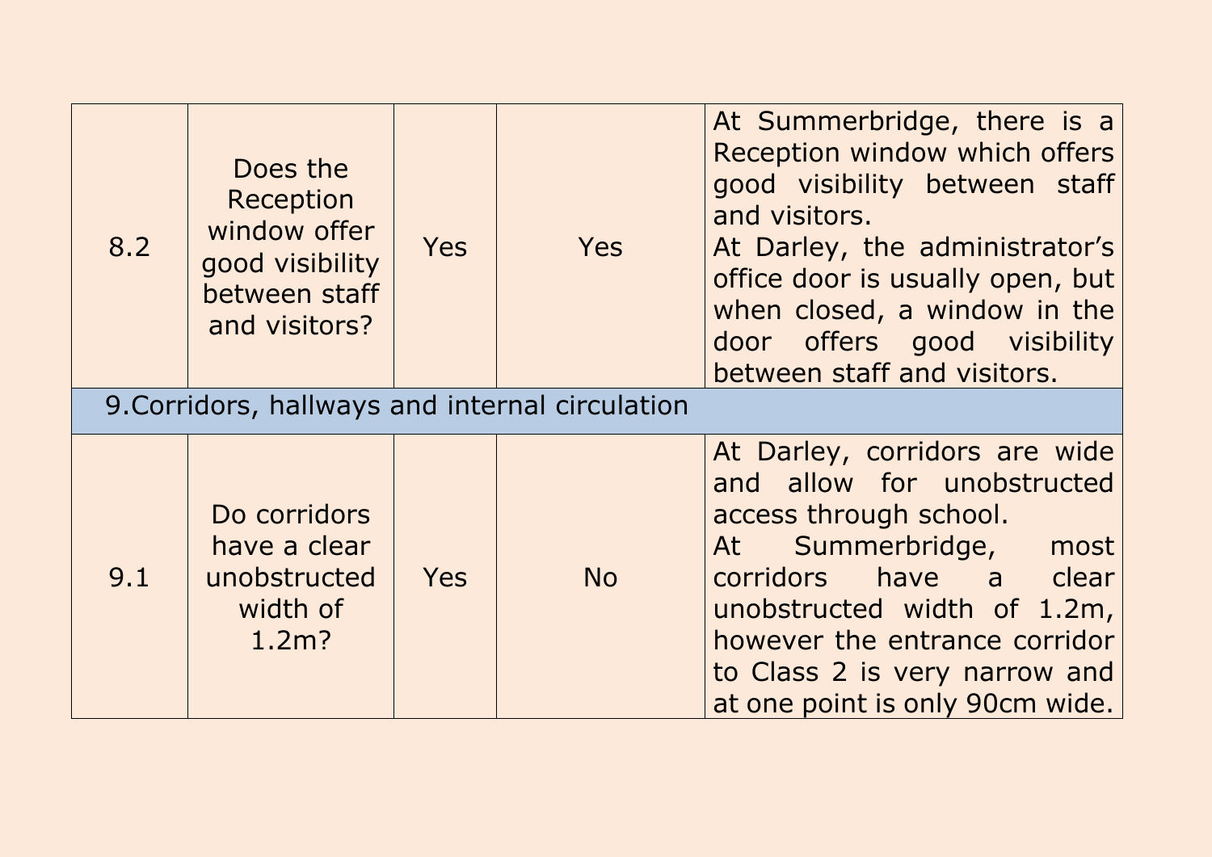| | | | | |
|---|---|---|---|---|
| 8.2 | Does the Reception window offer good visibility between staff and visitors? | Yes | Yes | At Summerbridge, there is a Reception window which offers good visibility between staff and visitors.<br>At Darley, the administrator's office door is usually open, but when closed, a window in the door offers good visibility between staff and visitors. |
| 9.Corridors, hallways and internal circulation | | | | |
| 9.1 | Do corridors have a clear unobstructed width of 1.2m? | Yes | No | At Darley, corridors are wide and allow for unobstructed access through school.<br>At Summerbridge, most corridors have a clear unobstructed width of 1.2m, however the entrance corridor to Class 2 is very narrow and at one point is only 90cm wide. |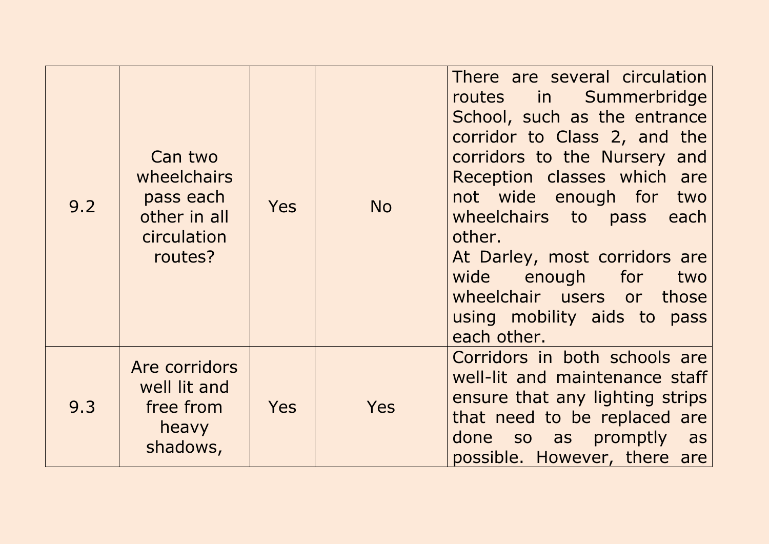| | | | | |
|---|---|---|---|---|
| 9.2 | Can two wheelchairs pass each other in all circulation routes? | Yes | No | There are several circulation routes in Summerbridge School, such as the entrance corridor to Class 2, and the corridors to the Nursery and Reception classes which are not wide enough for two wheelchairs to pass each other.<br>At Darley, most corridors are wide enough for two wheelchair users or those using mobility aids to pass each other. |
| 9.3 | Are corridors well lit and free from heavy shadows, | Yes | Yes | Corridors in both schools are well-lit and maintenance staff ensure that any lighting strips that need to be replaced are done so as promptly as possible. However, there are |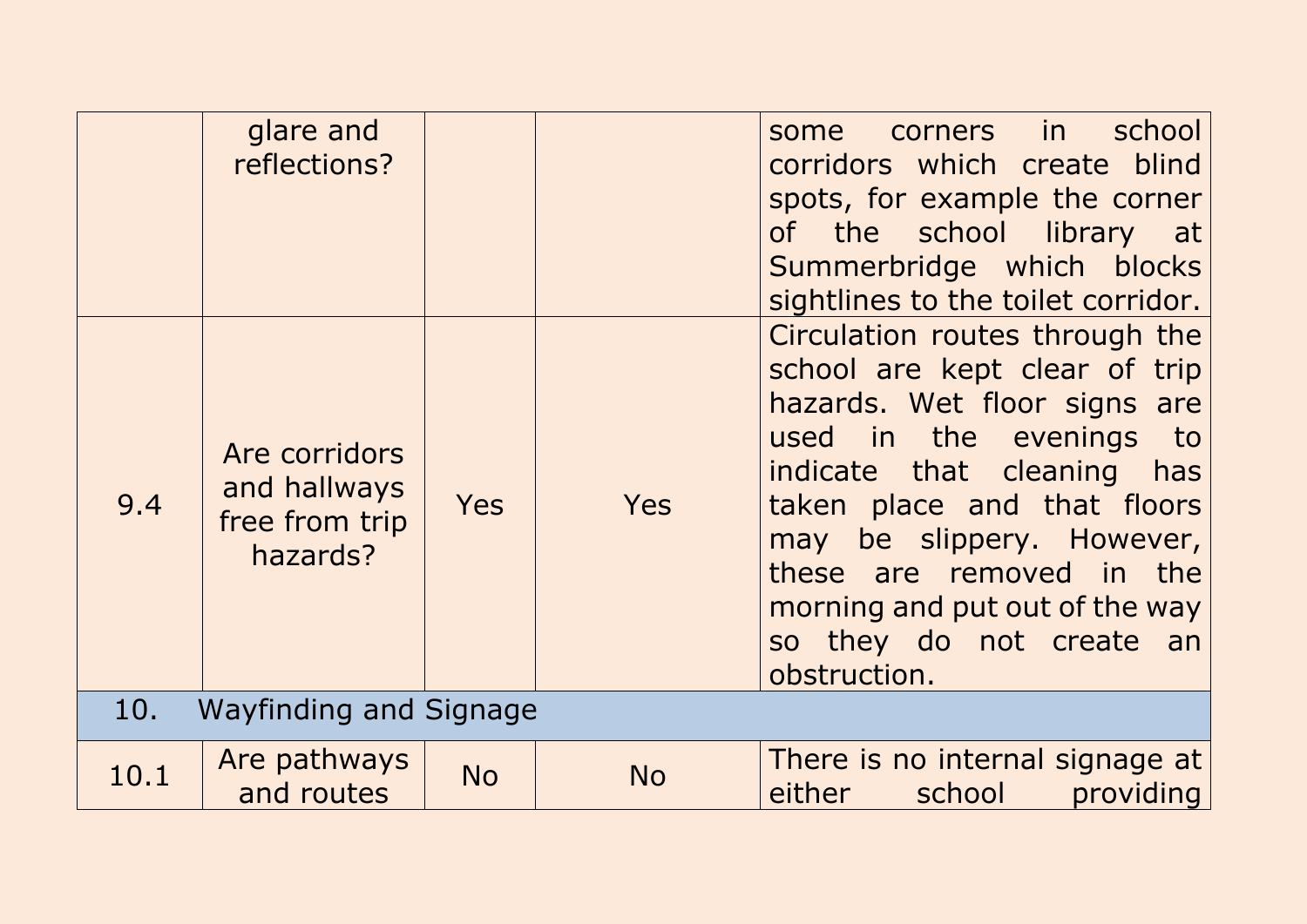| | | | | |
|---|---|---|---|---|
| | glare and reflections? | | | some corners in school corridors which create blind spots, for example the corner of the school library at Summerbridge which blocks sightlines to the toilet corridor. |
| 9.4 | Are corridors and hallways free from trip hazards? | Yes | Yes | Circulation routes through the school are kept clear of trip hazards. Wet floor signs are used in the evenings to indicate that cleaning has taken place and that floors may be slippery. However, these are removed in the morning and put out of the way so they do not create an obstruction. |
| 10. | Wayfinding and Signage | | | |
| 10.1 | Are pathways and routes | No | No | There is no internal signage at either school providing |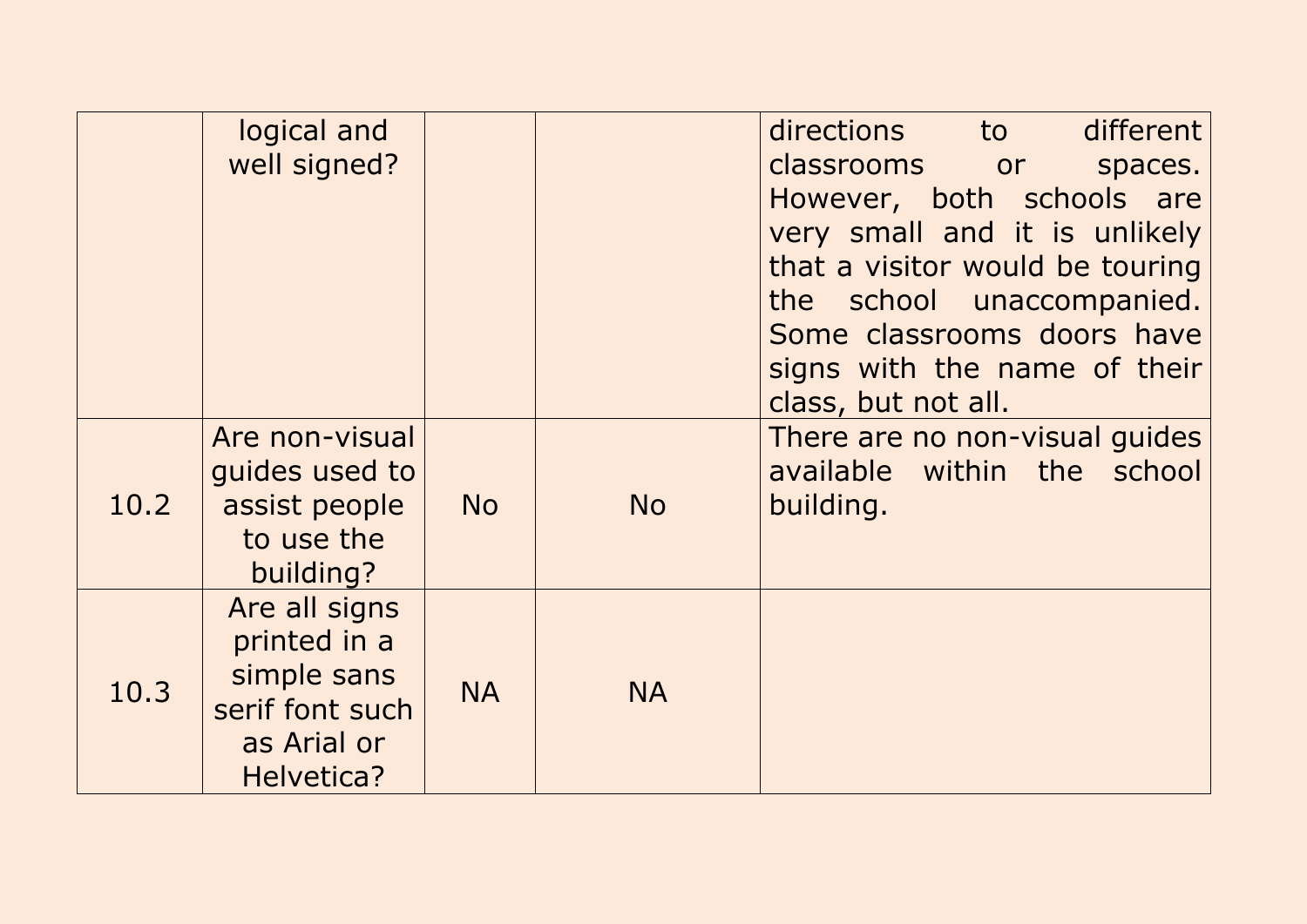| | | | | |
|---|---|---|---|---|
| | logical and well signed? | | | directions to different classrooms or spaces. However, both schools are very small and it is unlikely that a visitor would be touring the school unaccompanied. Some classrooms doors have signs with the name of their class, but not all. |
| 10.2 | Are non-visual guides used to assist people to use the building? | No | No | There are no non-visual guides available within the school building. |
| 10.3 | Are all signs printed in a simple sans serif font such as Arial or Helvetica? | NA | NA | |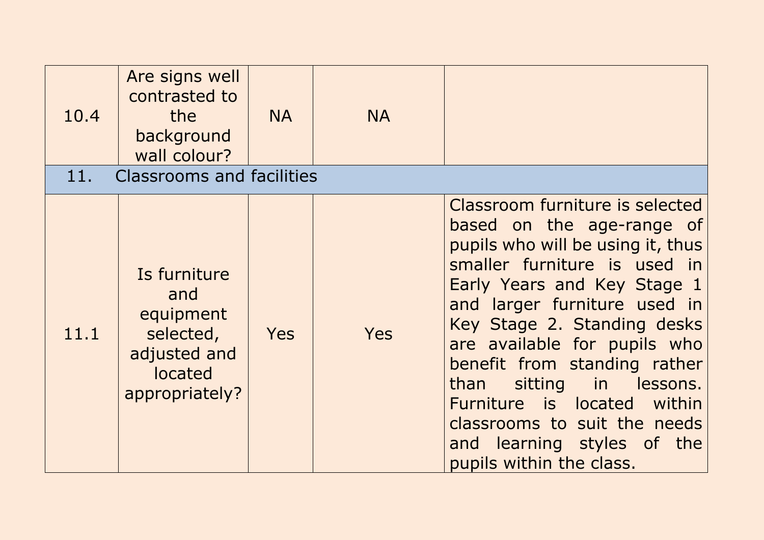| | | | | |
|---|---|---|---|---|
| 10.4 | Are signs well contrasted to the background wall colour? | NA | NA | |
| 11. | Classrooms and facilities | | | |
| 11.1 | Is furniture and equipment selected, adjusted and located appropriately? | Yes | Yes | Classroom furniture is selected based on the age-range of pupils who will be using it, thus smaller furniture is used in Early Years and Key Stage 1 and larger furniture used in Key Stage 2. Standing desks are available for pupils who benefit from standing rather than sitting in lessons. Furniture is located within classrooms to suit the needs and learning styles of the pupils within the class. |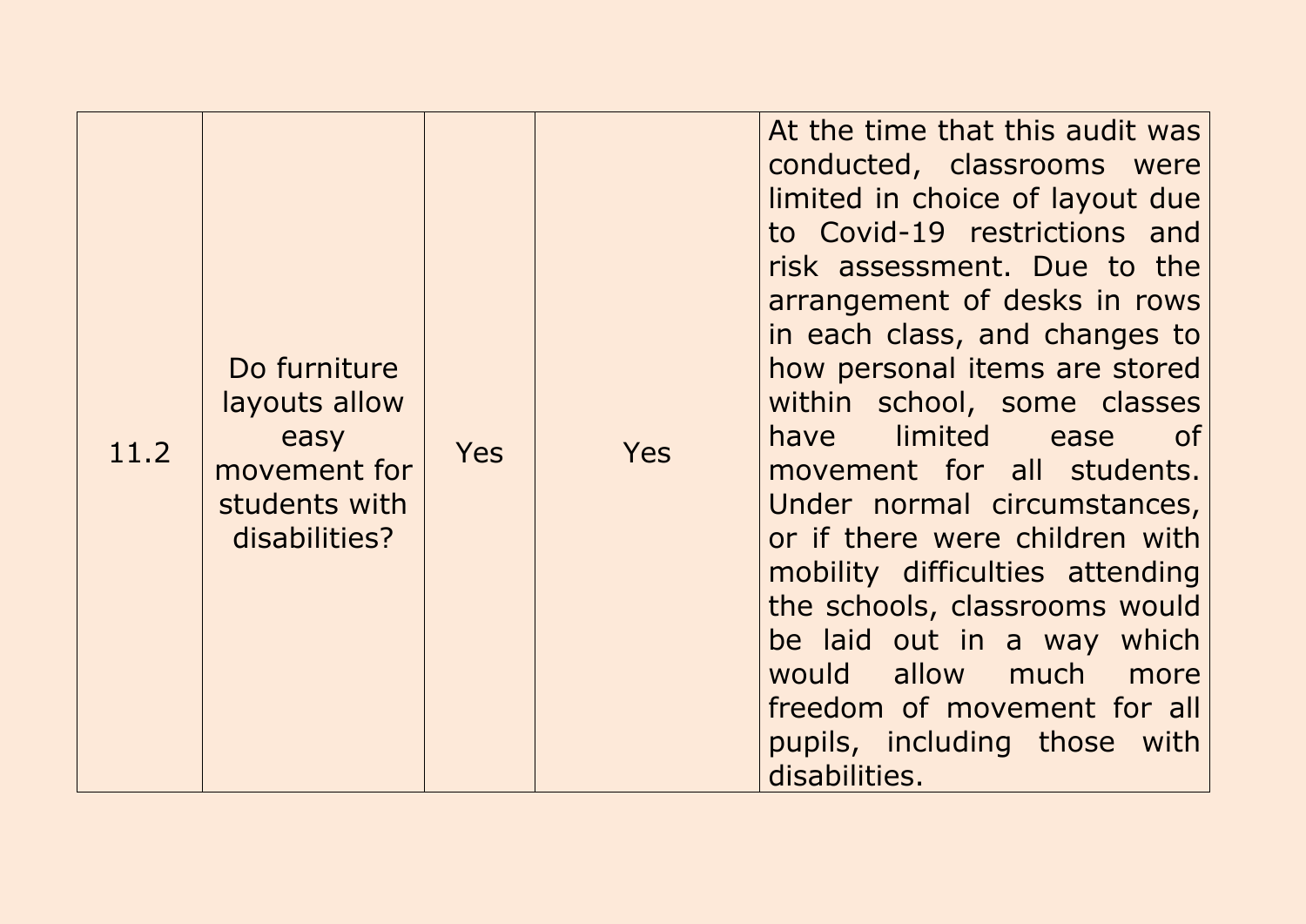| 11.2 | Do furniture layouts allow easy movement for students with disabilities? | Yes | Yes | At the time that this audit was conducted, classrooms were limited in choice of layout due to Covid-19 restrictions and risk assessment. Due to the arrangement of desks in rows in each class, and changes to how personal items are stored within school, some classes have limited ease of movement for all students. Under normal circumstances, or if there were children with mobility difficulties attending the schools, classrooms would be laid out in a way which would allow much more freedom of movement for all pupils, including those with disabilities. |
|---|---|---|---|---|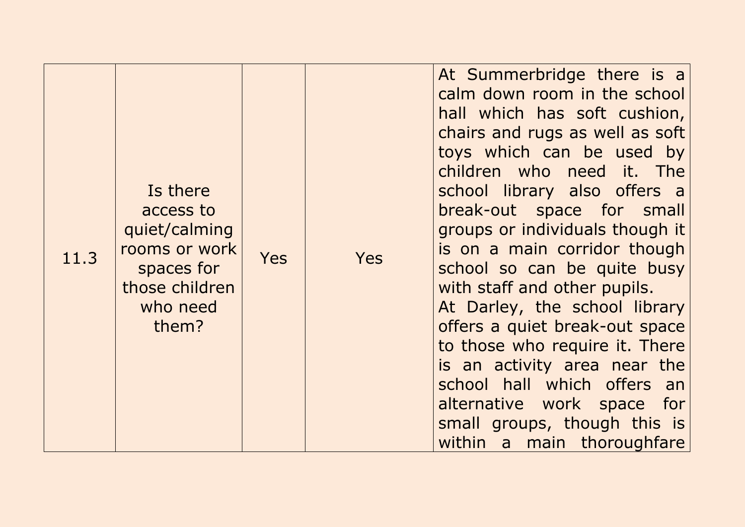| 11.3 | Is there access to quiet/calming rooms or work spaces for those children who need them? | Yes | Yes | At Summerbridge there is a calm down room in the school hall which has soft cushion, chairs and rugs as well as soft toys which can be used by children who need it. The school library also offers a break-out space for small groups or individuals though it is on a main corridor though school so can be quite busy with staff and other pupils.<br>At Darley, the school library offers a quiet break-out space to those who require it. There is an activity area near the school hall which offers an alternative work space for small groups, though this is within a main thoroughfare |
|---|---|---|---|---|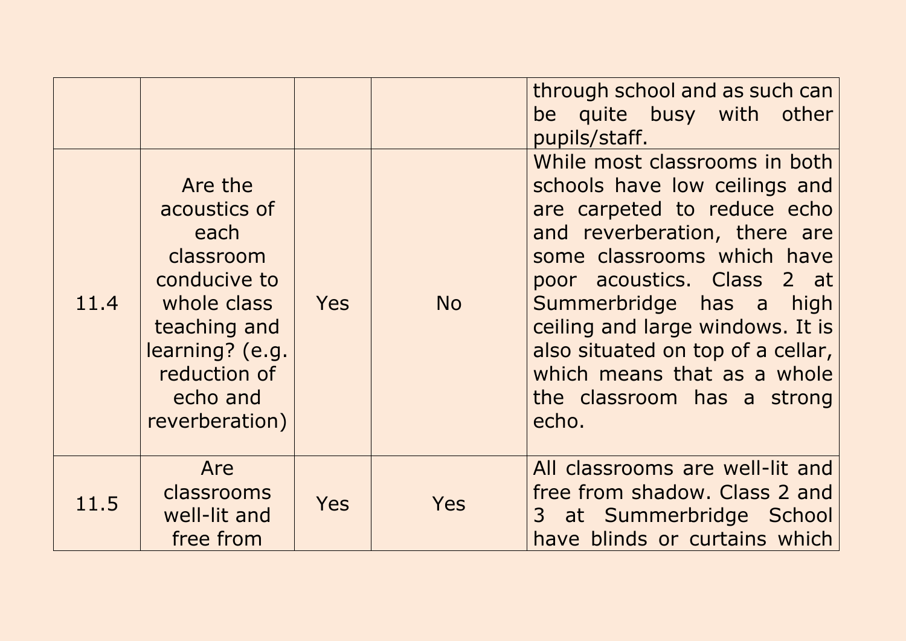| | | | | |
|---|---|---|---|---|
| | | | | through school and as such can be quite busy with other pupils/staff. |
| 11.4 | Are the acoustics of each classroom conducive to whole class teaching and learning? (e.g. reduction of echo and reverberation) | Yes | No | While most classrooms in both schools have low ceilings and are carpeted to reduce echo and reverberation, there are some classrooms which have poor acoustics. Class 2 at Summerbridge has a high ceiling and large windows. It is also situated on top of a cellar, which means that as a whole the classroom has a strong echo. |
| 11.5 | Are classrooms well-lit and free from | Yes | Yes | All classrooms are well-lit and free from shadow. Class 2 and 3 at Summerbridge School have blinds or curtains which |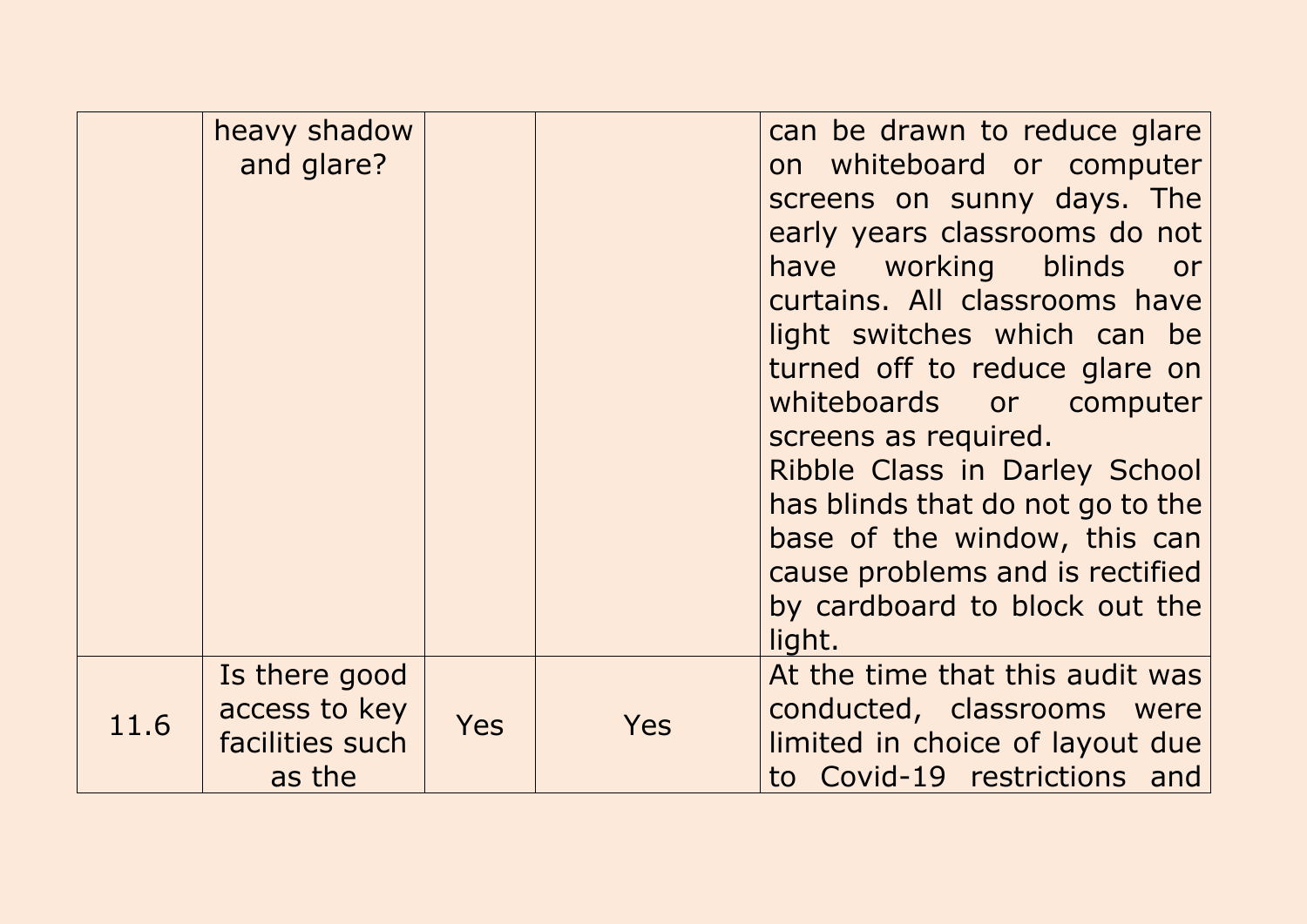| | | | | |
|---|---|---|---|---|
| | heavy shadow and glare? | | | can be drawn to reduce glare on whiteboard or computer screens on sunny days. The early years classrooms do not have working blinds or curtains. All classrooms have light switches which can be turned off to reduce glare on whiteboards or computer screens as required.<br>Ribble Class in Darley School has blinds that do not go to the base of the window, this can cause problems and is rectified by cardboard to block out the light. |
| 11.6 | Is there good access to key facilities such as the | Yes | Yes | At the time that this audit was conducted, classrooms were limited in choice of layout due to Covid-19 restrictions and |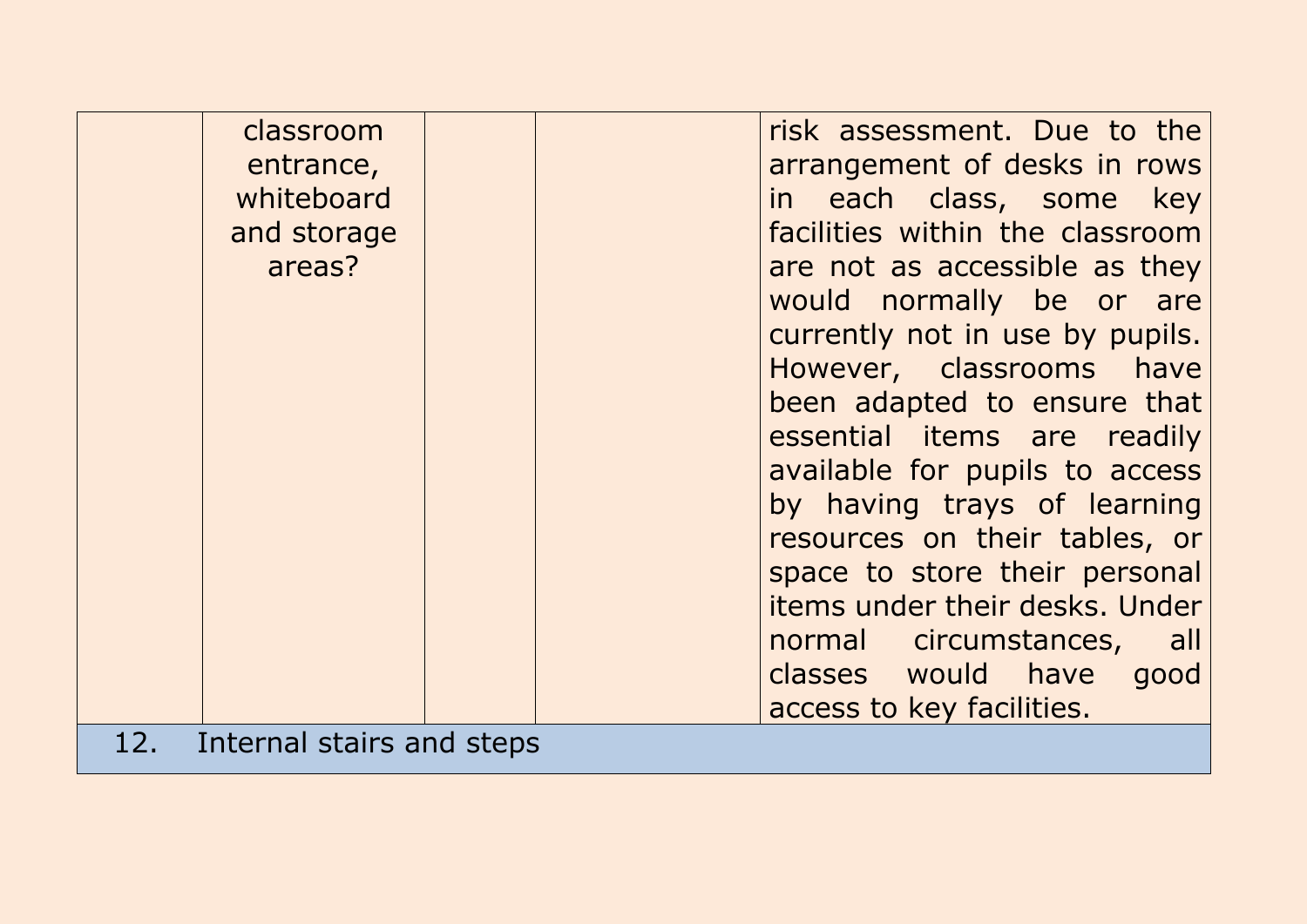| | | | | |
|---|---|---|---|---|
| | classroom entrance, whiteboard and storage areas? | | | risk assessment. Due to the arrangement of desks in rows in each class, some key facilities within the classroom are not as accessible as they would normally be or are currently not in use by pupils. However, classrooms have been adapted to ensure that essential items are readily available for pupils to access by having trays of learning resources on their tables, or space to store their personal items under their desks. Under normal circumstances, all classes would have good access to key facilities. |
| 12. | Internal stairs and steps | | | |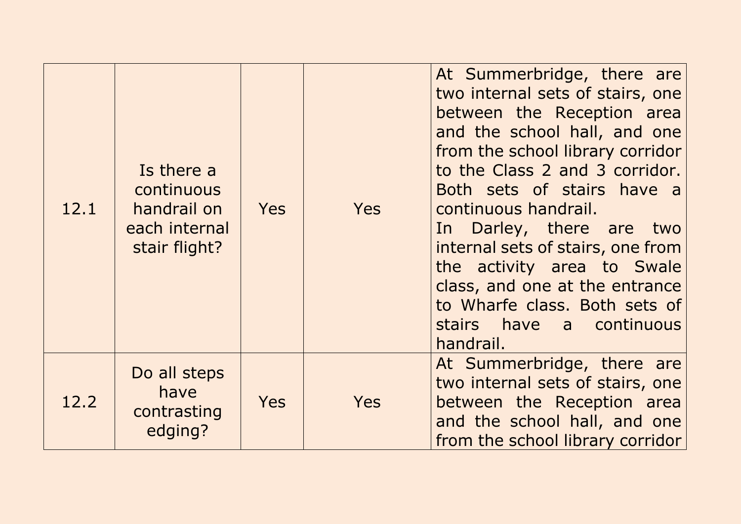| | | | | |
|---|---|---|---|---|
| 12.1 | Is there a continuous handrail on each internal stair flight? | Yes | Yes | At Summerbridge, there are two internal sets of stairs, one between the Reception area and the school hall, and one from the school library corridor to the Class 2 and 3 corridor. Both sets of stairs have a continuous handrail.<br>In Darley, there are two internal sets of stairs, one from the activity area to Swale class, and one at the entrance to Wharfe class. Both sets of stairs have a continuous handrail. |
| 12.2 | Do all steps have contrasting edging? | Yes | Yes | At Summerbridge, there are two internal sets of stairs, one between the Reception area and the school hall, and one from the school library corridor |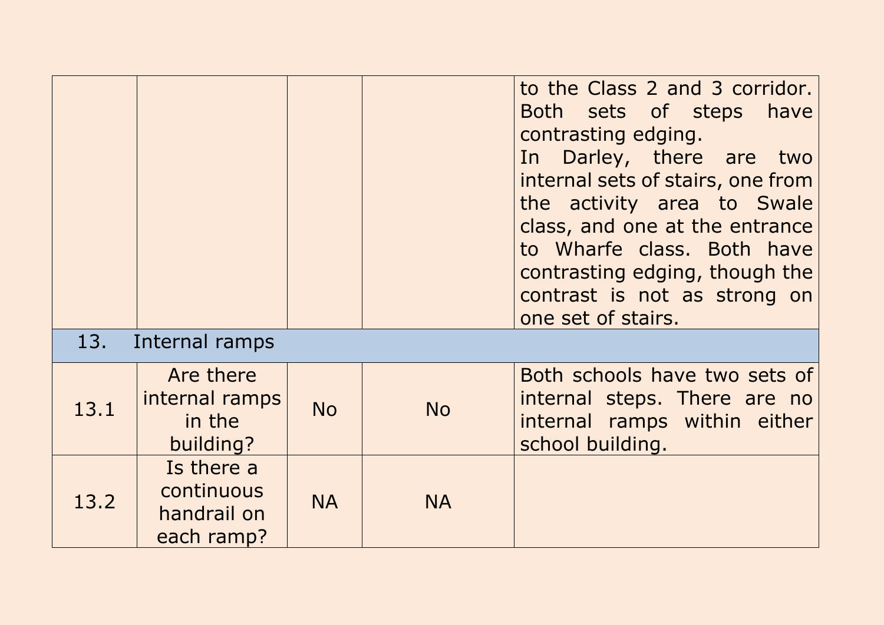| | | | | |
|---|---|---|---|---|
| | | | | to the Class 2 and 3 corridor. Both sets of steps have contrasting edging. In Darley, there are two internal sets of stairs, one from the activity area to Swale class, and one at the entrance to Wharfe class. Both have contrasting edging, though the contrast is not as strong on one set of stairs. |
| 13. | Internal ramps | | | |
| 13.1 | Are there internal ramps in the building? | No | No | Both schools have two sets of internal steps. There are no internal ramps within either school building. |
| 13.2 | Is there a continuous handrail on each ramp? | NA | NA | |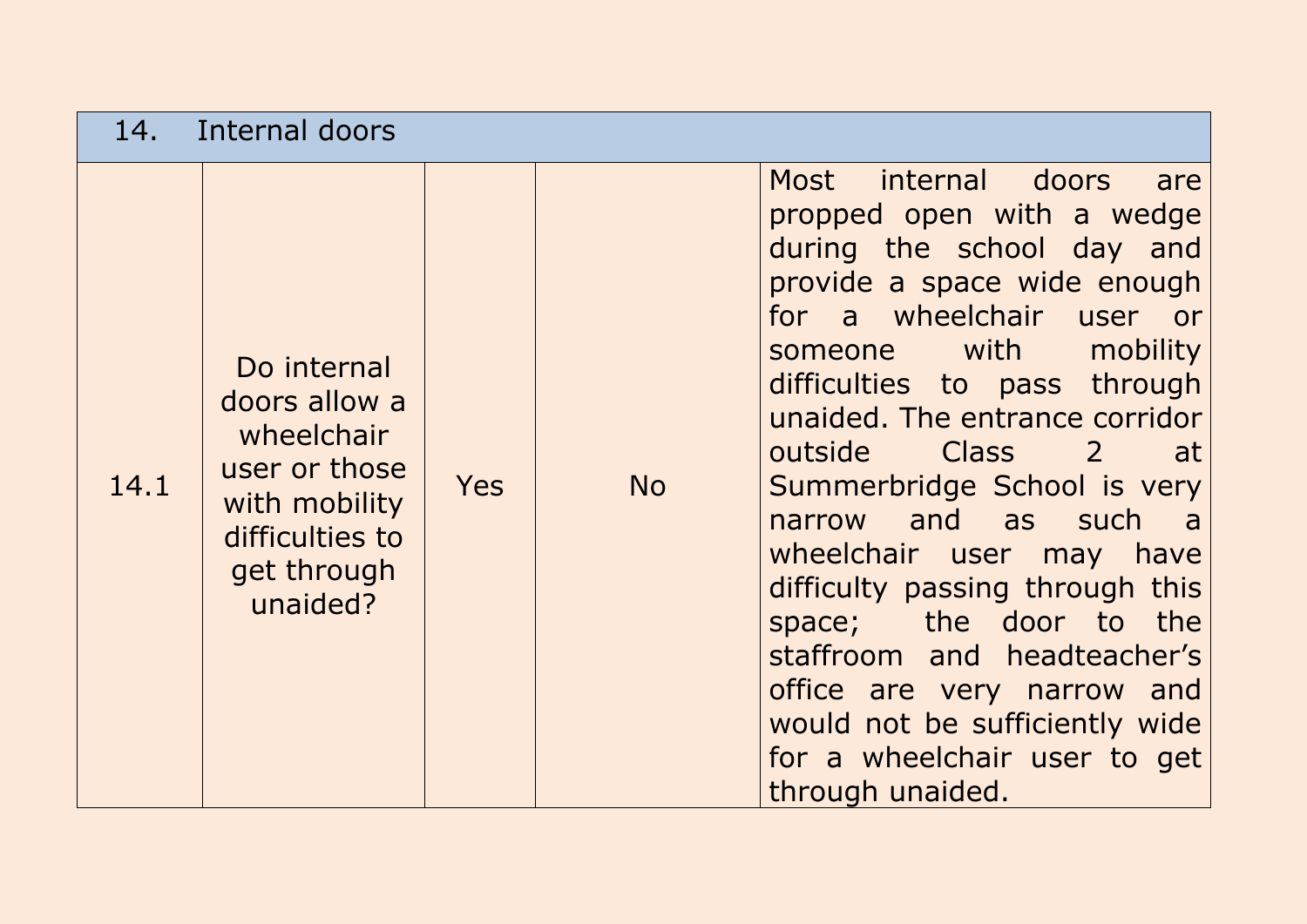| 14. Internal doors | | | | |
|---|---|---|---|---|
| 14.1 | Do internal doors allow a wheelchair user or those with mobility difficulties to get through unaided? | Yes | No | Most internal doors are propped open with a wedge during the school day and provide a space wide enough for a wheelchair user or someone with mobility difficulties to pass through unaided. The entrance corridor outside Class 2 at Summerbridge School is very narrow and as such a wheelchair user may have difficulty passing through this space; the door to the staffroom and headteacher's office are very narrow and would not be sufficiently wide for a wheelchair user to get through unaided. |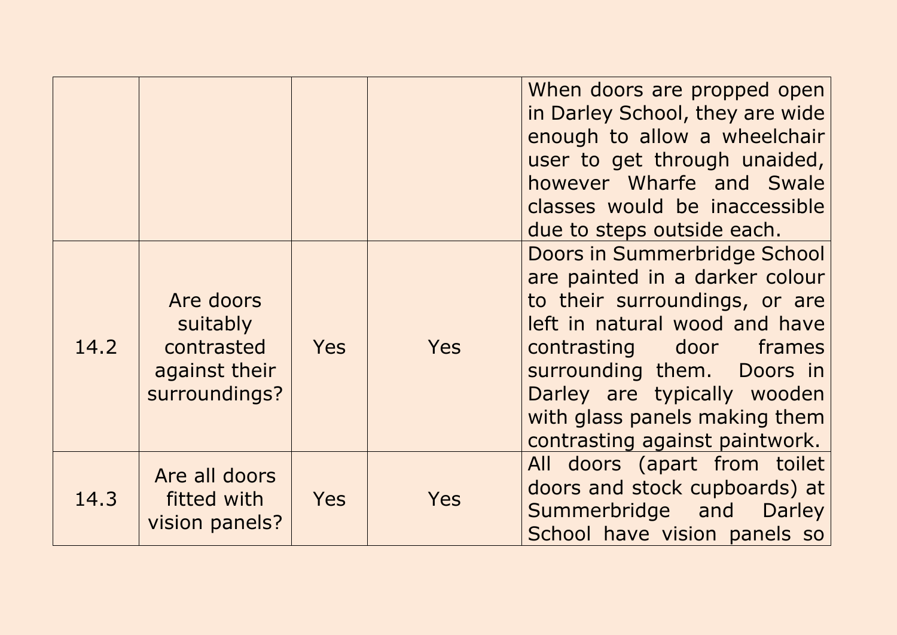| | | | | |
|---|---|---|---|---|
| | | | | When doors are propped open in Darley School, they are wide enough to allow a wheelchair user to get through unaided, however Wharfe and Swale classes would be inaccessible due to steps outside each. |
| 14.2 | Are doors suitably contrasted against their surroundings? | Yes | Yes | Doors in Summerbridge School are painted in a darker colour to their surroundings, or are left in natural wood and have contrasting door frames surrounding them. Doors in Darley are typically wooden with glass panels making them contrasting against paintwork. |
| 14.3 | Are all doors fitted with vision panels? | Yes | Yes | All doors (apart from toilet doors and stock cupboards) at Summerbridge and Darley School have vision panels so |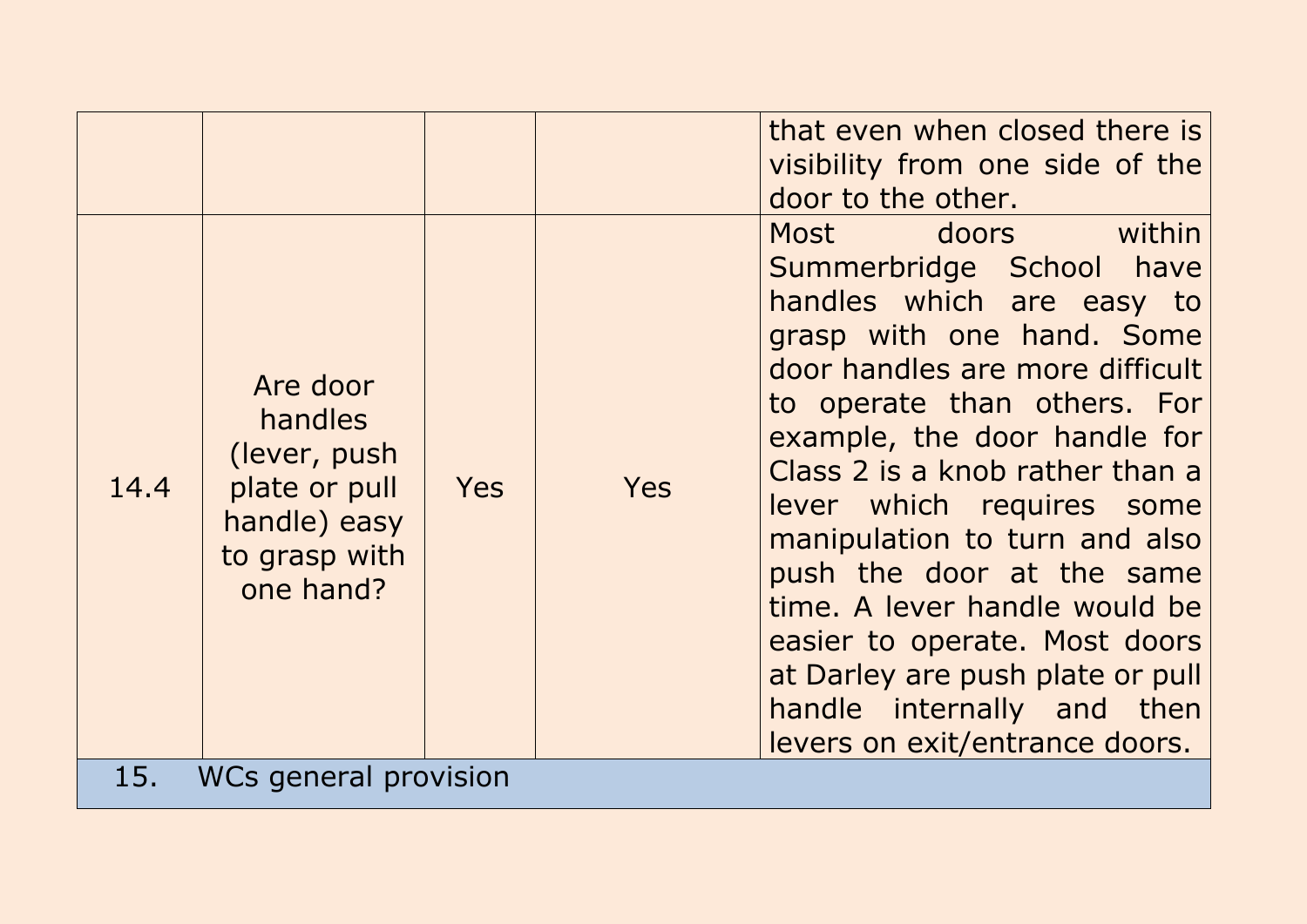| | | | | that even when closed there is visibility from one side of the door to the other. |
|---|---|---|---|---|
| 14.4 | Are door handles (lever, push plate or pull handle) easy to grasp with one hand? | Yes | Yes | Most doors within Summerbridge School have handles which are easy to grasp with one hand. Some door handles are more difficult to operate than others. For example, the door handle for Class 2 is a knob rather than a lever which requires some manipulation to turn and also push the door at the same time. A lever handle would be easier to operate. Most doors at Darley are push plate or pull handle internally and then levers on exit/entrance doors. |
| 15. WCs general provision | | | | |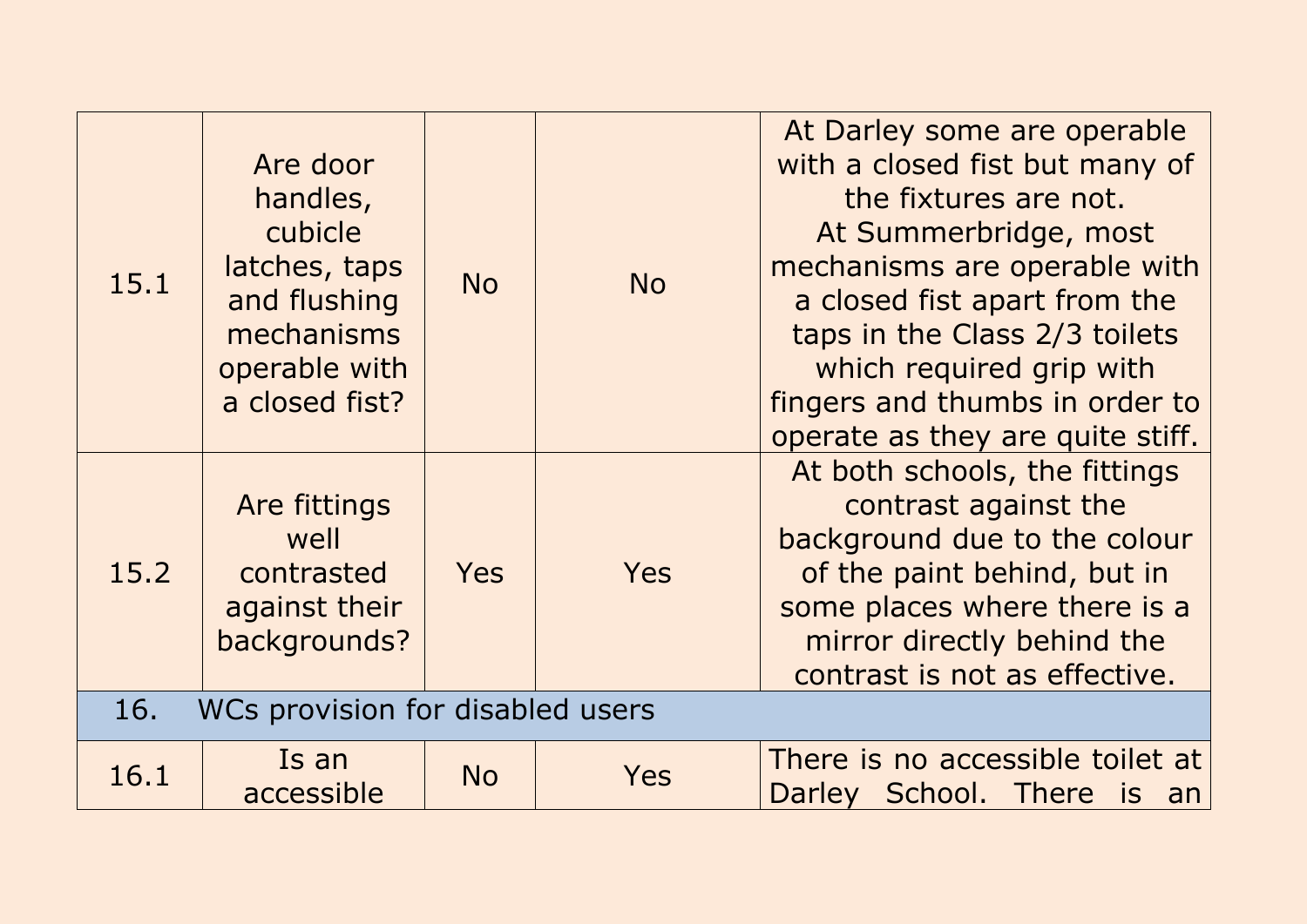| | | | | |
|---|---|---|---|---|
| 15.1 | Are door handles, cubicle latches, taps and flushing mechanisms operable with a closed fist? | No | No | At Darley some are operable with a closed fist but many of the fixtures are not. At Summerbridge, most mechanisms are operable with a closed fist apart from the taps in the Class 2/3 toilets which required grip with fingers and thumbs in order to operate as they are quite stiff. |
| 15.2 | Are fittings well contrasted against their backgrounds? | Yes | Yes | At both schools, the fittings contrast against the background due to the colour of the paint behind, but in some places where there is a mirror directly behind the contrast is not as effective. |
| **16.** | **WCs provision for disabled users** | | | |
| 16.1 | Is an accessible | No | Yes | There is no accessible toilet at Darley School. There is an |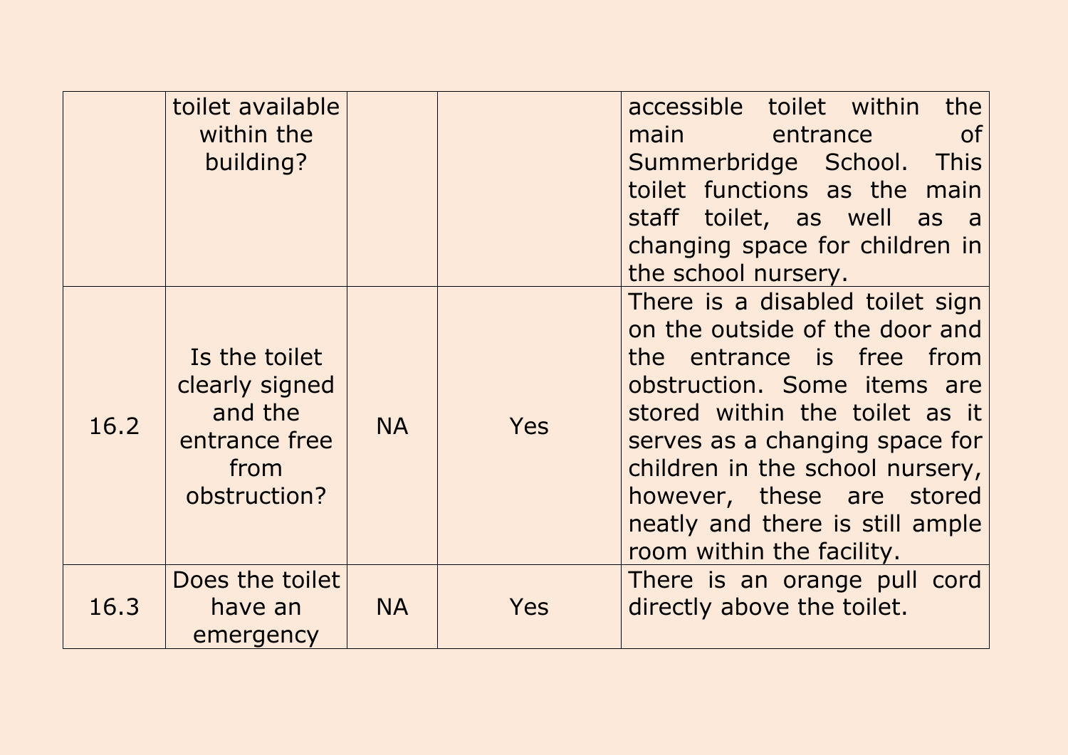| | | | | |
|---|---|---|---|---|
| | toilet available within the building? | | | accessible toilet within the main entrance of Summerbridge School. This toilet functions as the main staff toilet, as well as a changing space for children in the school nursery. |
| 16.2 | Is the toilet clearly signed and the entrance free from obstruction? | NA | Yes | There is a disabled toilet sign on the outside of the door and the entrance is free from obstruction. Some items are stored within the toilet as it serves as a changing space for children in the school nursery, however, these are stored neatly and there is still ample room within the facility. |
| 16.3 | Does the toilet have an emergency | NA | Yes | There is an orange pull cord directly above the toilet. |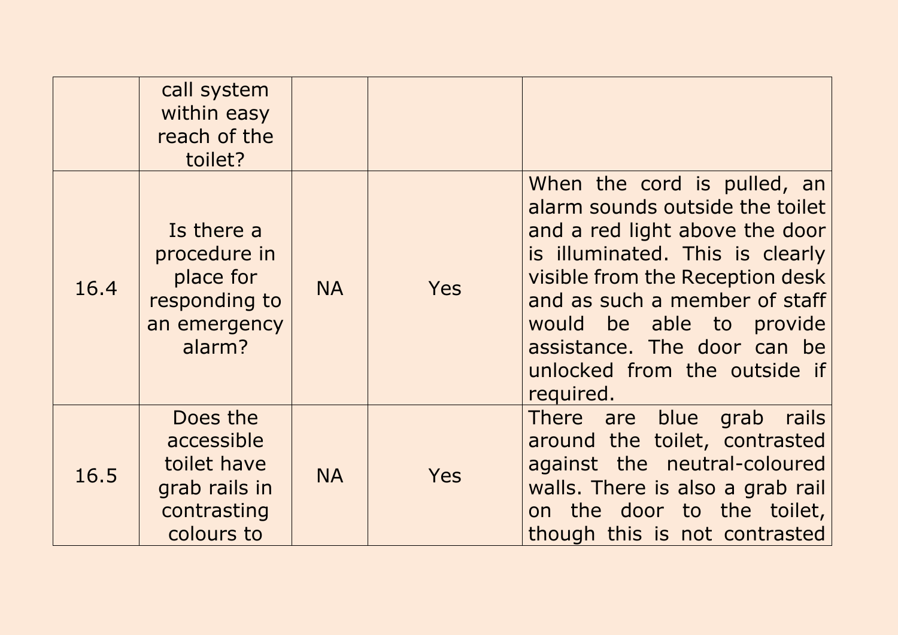| | | | | |
|---|---|---|---|---|
| | call system within easy reach of the toilet? | | | |
| 16.4 | Is there a procedure in place for responding to an emergency alarm? | NA | Yes | When the cord is pulled, an alarm sounds outside the toilet and a red light above the door is illuminated. This is clearly visible from the Reception desk and as such a member of staff would be able to provide assistance. The door can be unlocked from the outside if required. |
| 16.5 | Does the accessible toilet have grab rails in contrasting colours to | NA | Yes | There are blue grab rails around the toilet, contrasted against the neutral-coloured walls. There is also a grab rail on the door to the toilet, though this is not contrasted |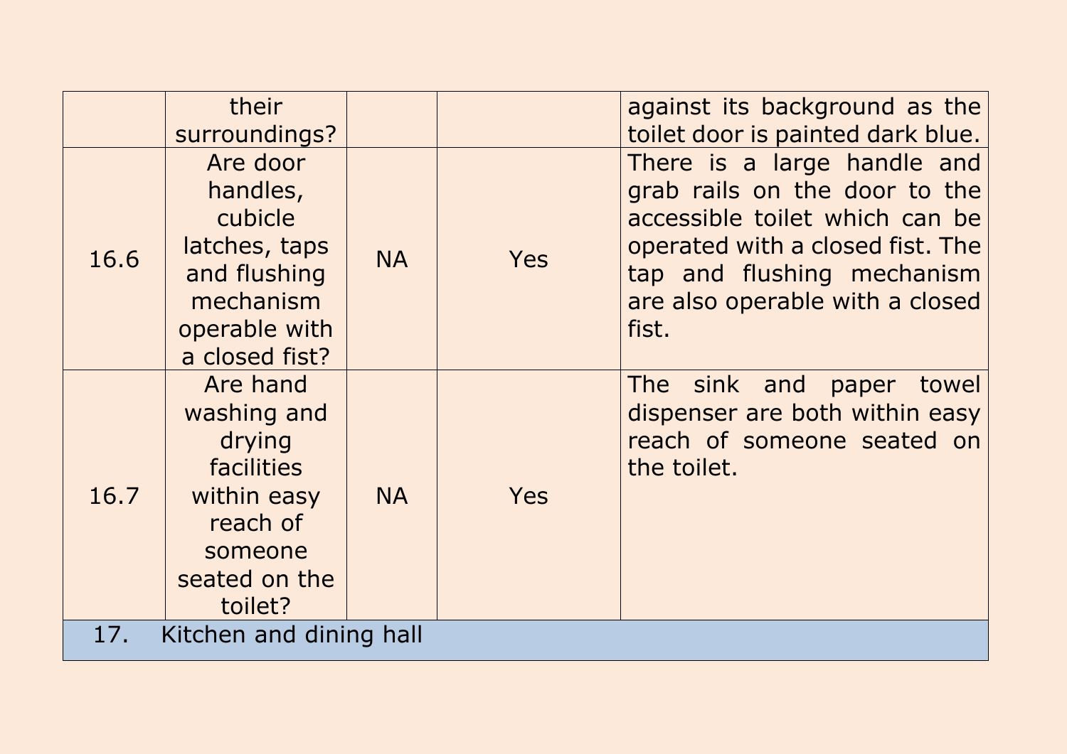| | | | | |
|---|---|---|---|---|
| | their surroundings? | | | against its background as the toilet door is painted dark blue. |
| 16.6 | Are door handles, cubicle latches, taps and flushing mechanism operable with a closed fist? | NA | Yes | There is a large handle and grab rails on the door to the accessible toilet which can be operated with a closed fist. The tap and flushing mechanism are also operable with a closed fist. |
| 16.7 | Are hand washing and drying facilities within easy reach of someone seated on the toilet? | NA | Yes | The sink and paper towel dispenser are both within easy reach of someone seated on the toilet. |
| 17. | Kitchen and dining hall | | | |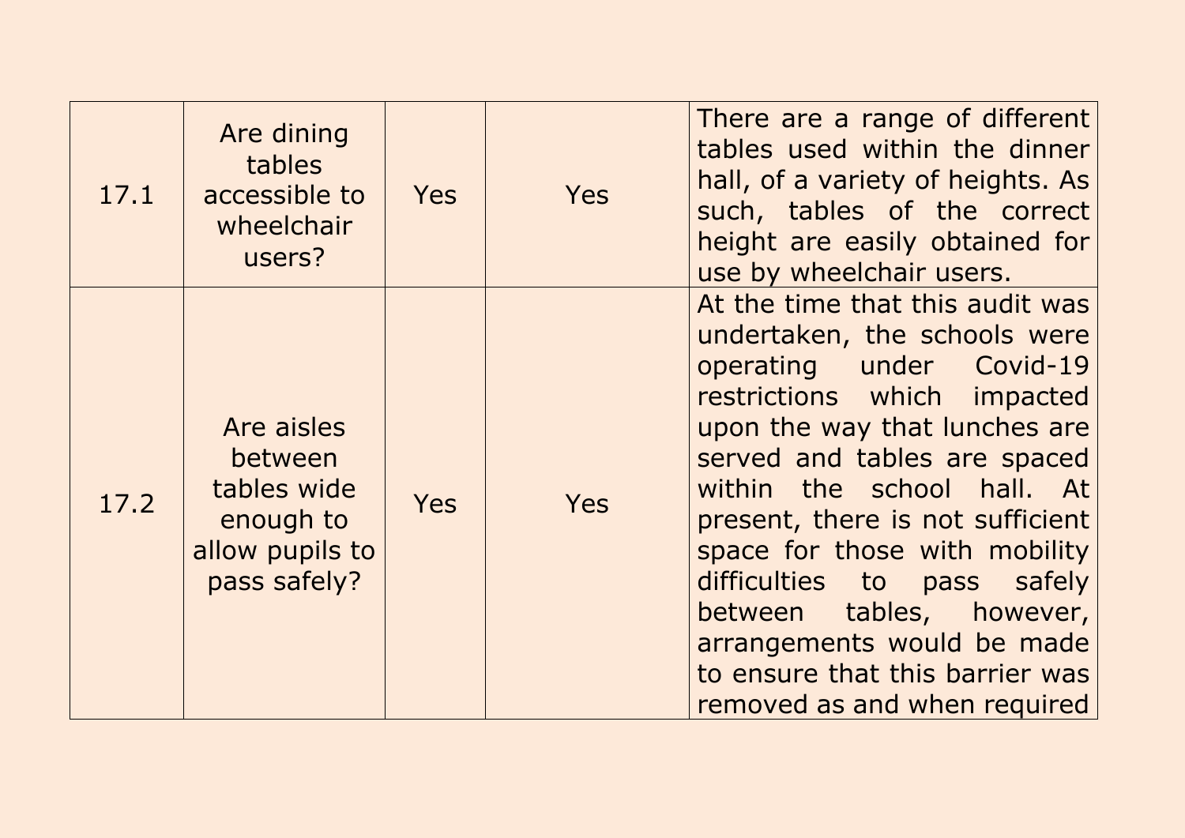| | | | | |
|---|---|---|---|---|
| 17.1 | Are dining tables accessible to wheelchair users? | Yes | Yes | There are a range of different tables used within the dinner hall, of a variety of heights. As such, tables of the correct height are easily obtained for use by wheelchair users. |
| 17.2 | Are aisles between tables wide enough to allow pupils to pass safely? | Yes | Yes | At the time that this audit was undertaken, the schools were operating under Covid-19 restrictions which impacted upon the way that lunches are served and tables are spaced within the school hall. At present, there is not sufficient space for those with mobility difficulties to pass safely between tables, however, arrangements would be made to ensure that this barrier was removed as and when required |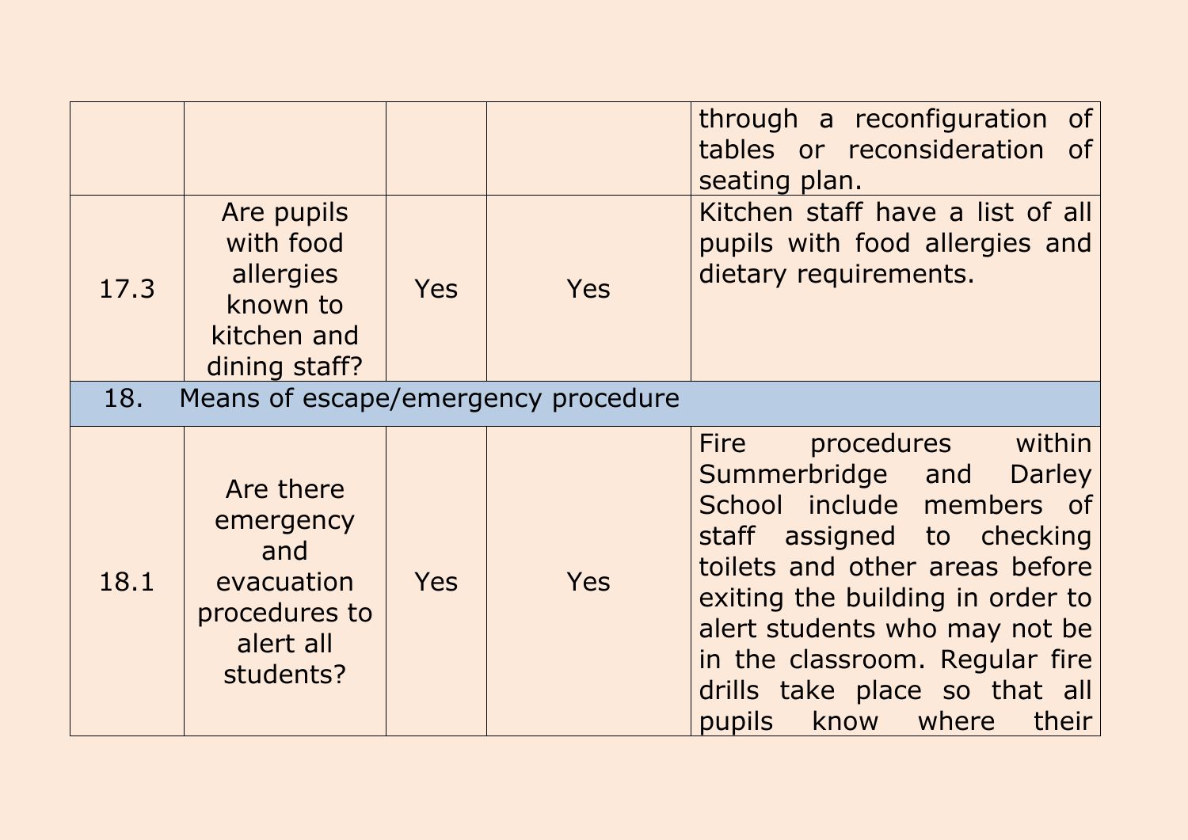| | | | | |
|---|---|---|---|---|
| | | | | through a reconfiguration of tables or reconsideration of seating plan. |
| 17.3 | Are pupils with food allergies known to kitchen and dining staff? | Yes | Yes | Kitchen staff have a list of all pupils with food allergies and dietary requirements. |
| **18.** | **Means of escape/emergency procedure** | | | |
| 18.1 | Are there emergency and evacuation procedures to alert all students? | Yes | Yes | Fire procedures within Summerbridge and Darley School include members of staff assigned to checking toilets and other areas before exiting the building in order to alert students who may not be in the classroom. Regular fire drills take place so that all pupils know where their |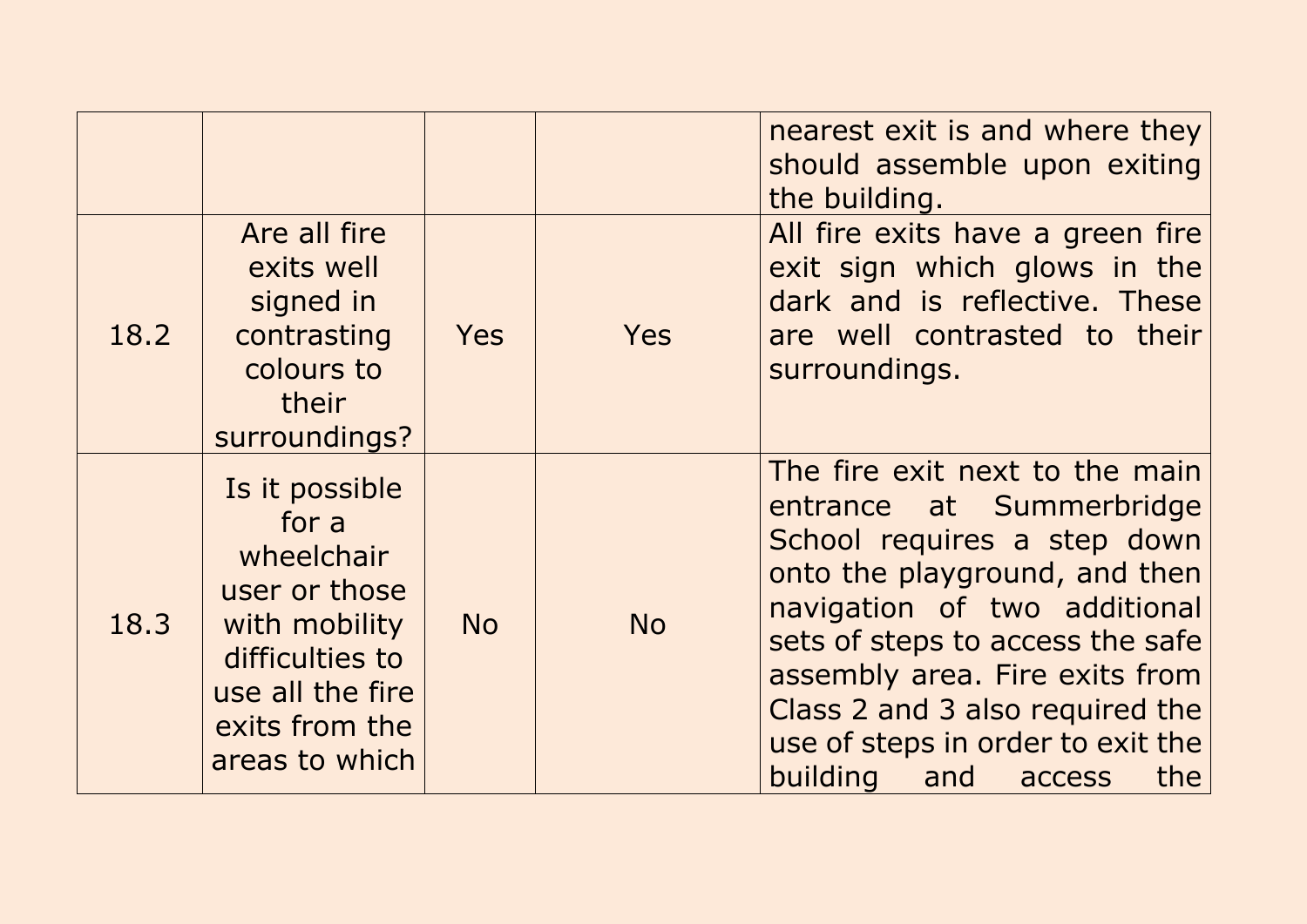| | | | | |
|---|---|---|---|---|
| | | | | nearest exit is and where they should assemble upon exiting the building. |
| 18.2 | Are all fire exits well signed in contrasting colours to their surroundings? | Yes | Yes | All fire exits have a green fire exit sign which glows in the dark and is reflective. These are well contrasted to their surroundings. |
| 18.3 | Is it possible for a wheelchair user or those with mobility difficulties to use all the fire exits from the areas to which | No | No | The fire exit next to the main entrance at Summerbridge School requires a step down onto the playground, and then navigation of two additional sets of steps to access the safe assembly area. Fire exits from Class 2 and 3 also required the use of steps in order to exit the building and access the |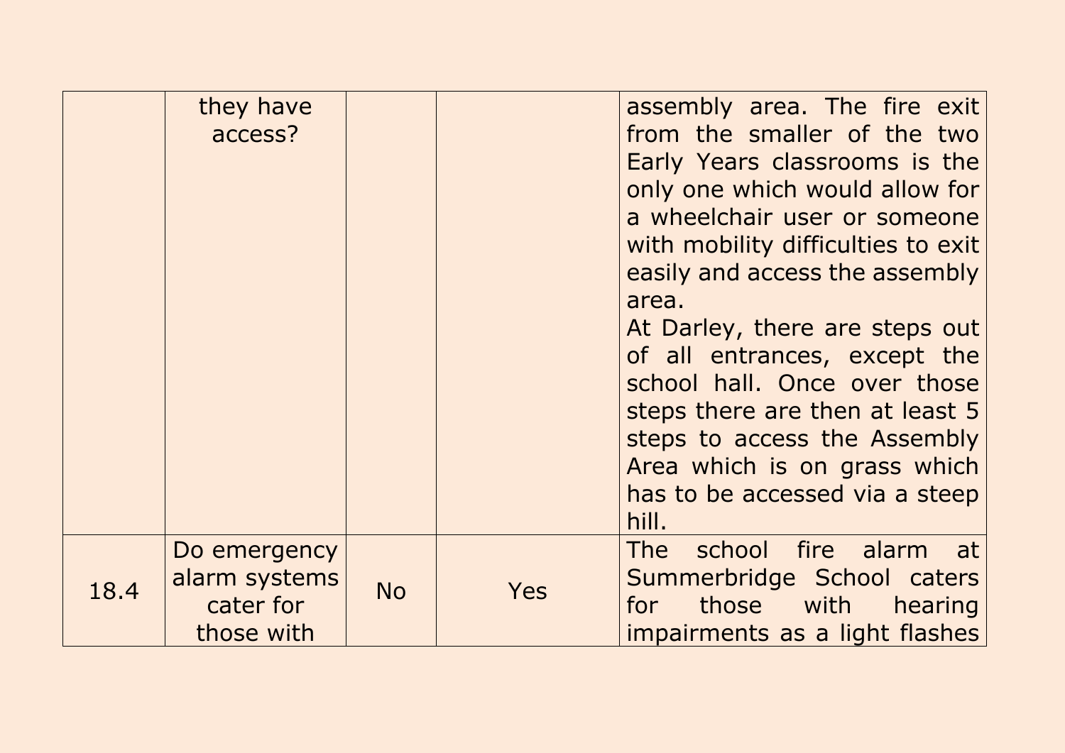| | | | | |
|---|---|---|---|---|
| | they have access? | | | assembly area. The fire exit from the smaller of the two Early Years classrooms is the only one which would allow for a wheelchair user or someone with mobility difficulties to exit easily and access the assembly area. At Darley, there are steps out of all entrances, except the school hall. Once over those steps there are then at least 5 steps to access the Assembly Area which is on grass which has to be accessed via a steep hill. |
| 18.4 | Do emergency alarm systems cater for those with | No | Yes | The school fire alarm at Summerbridge School caters for those with hearing impairments as a light flashes |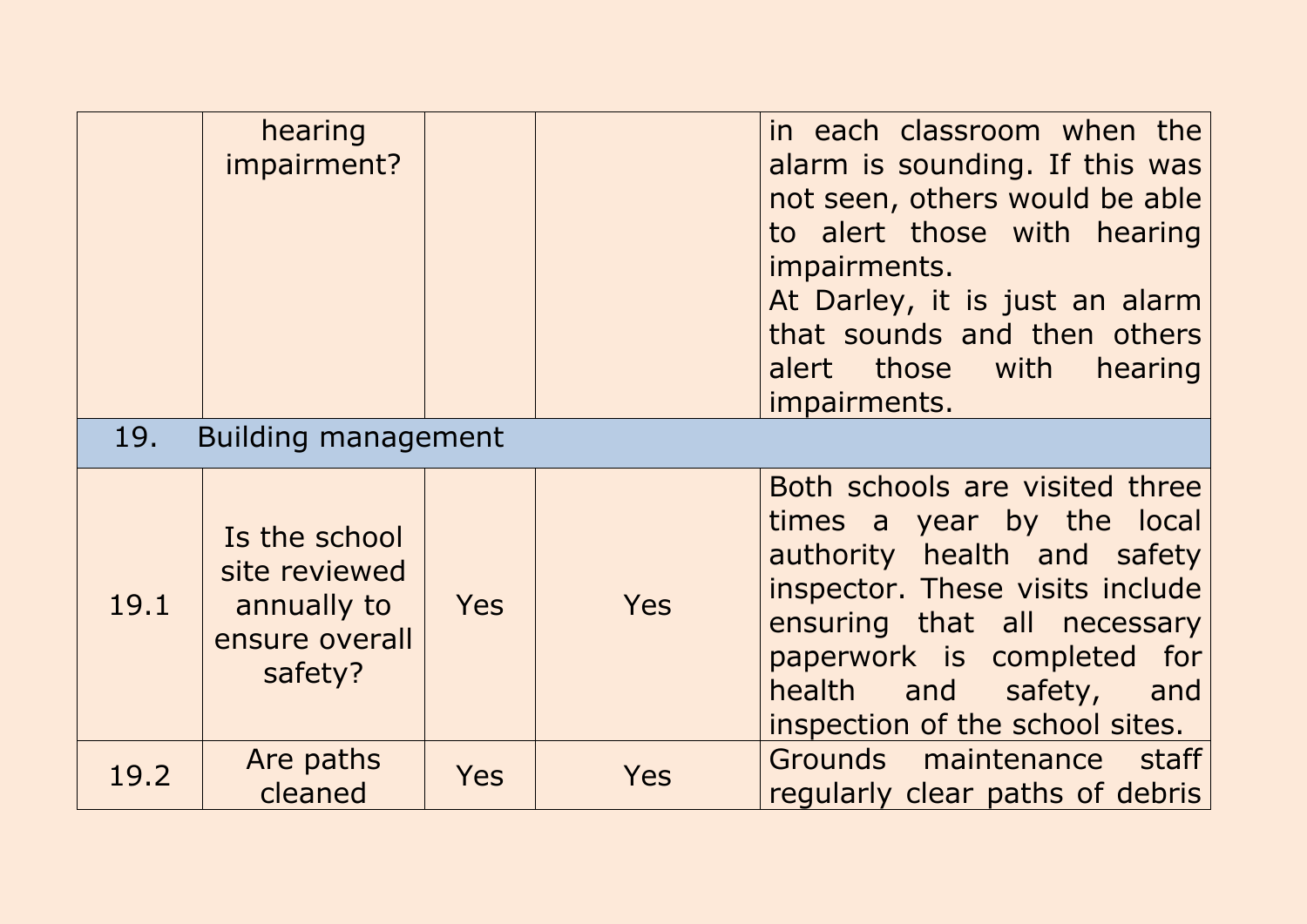| | | | | |
|---|---|---|---|---|
| | hearing impairment? | | | in each classroom when the alarm is sounding. If this was not seen, others would be able to alert those with hearing impairments.<br>At Darley, it is just an alarm that sounds and then others alert those with hearing impairments. |
| 19. | Building management | | | |
| 19.1 | Is the school site reviewed annually to ensure overall safety? | Yes | Yes | Both schools are visited three times a year by the local authority health and safety inspector. These visits include ensuring that all necessary paperwork is completed for health and safety, and inspection of the school sites. |
| 19.2 | Are paths cleaned | Yes | Yes | Grounds maintenance staff regularly clear paths of debris |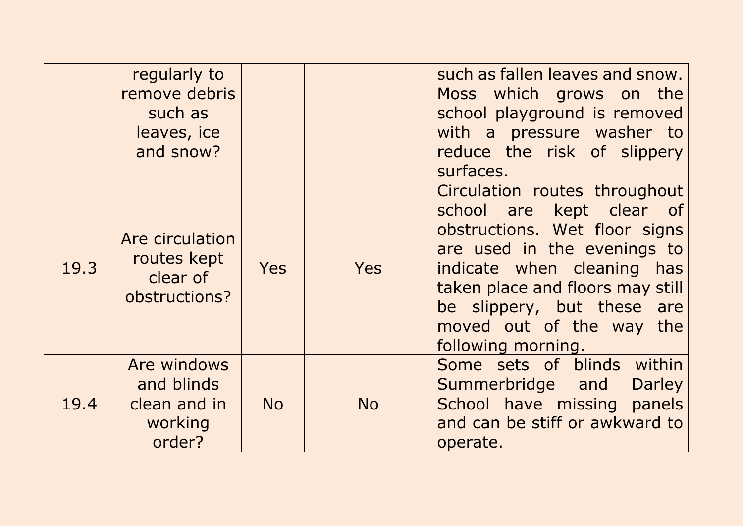| | | | | |
|---|---|---|---|---|
| | regularly to remove debris such as leaves, ice and snow? | | | such as fallen leaves and snow. Moss which grows on the school playground is removed with a pressure washer to reduce the risk of slippery surfaces. |
| 19.3 | Are circulation routes kept clear of obstructions? | Yes | Yes | Circulation routes throughout school are kept clear of obstructions. Wet floor signs are used in the evenings to indicate when cleaning has taken place and floors may still be slippery, but these are moved out of the way the following morning. |
| 19.4 | Are windows and blinds clean and in working order? | No | No | Some sets of blinds within Summerbridge and Darley School have missing panels and can be stiff or awkward to operate. |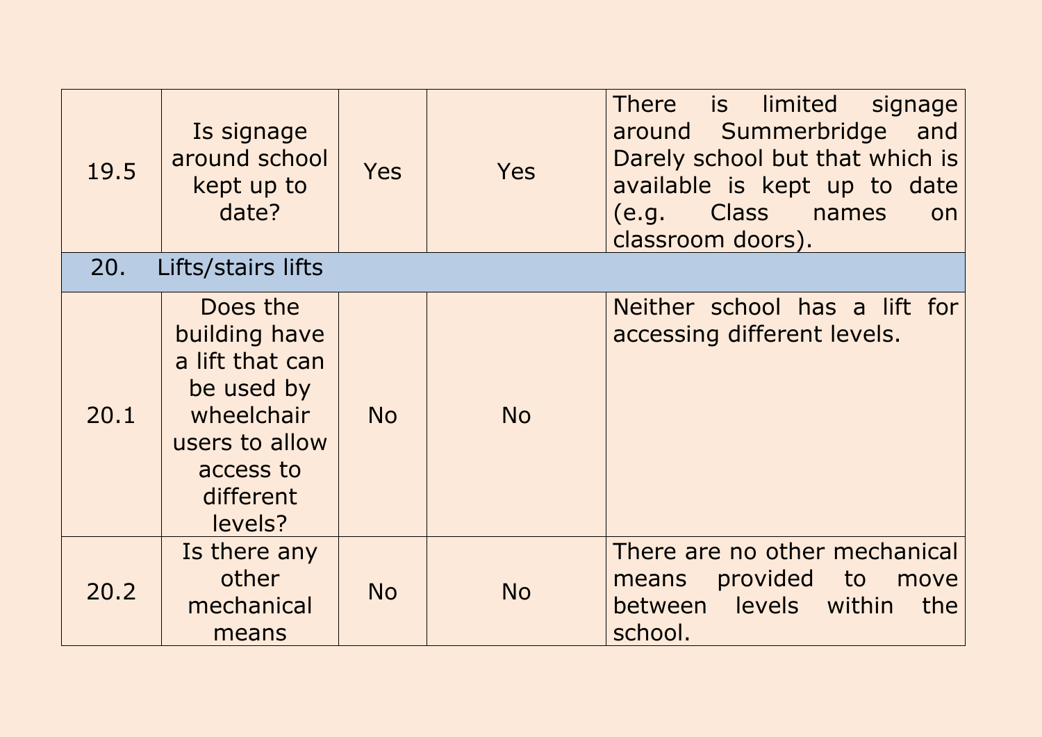| | | | | |
|---|---|---|---|---|
| 19.5 | Is signage around school kept up to date? | Yes | Yes | There is limited signage around Summerbridge and Darely school but that which is available is kept up to date (e.g. Class names on classroom doors). |
| 20. Lifts/stairs lifts | | | | |
| 20.1 | Does the building have a lift that can be used by wheelchair users to allow access to different levels? | No | No | Neither school has a lift for accessing different levels. |
| 20.2 | Is there any other mechanical means | No | No | There are no other mechanical means provided to move between levels within the school. |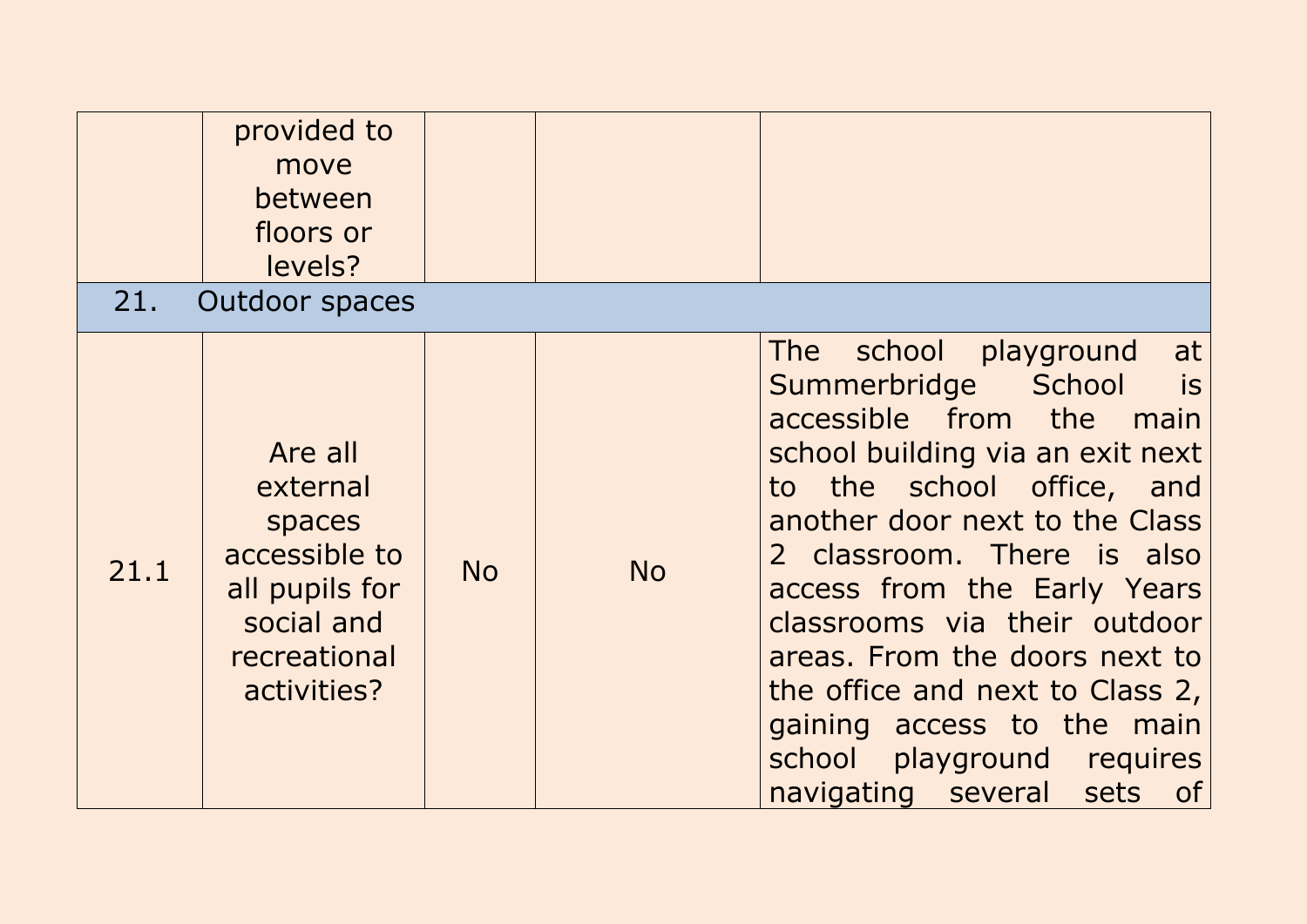|  |  |  |  |  |
| --- | --- | --- | --- | --- |
|  | provided to move between floors or levels? |  |  |  |
| 21. | Outdoor spaces |  |  |  |
| 21.1 | Are all external spaces accessible to all pupils for social and recreational activities? | No | No | The school playground at Summerbridge School is accessible from the main school building via an exit next to the school office, and another door next to the Class 2 classroom. There is also access from the Early Years classrooms via their outdoor areas. From the doors next to the office and next to Class 2, gaining access to the main school playground requires navigating several sets of |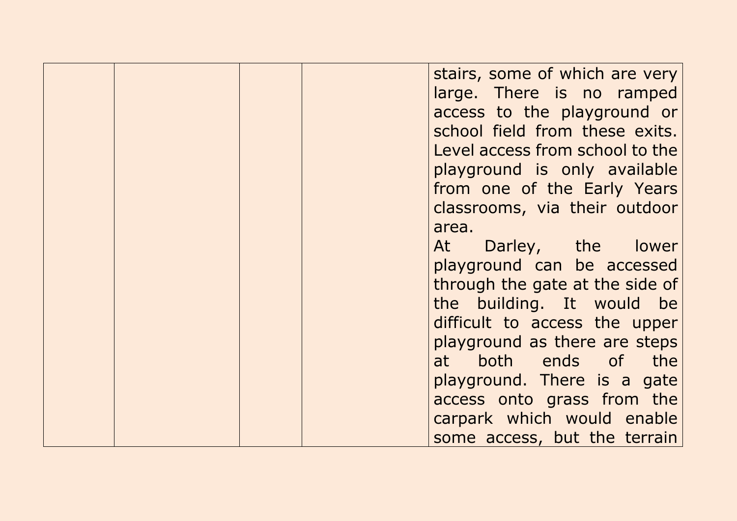| | | | | |
|---|---|---|---|---|
| | | | | stairs, some of which are very large. There is no ramped access to the playground or school field from these exits. Level access from school to the playground is only available from one of the Early Years classrooms, via their outdoor area.<br>At Darley, the lower playground can be accessed through the gate at the side of the building. It would be difficult to access the upper playground as there are steps at both ends of the playground. There is a gate access onto grass from the carpark which would enable some access, but the terrain |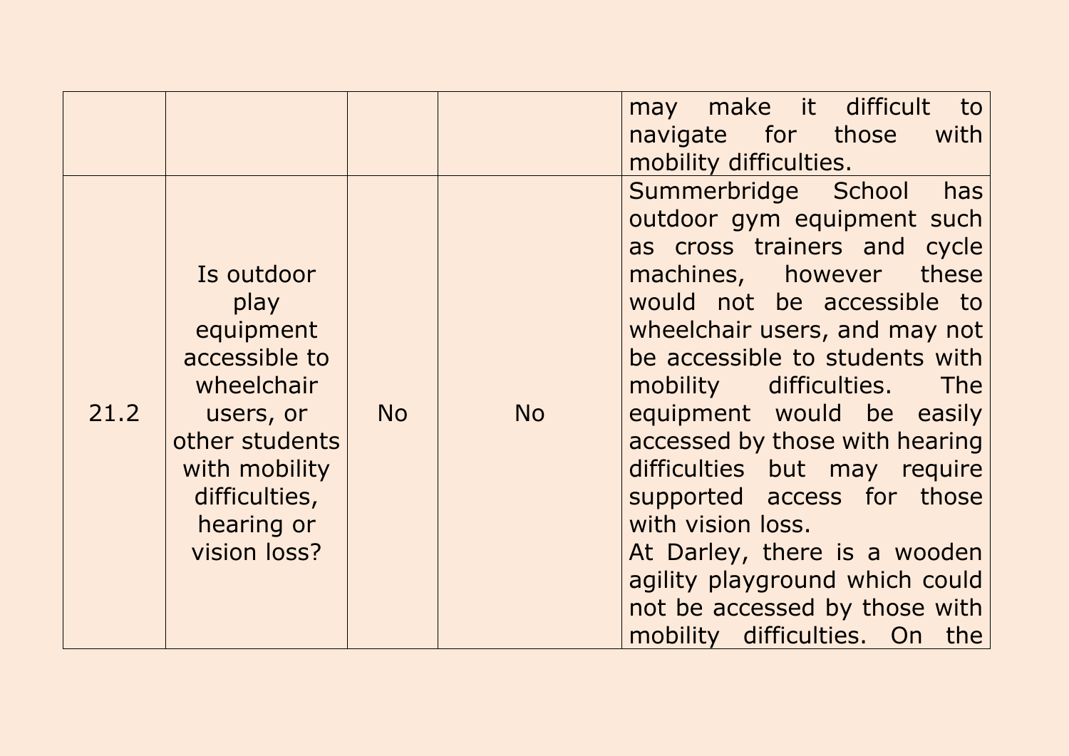| | | | | |
|---|---|---|---|---|
| | | | | may make it difficult to navigate for those with mobility difficulties. |
| 21.2 | Is outdoor play equipment accessible to wheelchair users, or other students with mobility difficulties, hearing or vision loss? | No | No | Summerbridge School has outdoor gym equipment such as cross trainers and cycle machines, however these would not be accessible to wheelchair users, and may not be accessible to students with mobility difficulties. The equipment would be easily accessed by those with hearing difficulties but may require supported access for those with vision loss.<br>At Darley, there is a wooden agility playground which could not be accessed by those with mobility difficulties. On the |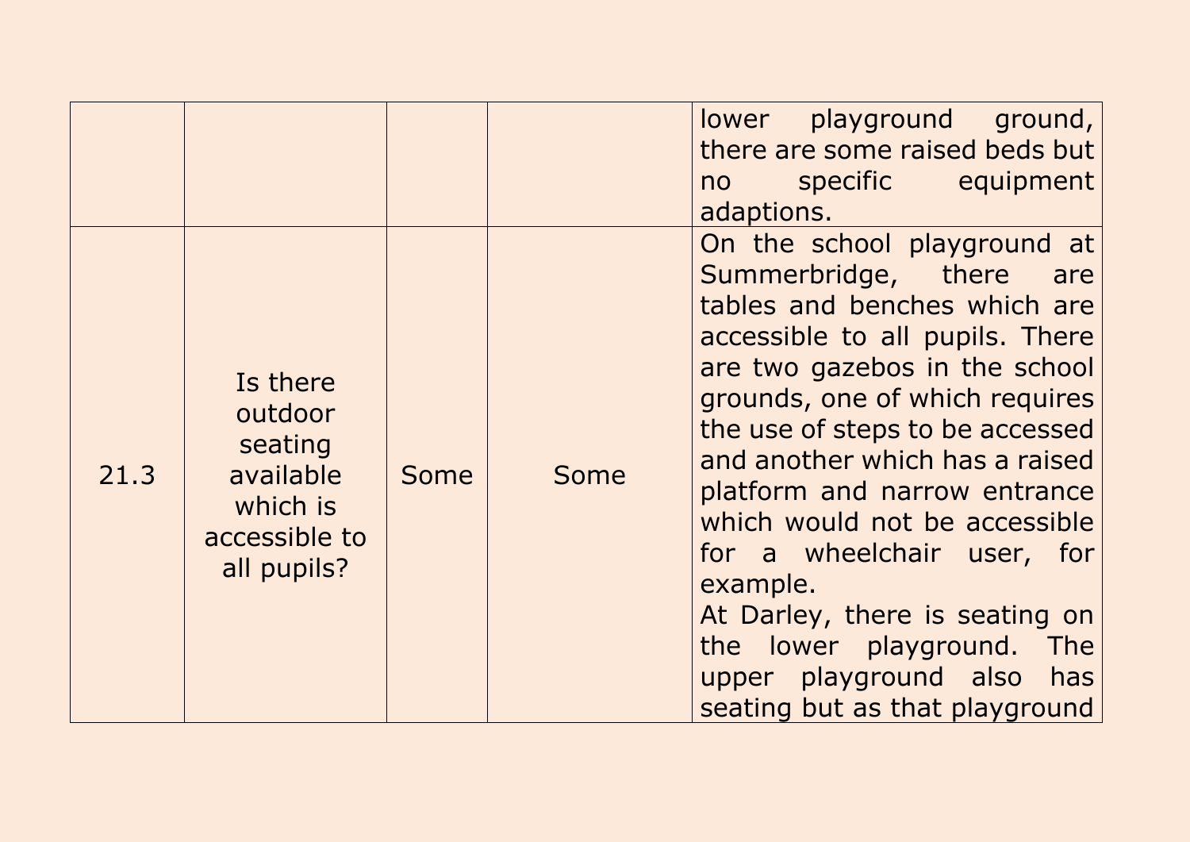| | | | | |
|---|---|---|---|---|
| | | | | lower playground ground, there are some raised beds but no specific equipment adaptions. |
| 21.3 | Is there outdoor seating available which is accessible to all pupils? | Some | Some | On the school playground at Summerbridge, there are tables and benches which are accessible to all pupils. There are two gazebos in the school grounds, one of which requires the use of steps to be accessed and another which has a raised platform and narrow entrance which would not be accessible for a wheelchair user, for example.<br>At Darley, there is seating on the lower playground. The upper playground also has seating but as that playground |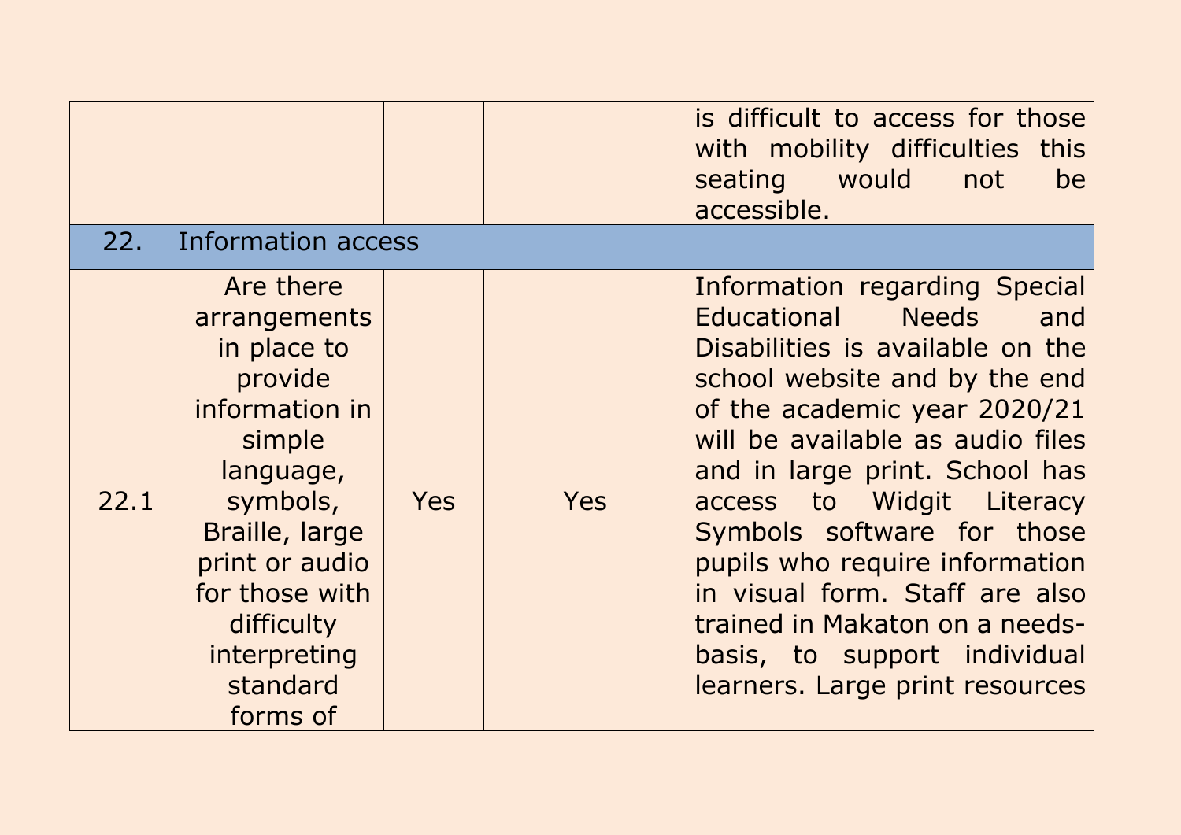| | | | | |
|---|---|---|---|---|
| | | | | is difficult to access for those with mobility difficulties this seating would not be accessible. |
| 22. | Information access | | | |
| 22.1 | Are there arrangements in place to provide information in simple language, symbols, Braille, large print or audio for those with difficulty interpreting standard forms of | Yes | Yes | Information regarding Special Educational Needs and Disabilities is available on the school website and by the end of the academic year 2020/21 will be available as audio files and in large print. School has access to Widgit Literacy Symbols software for those pupils who require information in visual form. Staff are also trained in Makaton on a needs-basis, to support individual learners. Large print resources |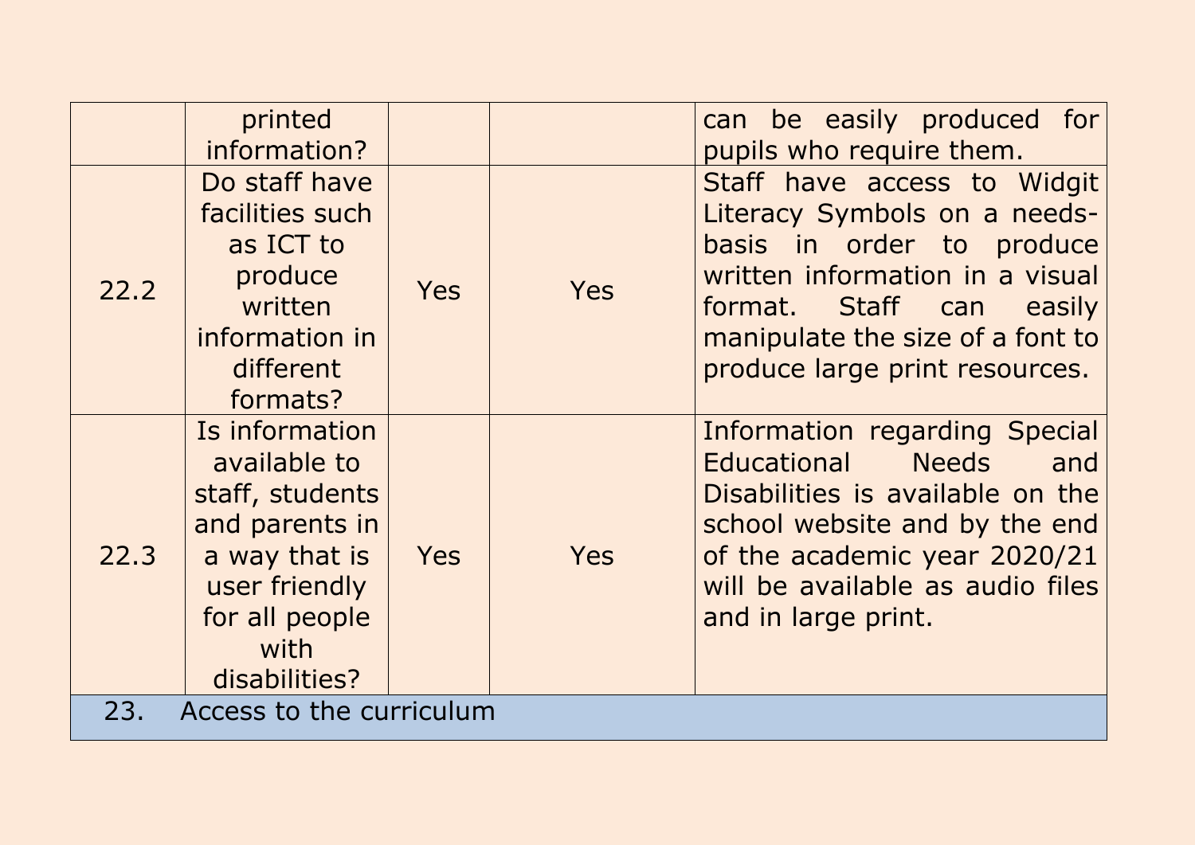| | | | | |
|---|---|---|---|---|
| | printed information? | | | can be easily produced for pupils who require them. |
| 22.2 | Do staff have facilities such as ICT to produce written information in different formats? | Yes | Yes | Staff have access to Widgit Literacy Symbols on a needs-basis in order to produce written information in a visual format. Staff can easily manipulate the size of a font to produce large print resources. |
| 22.3 | Is information available to staff, students and parents in a way that is user friendly for all people with disabilities? | Yes | Yes | Information regarding Special Educational Needs and Disabilities is available on the school website and by the end of the academic year 2020/21 will be available as audio files and in large print. |
| 23. | Access to the curriculum | | | |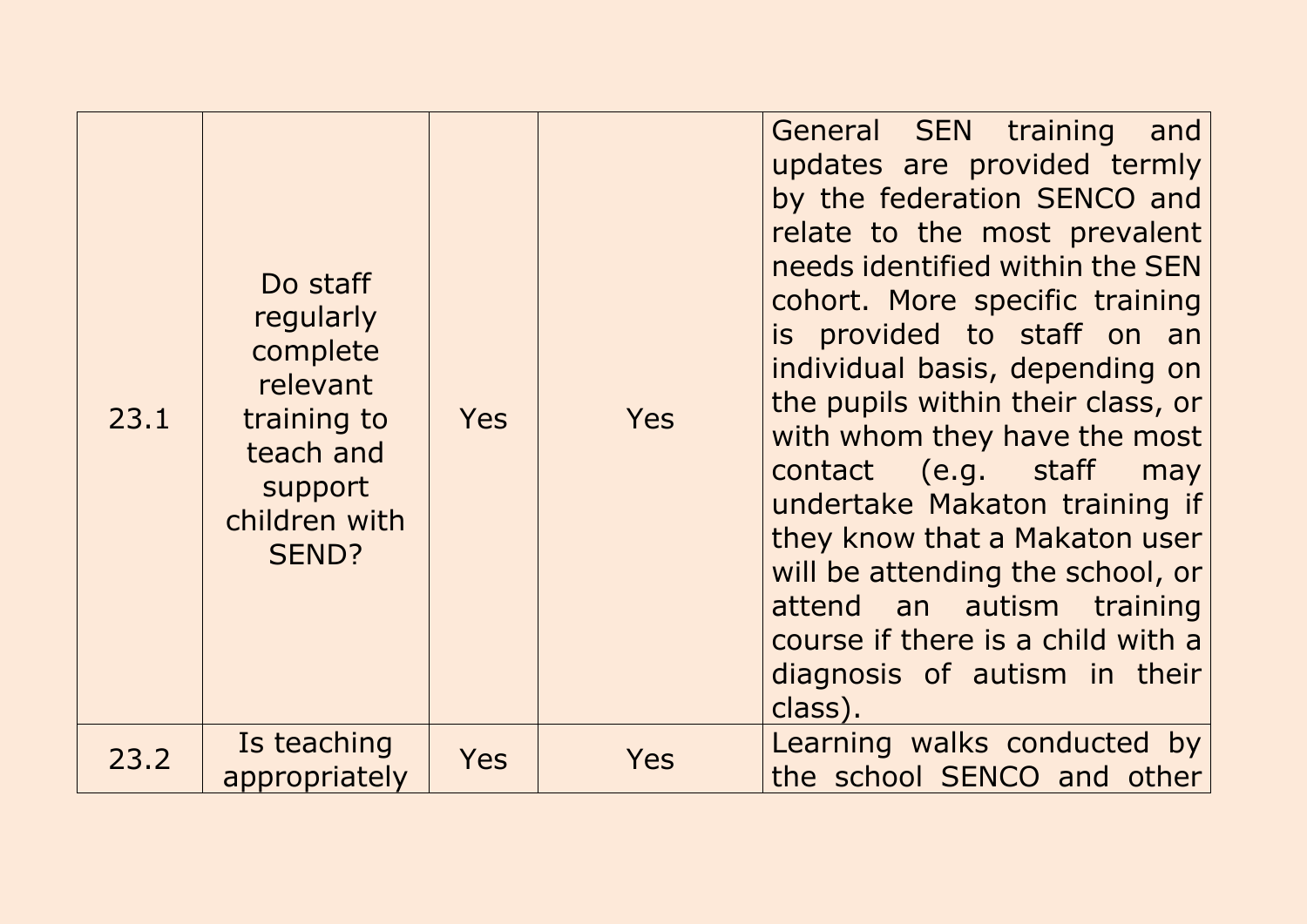| | | | | |
|---|---|---|---|---|
| 23.1 | Do staff regularly complete relevant training to teach and support children with SEND? | Yes | Yes | General SEN training and updates are provided termly by the federation SENCO and relate to the most prevalent needs identified within the SEN cohort. More specific training is provided to staff on an individual basis, depending on the pupils within their class, or with whom they have the most contact (e.g. staff may undertake Makaton training if they know that a Makaton user will be attending the school, or attend an autism training course if there is a child with a diagnosis of autism in their class). |
| 23.2 | Is teaching appropriately | Yes | Yes | Learning walks conducted by the school SENCO and other |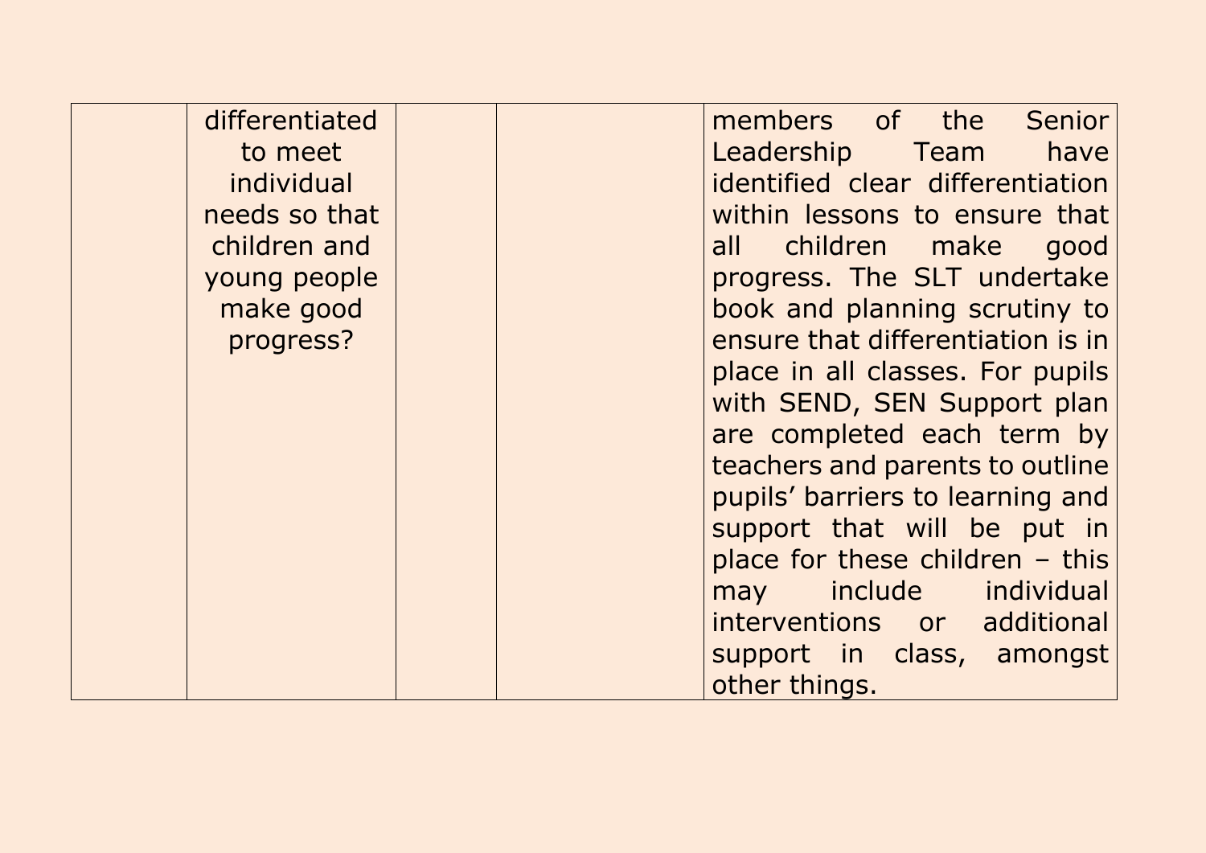| | | | | |
|---|---|---|---|---|
| | differentiated to meet individual needs so that children and young people make good progress? | | | members of the Senior Leadership Team have identified clear differentiation within lessons to ensure that all children make good progress. The SLT undertake book and planning scrutiny to ensure that differentiation is in place in all classes. For pupils with SEND, SEN Support plan are completed each term by teachers and parents to outline pupils' barriers to learning and support that will be put in place for these children – this may include individual interventions or additional support in class, amongst other things. |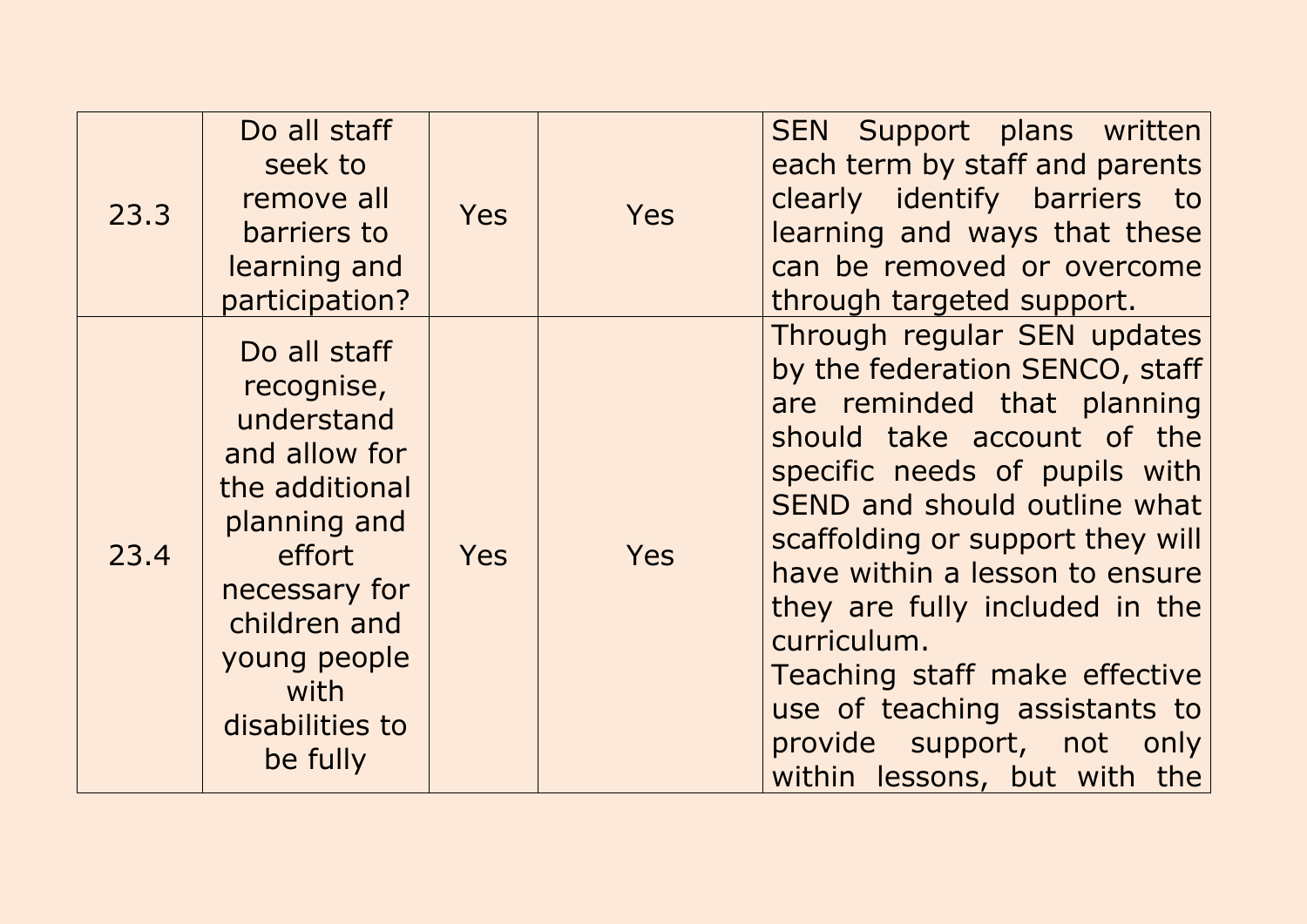| | | | | |
|---|---|---|---|---|
| 23.3 | Do all staff seek to remove all barriers to learning and participation? | Yes | Yes | SEN Support plans written each term by staff and parents clearly identify barriers to learning and ways that these can be removed or overcome through targeted support. |
| 23.4 | Do all staff recognise, understand and allow for the additional planning and effort necessary for children and young people with disabilities to be fully | Yes | Yes | Through regular SEN updates by the federation SENCO, staff are reminded that planning should take account of the specific needs of pupils with SEND and should outline what scaffolding or support they will have within a lesson to ensure they are fully included in the curriculum.<br>Teaching staff make effective use of teaching assistants to provide support, not only within lessons, but with the |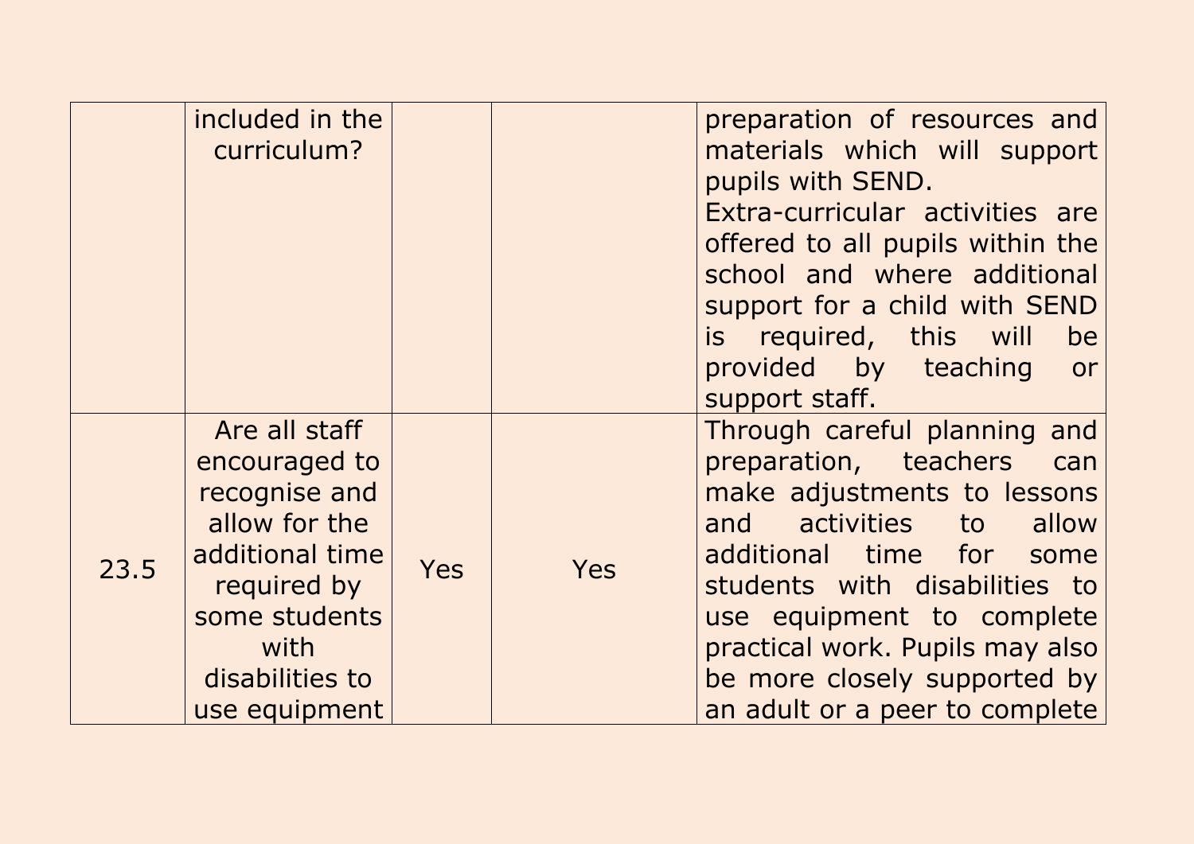| | | | | |
|---|---|---|---|---|
| | included in the curriculum? | | | preparation of resources and materials which will support pupils with SEND. Extra-curricular activities are offered to all pupils within the school and where additional support for a child with SEND is required, this will be provided by teaching or support staff. |
| 23.5 | Are all staff encouraged to recognise and allow for the additional time required by some students with disabilities to use equipment | Yes | Yes | Through careful planning and preparation, teachers can make adjustments to lessons and activities to allow additional time for some students with disabilities to use equipment to complete practical work. Pupils may also be more closely supported by an adult or a peer to complete |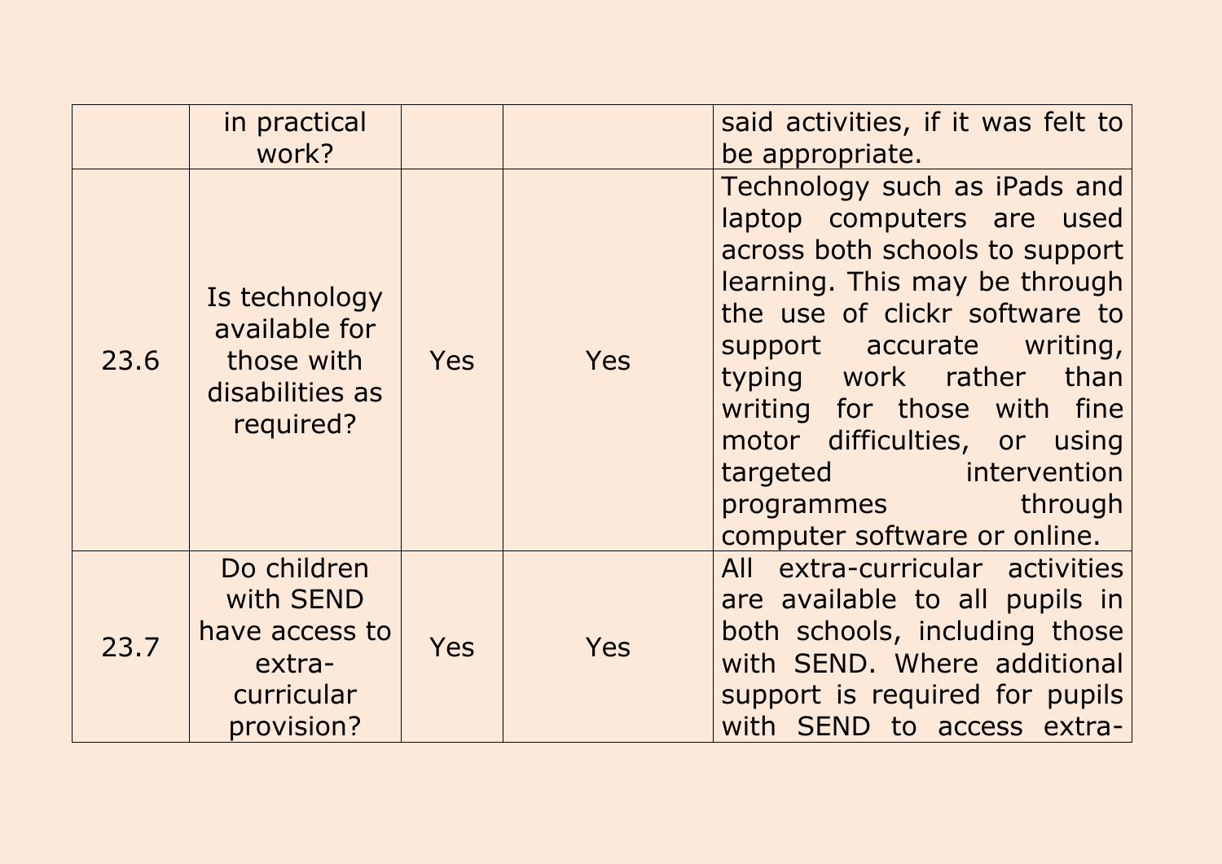| | | | | |
|---|---|---|---|---|
| | in practical work? | | | said activities, if it was felt to be appropriate. |
| 23.6 | Is technology available for those with disabilities as required? | Yes | Yes | Technology such as iPads and laptop computers are used across both schools to support learning. This may be through the use of clickr software to support accurate writing, typing work rather than writing for those with fine motor difficulties, or using targeted intervention programmes through computer software or online. |
| 23.7 | Do children with SEND have access to extra-curricular provision? | Yes | Yes | All extra-curricular activities are available to all pupils in both schools, including those with SEND. Where additional support is required for pupils with SEND to access extra- |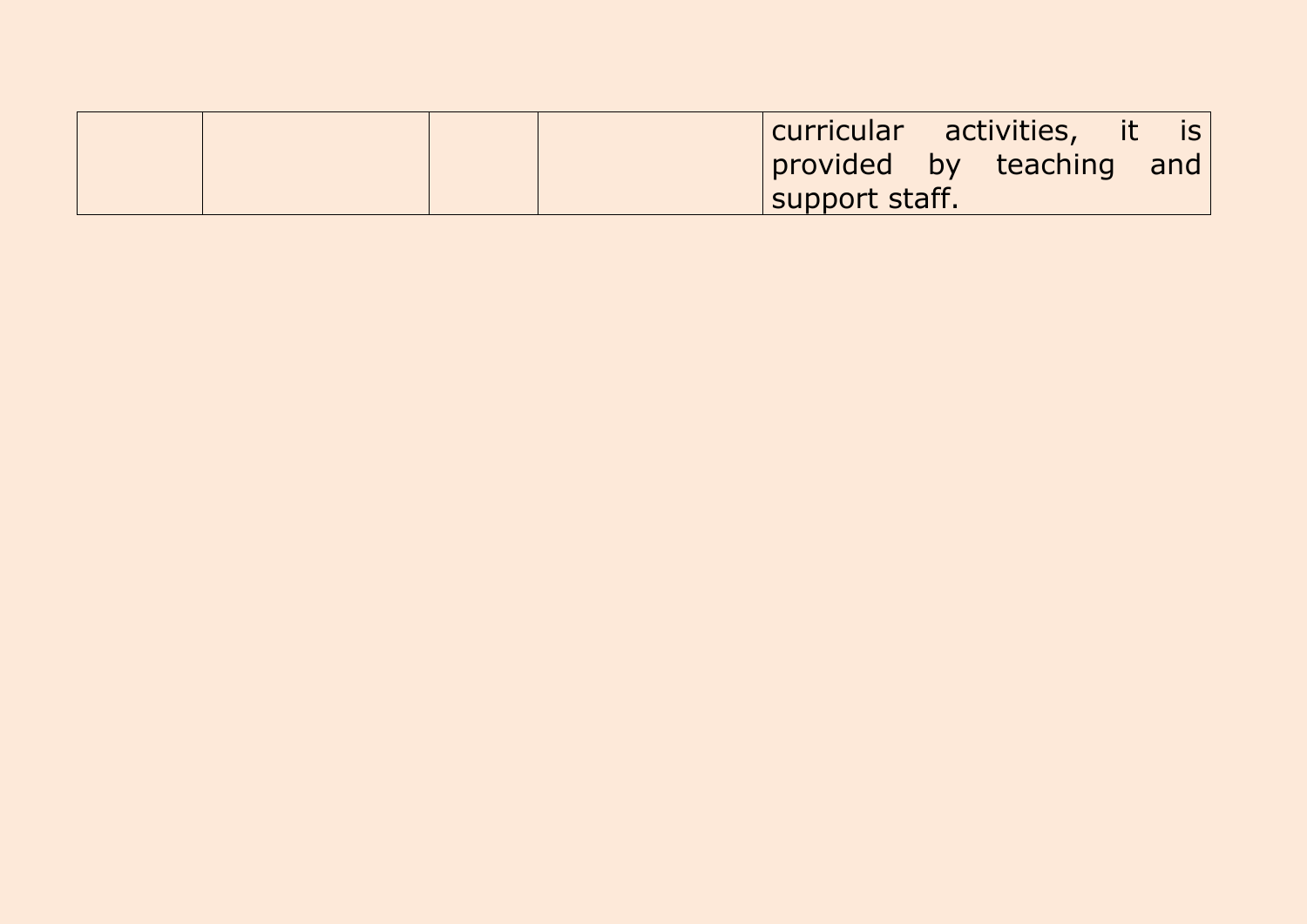| | | | | |
|---|---|---|---|---|
| | | | | curricular activities, it is provided by teaching and support staff. |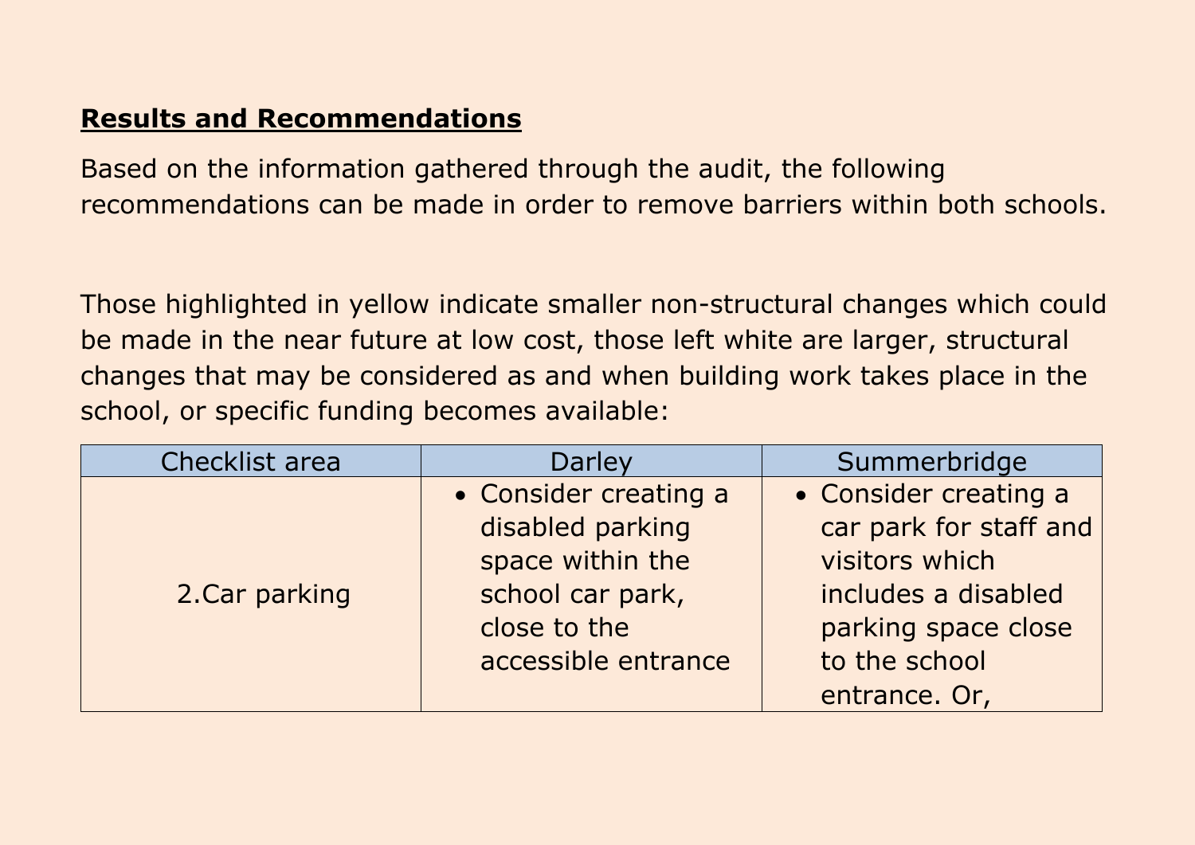## Results and Recommendations

Based on the information gathered through the audit, the following recommendations can be made in order to remove barriers within both schools.

Those highlighted in yellow indicate smaller non-structural changes which could be made in the near future at low cost, those left white are larger, structural changes that may be considered as and when building work takes place in the school, or specific funding becomes available:

| Checklist area | Darley | Summerbridge |
| --- | --- | --- |
| 2.Car parking | • Consider creating a disabled parking space within the school car park, close to the accessible entrance | • Consider creating a car park for staff and visitors which includes a disabled parking space close to the school entrance. Or, |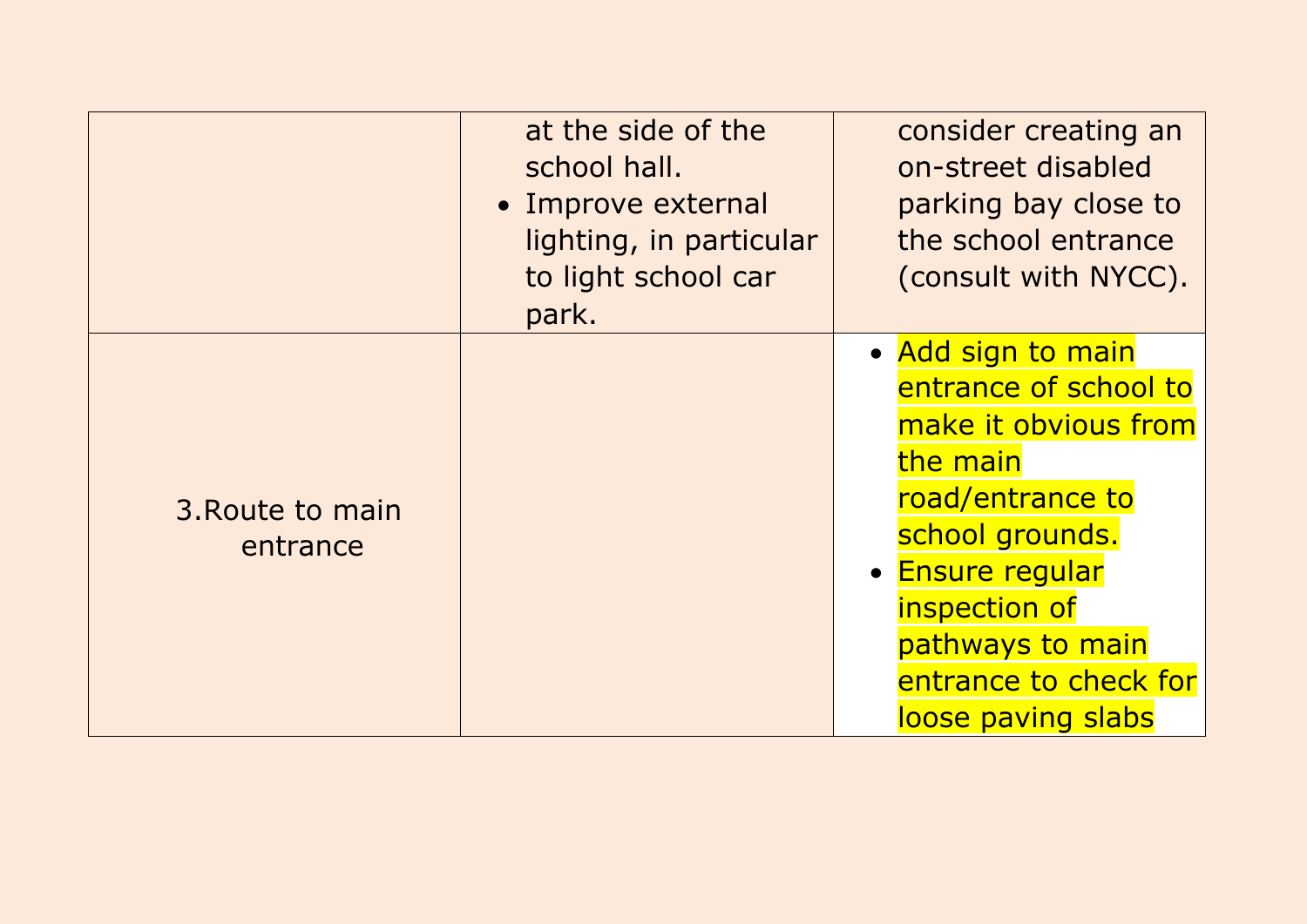|  |  |  |
|---|---|---|
|  | at the side of the school hall.<br>• Improve external lighting, in particular to light school car park. | consider creating an on-street disabled parking bay close to the school entrance (consult with NYCC). |
| 3.Route to main entrance |  | • Add sign to main entrance of school to make it obvious from the main road/entrance to school grounds.<br>• Ensure regular inspection of pathways to main entrance to check for loose paving slabs |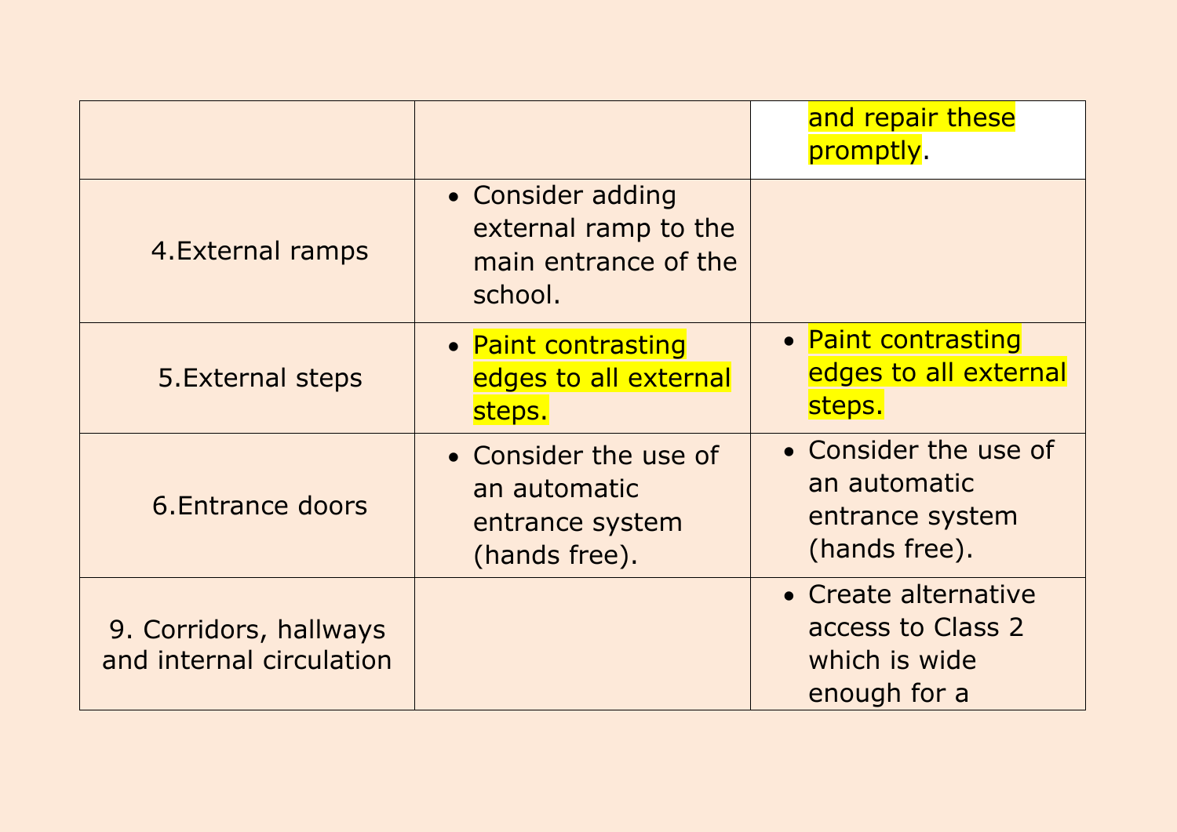| | | |
|---|---|---|
| | | and repair these promptly. |
| 4.External ramps | • Consider adding external ramp to the main entrance of the school. | |
| 5.External steps | • Paint contrasting edges to all external steps. | • Paint contrasting edges to all external steps. |
| 6.Entrance doors | • Consider the use of an automatic entrance system (hands free). | • Consider the use of an automatic entrance system (hands free). |
| 9. Corridors, hallways and internal circulation | | • Create alternative access to Class 2 which is wide enough for a |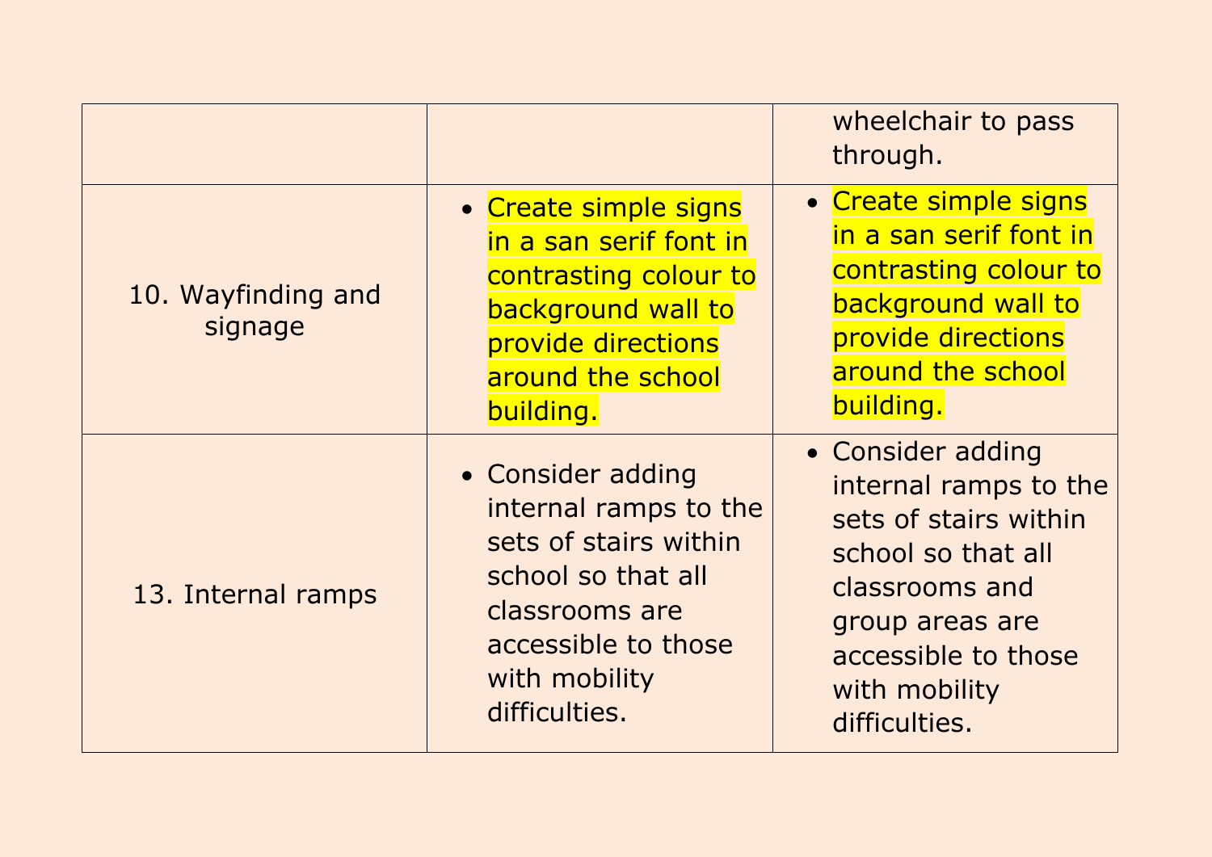| | | |
|---|---|---|
| | | wheelchair to pass through. |
| 10. Wayfinding and signage | • Create simple signs in a san serif font in contrasting colour to background wall to provide directions around the school building. | • Create simple signs in a san serif font in contrasting colour to background wall to provide directions around the school building. |
| 13. Internal ramps | • Consider adding internal ramps to the sets of stairs within school so that all classrooms are accessible to those with mobility difficulties. | • Consider adding internal ramps to the sets of stairs within school so that all classrooms and group areas are accessible to those with mobility difficulties. |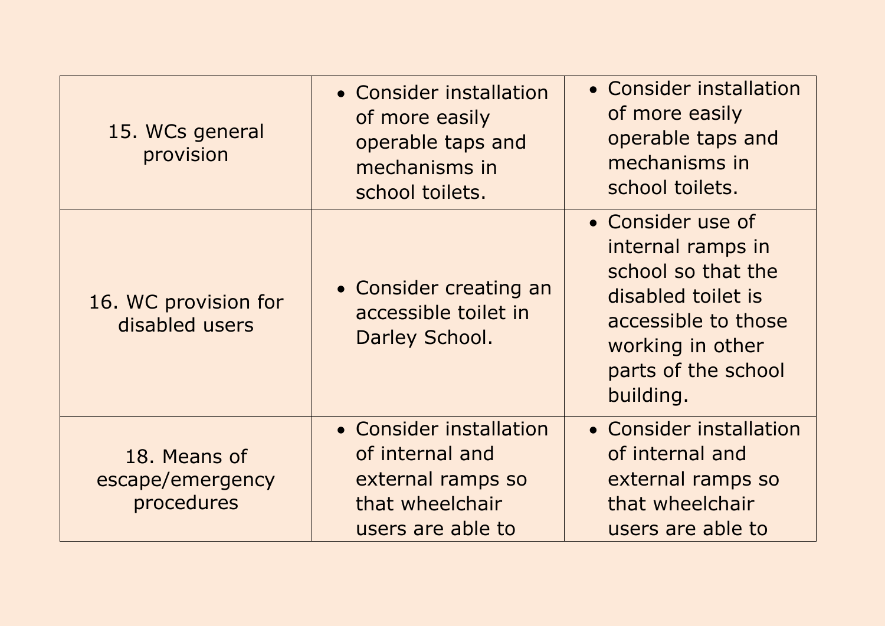| | | |
|---|---|---|
| 15. WCs general provision | • Consider installation of more easily operable taps and mechanisms in school toilets. | • Consider installation of more easily operable taps and mechanisms in school toilets. |
| 16. WC provision for disabled users | • Consider creating an accessible toilet in Darley School. | • Consider use of internal ramps in school so that the disabled toilet is accessible to those working in other parts of the school building. |
| 18. Means of escape/emergency procedures | • Consider installation of internal and external ramps so that wheelchair users are able to | • Consider installation of internal and external ramps so that wheelchair users are able to |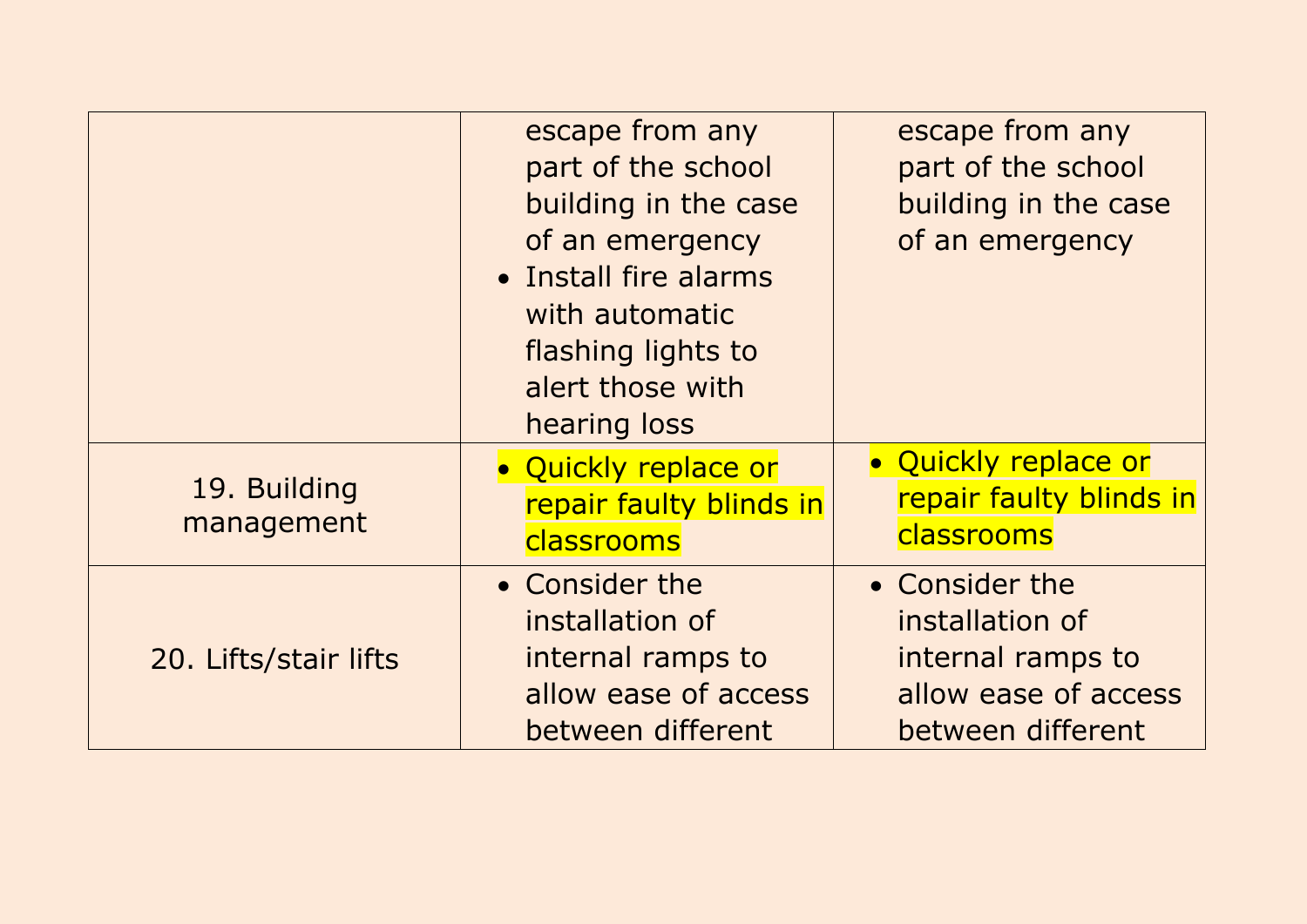| | | |
|---|---|---|
| | escape from any part of the school building in the case of an emergency<br>• Install fire alarms with automatic flashing lights to alert those with hearing loss | escape from any part of the school building in the case of an emergency |
| 19. Building management | • Quickly replace or repair faulty blinds in classrooms | • Quickly replace or repair faulty blinds in classrooms |
| 20. Lifts/stair lifts | • Consider the installation of internal ramps to allow ease of access between different | • Consider the installation of internal ramps to allow ease of access between different |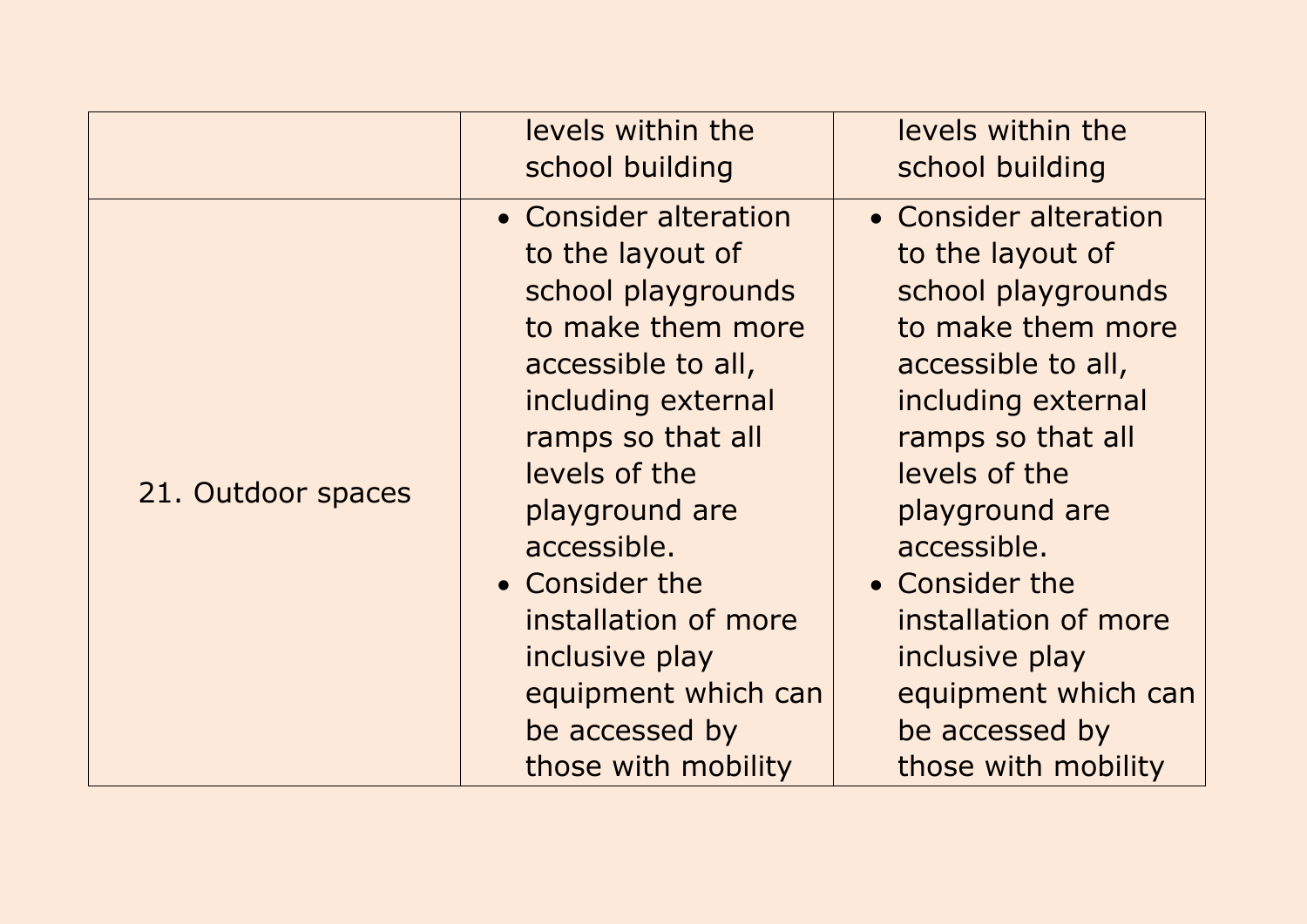| | | |
|---|---|---|
| | levels within the school building | levels within the school building |
| 21. Outdoor spaces | • Consider alteration to the layout of school playgrounds to make them more accessible to all, including external ramps so that all levels of the playground are accessible.<br>• Consider the installation of more inclusive play equipment which can be accessed by those with mobility | • Consider alteration to the layout of school playgrounds to make them more accessible to all, including external ramps so that all levels of the playground are accessible.<br>• Consider the installation of more inclusive play equipment which can be accessed by those with mobility |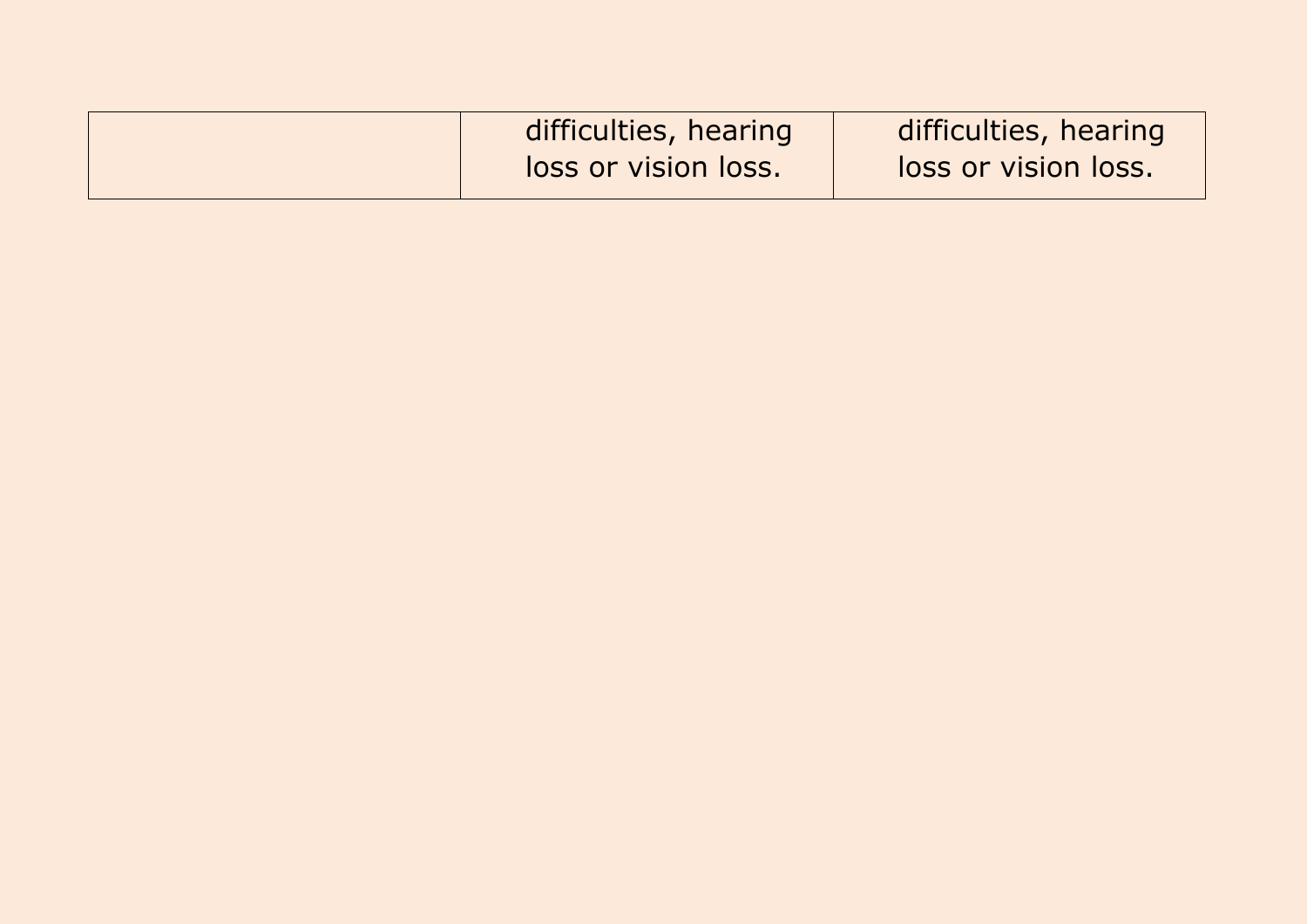| | | |
|---|---|---|
| | difficulties, hearing loss or vision loss. | difficulties, hearing loss or vision loss. |